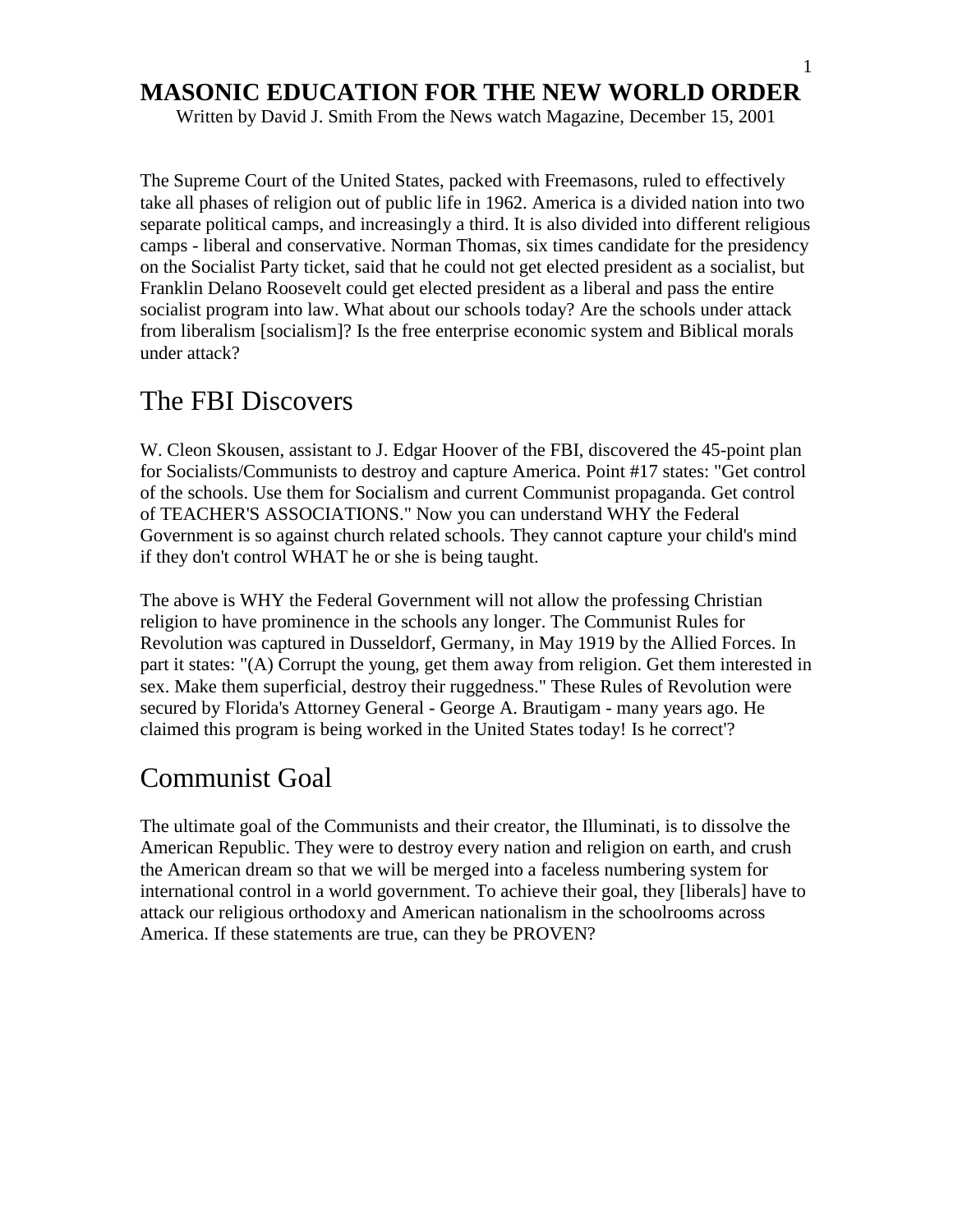# MASONIC EDUCATION FOR THE NEW WORLD ORDER

Written by David J. Smith From the News watch Magazine, December 15, 2001

The Supreme Court of the United States, packed with Freemasons, ruled to effectively take all phases of religion out of public life in 1962. America is a divided nation into two separate political camps, and increasingly a third. It is also divided into different religious camps - liberal and conservative. Norman Thomas, six times candidate for the presidency on the Socialist Party ticket, said that he could not get elected president as a socialist, but Franklin Delano Roosevelt could get elected president as a liberal and pass the entire socialist program into law. What about our schools today? Are the schools under attack from liberalism [socialism]? Is the free enterprise economic system and Biblical morals under attack?

## The FBI Discovers

W. Cleon Skousen, assistant to J. Edgar Hoover of the FBI, discovered the 45-point plan for Socialists/Communists to destroy and capture America. Point #17 states: "Get control of the schools. Use them for Socialism and current Communist propaganda. Get control of TEACHER'S ASSOCIATIONS." Now you can understand WHY the Federal Government is so against church related schools. They cannot capture your child's mind if they don't control WHAT he or she is being taught.

The above is WHY the Federal Government will not allow the professing Christian religion to have prominence in the schools any longer. The Communist Rules for Revolution was captured in Dusseldorf, Germany, in May 1919 by the Allied Forces. In part it states: "(A) Corrupt the young, get them away from religion. Get them interested in sex. Make them superficial, destroy their ruggedness." These Rules of Revolution were secured by Florida's Attorney General - George A. Brautigam - many years ago. He claimed this program is being worked in the United States today! Is he correct'?

## Communist Goal

The ultimate goal of the Communists and their creator, the Illuminati, is to dissolve the American Republic. They were to destroy every nation and religion on earth, and crush the American dream so that we will be merged into a faceless numbering system for international control in a world government. To achieve their goal, they [liberals] have to attack our religious orthodoxy and American nationalism in the schoolrooms across America. If these statements are true, can they be PROVEN?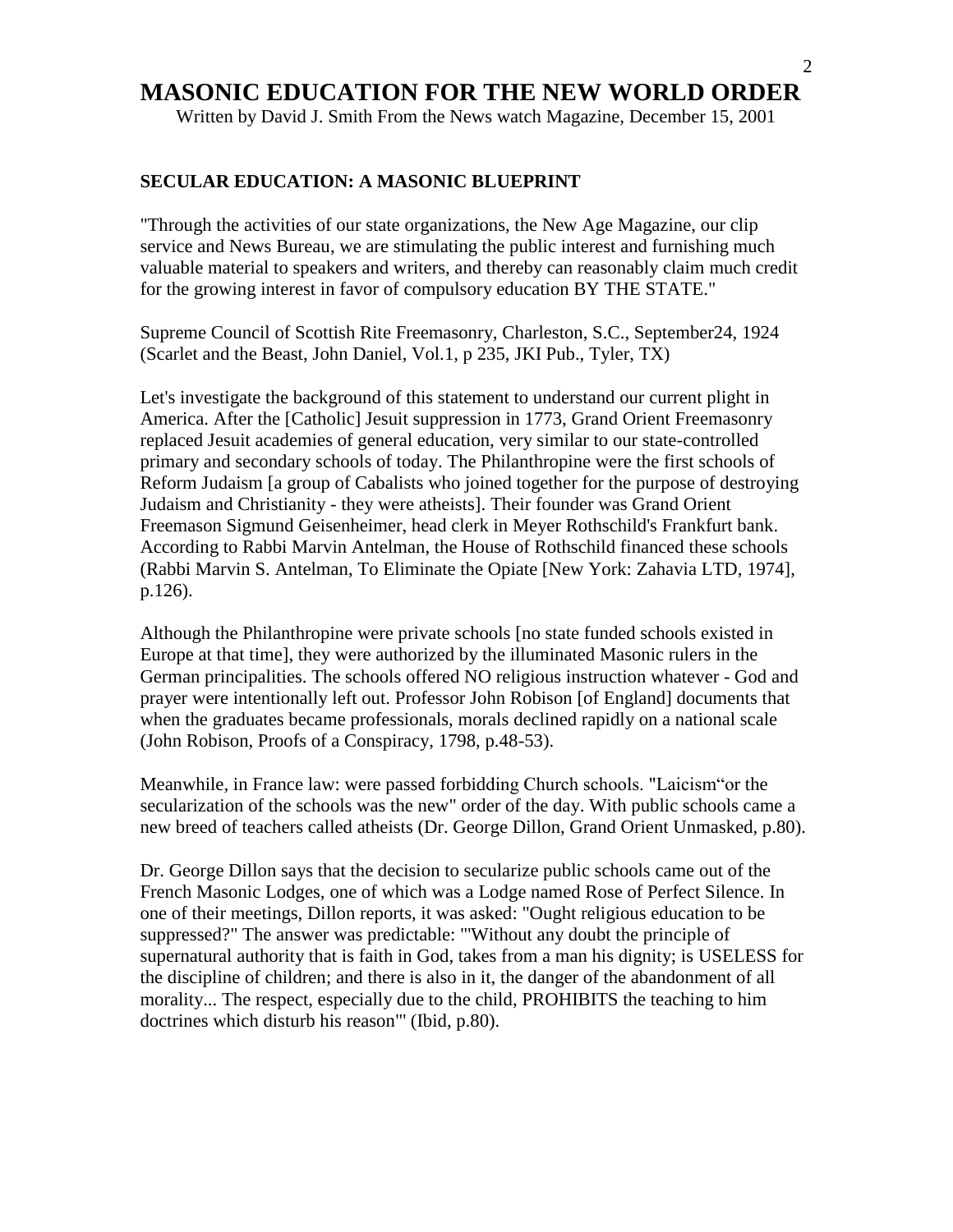# MASONIC EDUCATION FOR THE NEW WORLD ORDER

Written by David J. Smith From the News watch Magazine, December 15, 2001

### SECULAR EDUCATION: A MASONIC BLUEPRINT

"Through the activities of our state organizations, the New Age Magazine, our clip service and News Bureau, we are stimulating the public interest and furnishing much valuable material to speakers and writers, and thereby can reasonably claim much credit for the growing interest in favor of compulsory education BY THE STATE."

Supreme Council of Scottish Rite Freemasonry, Charleston, S.C., September24, 1924 (Scarlet and the Beast, John Daniel, Vol.1, p 235, JKI Pub., Tyler, TX)

Let's investigate the background of this statement to understand our current plight in America. After the [Catholic] Jesuit suppression in 1773, Grand Orient Freemasonry replaced Jesuit academies of general education, very similar to our state-controlled primary and secondary schools of today. The Philanthropine were the first schools of Reform Judaism [a group of Cabalists who joined together for the purpose of destroying Judaism and Christianity - they were atheists]. Their founder was Grand Orient Freemason Sigmund Geisenheimer, head clerk in Meyer Rothschild's Frankfurt bank. According to Rabbi Marvin Antelman, the House of Rothschild financed these schools (Rabbi Marvin S. Antelman, To Eliminate the Opiate [New York: Zahavia LTD, 1974], p.126).

Although the Philanthropine were private schools [no state funded schools existed in Europe at that time], they were authorized by the illuminated Masonic rulers in the German principalities. The schools offered NO religious instruction whatever - God and prayer were intentionally left out. Professor John Robison [of England] documents that when the graduates became professionals, morals declined rapidly on a national scale (John Robison, Proofs of a Conspiracy, 1798, p.48-53).

Meanwhile, in France law: were passed forbidding Church schools. "Laicism"or the secularization of the schools was the new" order of the day. With public schools came a new breed of teachers called atheists (Dr. George Dillon, Grand Orient Unmasked, p.80).

Dr. George Dillon says that the decision to secularize public schools came out of the French Masonic Lodges, one of which was a Lodge named Rose of Perfect Silence. In one of their meetings, Dillon reports, it was asked: "Ought religious education to be suppressed?" The answer was predictable: "'Without any doubt the principle of supernatural authority that is faith in God, takes from a man his dignity; is USELESS for the discipline of children; and there is also in it, the danger of the abandonment of all morality... The respect, especially due to the child, PROHIBITS the teaching to him doctrines which disturb his reason'" (Ibid, p.80).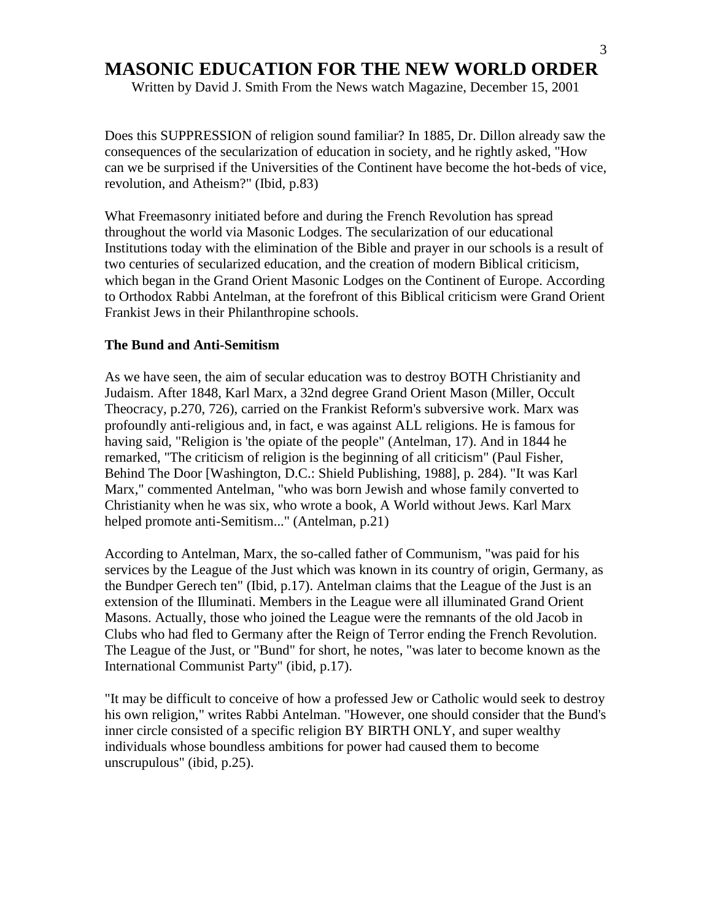# MASONIC EDUCATION FOR THE NEW WORLD ORDER

Written by David J. Smith From the News watch Magazine, December 15, 2001

Does this SUPPRESSION of religion sound familiar? In 1885, Dr. Dillon already saw the consequences of the secularization of education in society, and he rightly asked, "How can we be surprised if the Universities of the Continent have become the hot-beds of vice, revolution, and Atheism?" (Ibid, p.83)

What Freemasonry initiated before and during the French Revolution has spread throughout the world via Masonic Lodges. The secularization of our educational Institutions today with the elimination of the Bible and prayer in our schools is a result of two centuries of secularized education, and the creation of modern Biblical criticism, which began in the Grand Orient Masonic Lodges on the Continent of Europe. According to Orthodox Rabbi Antelman, at the forefront of this Biblical criticism were Grand Orient Frankist Jews in their Philanthropine schools.

### The Bund and Anti-Semitism

As we have seen, the aim of secular education was to destroy BOTH Christianity and Judaism. After 1848, Karl Marx, a 32nd degree Grand Orient Mason (Miller, Occult Theocracy, p.270, 726), carried on the Frankist Reform's subversive work. Marx was profoundly anti-religious and, in fact, e was against ALL religions. He is famous for having said, "Religion is 'the opiate of the people" (Antelman, 17). And in 1844 he remarked, "The criticism of religion is the beginning of all criticism" (Paul Fisher, Behind The Door [Washington, D.C.: Shield Publishing, 1988], p. 284). "It was Karl Marx," commented Antelman, "who was born Jewish and whose family converted to Christianity when he was six, who wrote a book, A World without Jews. Karl Marx helped promote anti-Semitism..." (Antelman, p.21)

According to Antelman, Marx, the so-called father of Communism, "was paid for his services by the League of the Just which was known in its country of origin, Germany, as the Bundper Gerech ten" (Ibid, p.17). Antelman claims that the League of the Just is an extension of the Illuminati. Members in the League were all illuminated Grand Orient Masons. Actually, those who joined the League were the remnants of the old Jacob in Clubs who had fled to Germany after the Reign of Terror ending the French Revolution. The League of the Just, or "Bund" for short, he notes, "was later to become known as the International Communist Party" (ibid, p.17).

"It may be difficult to conceive of how a professed Jew or Catholic would seek to destroy his own religion," writes Rabbi Antelman. "However, one should consider that the Bund's inner circle consisted of a specific religion BY BIRTH ONLY, and super wealthy individuals whose boundless ambitions for power had caused them to become unscrupulous" (ibid, p.25).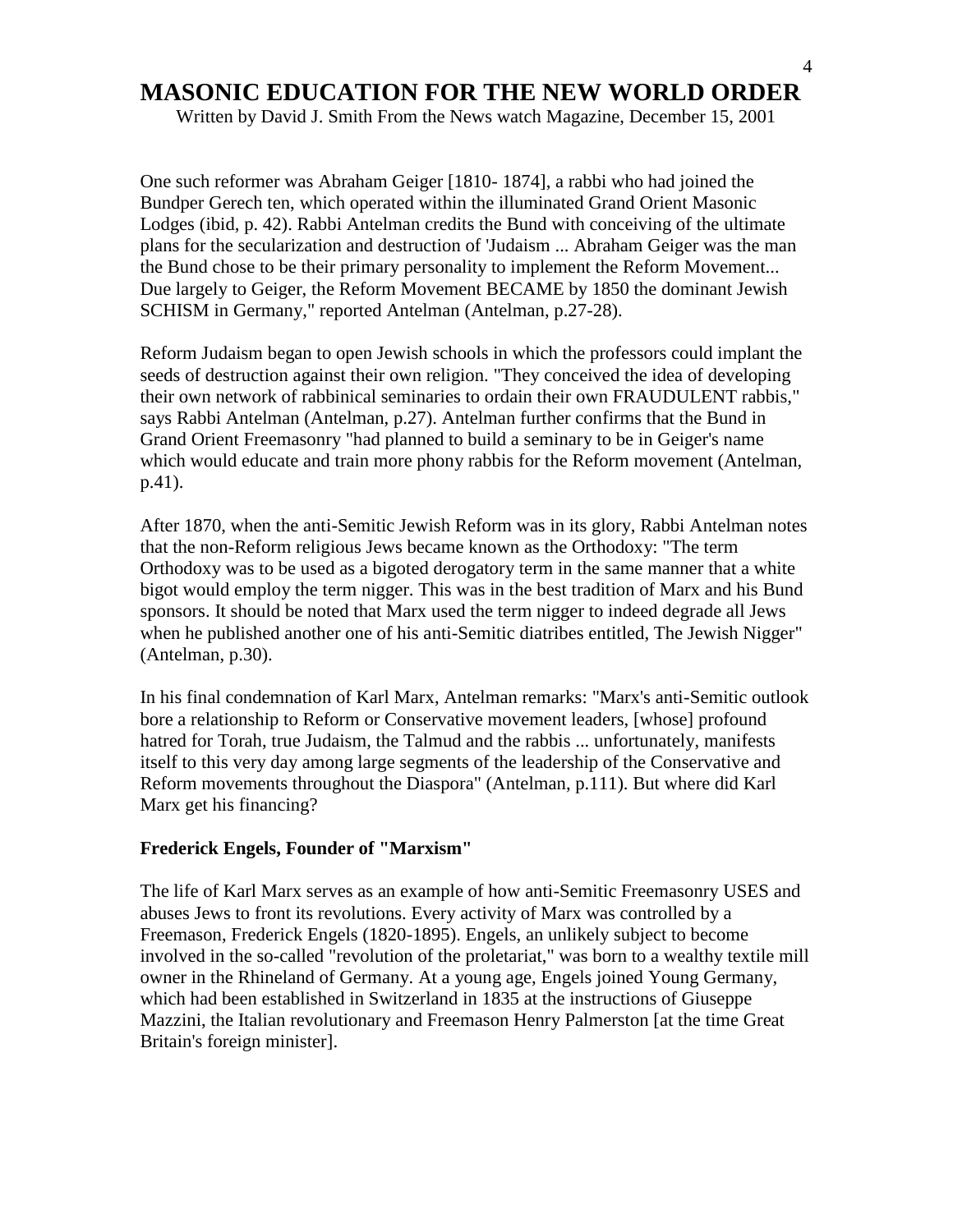# MASONIC EDUCATION FOR THE NEW WORLD ORDER

Written by David J. Smith From the News watch Magazine, December 15, 2001

One such reformer was Abraham Geiger [1810- 1874], a rabbi who had joined the Bundper Gerech ten, which operated within the illuminated Grand Orient Masonic Lodges (ibid, p. 42). Rabbi Antelman credits the Bund with conceiving of the ultimate plans for the secularization and destruction of 'Judaism ... Abraham Geiger was the man the Bund chose to be their primary personality to implement the Reform Movement... Due largely to Geiger, the Reform Movement BECAME by 1850 the dominant Jewish SCHISM in Germany," reported Antelman (Antelman, p.27-28).

Reform Judaism began to open Jewish schools in which the professors could implant the seeds of destruction against their own religion. "They conceived the idea of developing their own network of rabbinical seminaries to ordain their own FRAUDULENT rabbis," says Rabbi Antelman (Antelman, p.27). Antelman further confirms that the Bund in Grand Orient Freemasonry "had planned to build a seminary to be in Geiger's name which would educate and train more phony rabbis for the Reform movement (Antelman, p.41).

After 1870, when the anti-Semitic Jewish Reform was in its glory, Rabbi Antelman notes that the non-Reform religious Jews became known as the Orthodoxy: "The term Orthodoxy was to be used as a bigoted derogatory term in the same manner that a white bigot would employ the term nigger. This was in the best tradition of Marx and his Bund sponsors. It should be noted that Marx used the term nigger to indeed degrade all Jews when he published another one of his anti-Semitic diatribes entitled, The Jewish Nigger" (Antelman, p.30).

In his final condemnation of Karl Marx, Antelman remarks: "Marx's anti-Semitic outlook bore a relationship to Reform or Conservative movement leaders, [whose] profound hatred for Torah, true Judaism, the Talmud and the rabbis ... unfortunately, manifests itself to this very day among large segments of the leadership of the Conservative and Reform movements throughout the Diaspora" (Antelman, p.111). But where did Karl Marx get his financing?

**Frederick Engels, Founder of "Marxism"**

The life of Karl Marx serves as an example of how anti-Semitic Freemasonry USES and abuses Jews to front its revolutions. Every activity of Marx was controlled by a Freemason, Frederick Engels (1820-1895). Engels, an unlikely subject to become involved in the so-called "revolution of the proletariat," was born to a wealthy textile mill owner in the Rhineland of Germany. At a young age, Engels joined Young Germany, which had been established in Switzerland in 1835 at the instructions of Giuseppe Mazzini, the Italian revolutionary and Freemason Henry Palmerston [at the time Great Britain's foreign minister].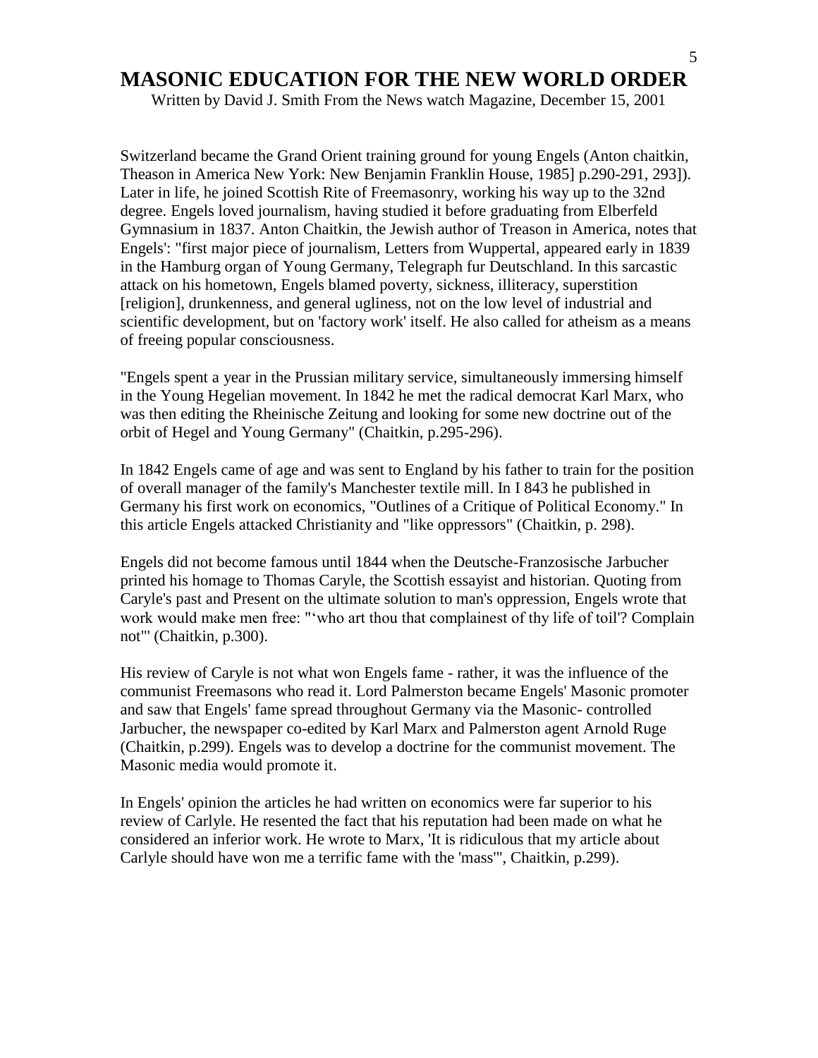# MASONIC EDUCATION FOR THE NEW WORLD ORDER

Written by David J. Smith From the News watch Magazine, December 15, 2001

Switzerland became the Grand Orient training ground for young Engels (Anton chaitkin, Theason in America New York: New Benjamin Franklin House, 1985] p.290-291, 293]). Later in life, he joined Scottish Rite of Freemasonry, working his way up to the 32nd degree. Engels loved journalism, having studied it before graduating from Elberfeld Gymnasium in 1837. Anton Chaitkin, the Jewish author of Treason in America, notes that Engels': "first major piece of journalism, Letters from Wuppertal, appeared early in 1839 in the Hamburg organ of Young Germany, Telegraph fur Deutschland. In this sarcastic attack on his hometown, Engels blamed poverty, sickness, illiteracy, superstition [religion], drunkenness, and general ugliness, not on the low level of industrial and scientific development, but on 'factory work' itself. He also called for atheism as a means of freeing popular consciousness.

"Engels spent a year in the Prussian military service, simultaneously immersing himself in the Young Hegelian movement. In 1842 he met the radical democrat Karl Marx, who was then editing the Rheinische Zeitung and looking for some new doctrine out of the orbit of Hegel and Young Germany" (Chaitkin, p.295-296).

In 1842 Engels came of age and was sent to England by his father to train for the position of overall manager of the family's Manchester textile mill. In I 843 he published in Germany his first work on economics, "Outlines of a Critique of Political Economy." In this article Engels attacked Christianity and "like oppressors" (Chaitkin, p. 298).

Engels did not become famous until 1844 when the Deutsche-Franzosische Jarbucher printed his homage to Thomas Caryle, the Scottish essayist and historian. Quoting from Caryle's past and Present on the ultimate solution to man's oppression, Engels wrote that work would make men free: "'who art thou that complainest of thy life of toil'? Complain not'" (Chaitkin, p.300).

His review of Caryle is not what won Engels fame - rather, it was the influence of the communist Freemasons who read it. Lord Palmerston became Engels' Masonic promoter and saw that Engels' fame spread throughout Germany via the Masonic- controlled Jarbucher, the newspaper co-edited by Karl Marx and Palmerston agent Arnold Ruge (Chaitkin, p.299). Engels was to develop a doctrine for the communist movement. The Masonic media would promote it.

In Engels' opinion the articles he had written on economics were far superior to his review of Carlyle. He resented the fact that his reputation had been made on what he considered an inferior work. He wrote to Marx, 'It is ridiculous that my article about Carlyle should have won me a terrific fame with the 'mass'", Chaitkin, p.299).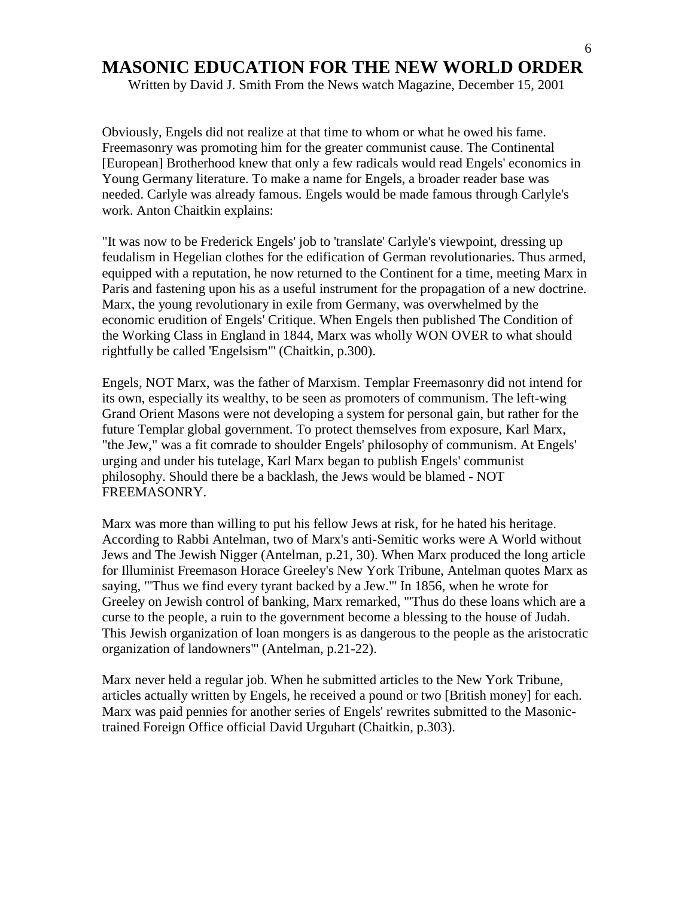# MASONIC EDUCATION FOR THE NEW WORLD ORDER

Written by David J. Smith From the News watch Magazine, December 15, 2001

Obviously, Engels did not realize at that time to whom or what he owed his fame. Freemasonry was promoting him for the greater communist cause. The Continental [European] Brotherhood knew that only a few radicals would read Engels' economics in Young Germany literature. To make a name for Engels, a broader reader base was needed. Carlyle was already famous. Engels would be made famous through Carlyle's work. Anton Chaitkin explains:

"It was now to be Frederick Engels' job to 'translate' Carlyle's viewpoint, dressing up feudalism in Hegelian clothes for the edification of German revolutionaries. Thus armed, equipped with a reputation, he now returned to the Continent for a time, meeting Marx in Paris and fastening upon his as a useful instrument for the propagation of a new doctrine. Marx, the young revolutionary in exile from Germany, was overwhelmed by the economic erudition of Engels' Critique. When Engels then published The Condition of the Working Class in England in 1844, Marx was wholly WON OVER to what should rightfully be called 'Engelsism'" (Chaitkin, p.300).

Engels, NOT Marx, was the father of Marxism. Templar Freemasonry did not intend for its own, especially its wealthy, to be seen as promoters of communism. The left-wing Grand Orient Masons were not developing a system for personal gain, but rather for the future Templar global government. To protect themselves from exposure, Karl Marx, "the Jew," was a fit comrade to shoulder Engels' philosophy of communism. At Engels' urging and under his tutelage, Karl Marx began to publish Engels' communist philosophy. Should there be a backlash, the Jews would be blamed - NOT FREEMASONRY.

Marx was more than willing to put his fellow Jews at risk, for he hated his heritage. According to Rabbi Antelman, two of Marx's anti-Semitic works were A World without Jews and The Jewish Nigger (Antelman, p.21, 30). When Marx produced the long article for Illuminist Freemason Horace Greeley's New York Tribune, Antelman quotes Marx as saying, "'Thus we find every tyrant backed by a Jew.'" In 1856, when he wrote for Greeley on Jewish control of banking, Marx remarked, "'Thus do these loans which are a curse to the people, a ruin to the government become a blessing to the house of Judah. This Jewish organization of loan mongers is as dangerous to the people as the aristocratic organization of landowners'" (Antelman, p.21-22).

Marx never held a regular job. When he submitted articles to the New York Tribune, articles actually written by Engels, he received a pound or two [British money] for each. Marx was paid pennies for another series of Engels' rewrites submitted to the Masonic-trained Foreign Office official David Urguhart (Chaitkin, p.303).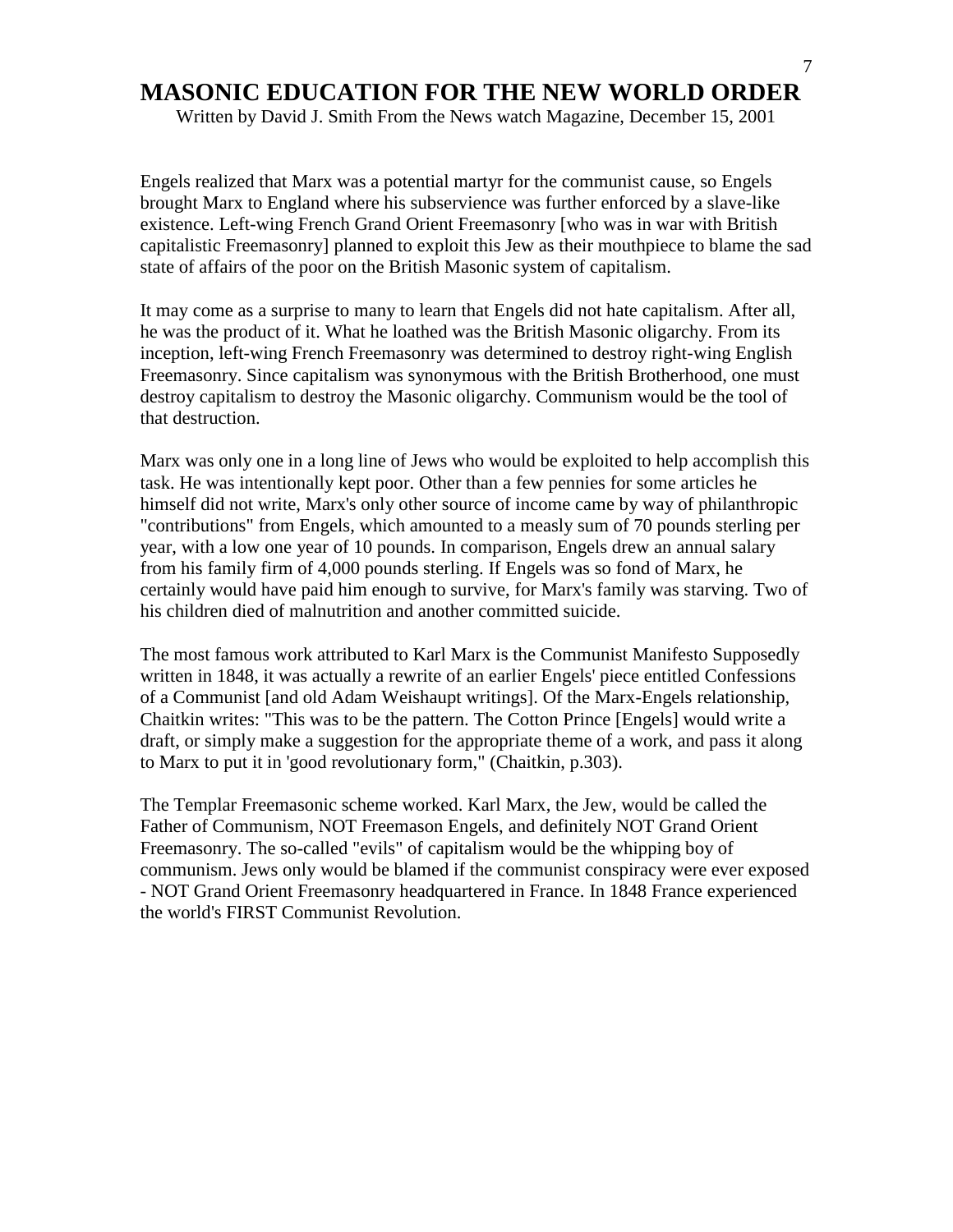# MASONIC EDUCATION FOR THE NEW WORLD ORDER

Written by David J. Smith From the News watch Magazine, December 15, 2001

Engels realized that Marx was a potential martyr for the communist cause, so Engels brought Marx to England where his subservience was further enforced by a slave-like existence. Left-wing French Grand Orient Freemasonry [who was in war with British capitalistic Freemasonry] planned to exploit this Jew as their mouthpiece to blame the sad state of affairs of the poor on the British Masonic system of capitalism.

It may come as a surprise to many to learn that Engels did not hate capitalism. After all, he was the product of it. What he loathed was the British Masonic oligarchy. From its inception, left-wing French Freemasonry was determined to destroy right-wing English Freemasonry. Since capitalism was synonymous with the British Brotherhood, one must destroy capitalism to destroy the Masonic oligarchy. Communism would be the tool of that destruction.

Marx was only one in a long line of Jews who would be exploited to help accomplish this task. He was intentionally kept poor. Other than a few pennies for some articles he himself did not write, Marx's only other source of income came by way of philanthropic "contributions" from Engels, which amounted to a measly sum of 70 pounds sterling per year, with a low one year of 10 pounds. In comparison, Engels drew an annual salary from his family firm of 4,000 pounds sterling. If Engels was so fond of Marx, he certainly would have paid him enough to survive, for Marx's family was starving. Two of his children died of malnutrition and another committed suicide.

The most famous work attributed to Karl Marx is the Communist Manifesto Supposedly written in 1848, it was actually a rewrite of an earlier Engels' piece entitled Confessions of a Communist [and old Adam Weishaupt writings]. Of the Marx-Engels relationship, Chaitkin writes: "This was to be the pattern. The Cotton Prince [Engels] would write a draft, or simply make a suggestion for the appropriate theme of a work, and pass it along to Marx to put it in 'good revolutionary form," (Chaitkin, p.303).

The Templar Freemasonic scheme worked. Karl Marx, the Jew, would be called the Father of Communism, NOT Freemason Engels, and definitely NOT Grand Orient Freemasonry. The so-called "evils" of capitalism would be the whipping boy of communism. Jews only would be blamed if the communist conspiracy were ever exposed - NOT Grand Orient Freemasonry headquartered in France. In 1848 France experienced the world's FIRST Communist Revolution.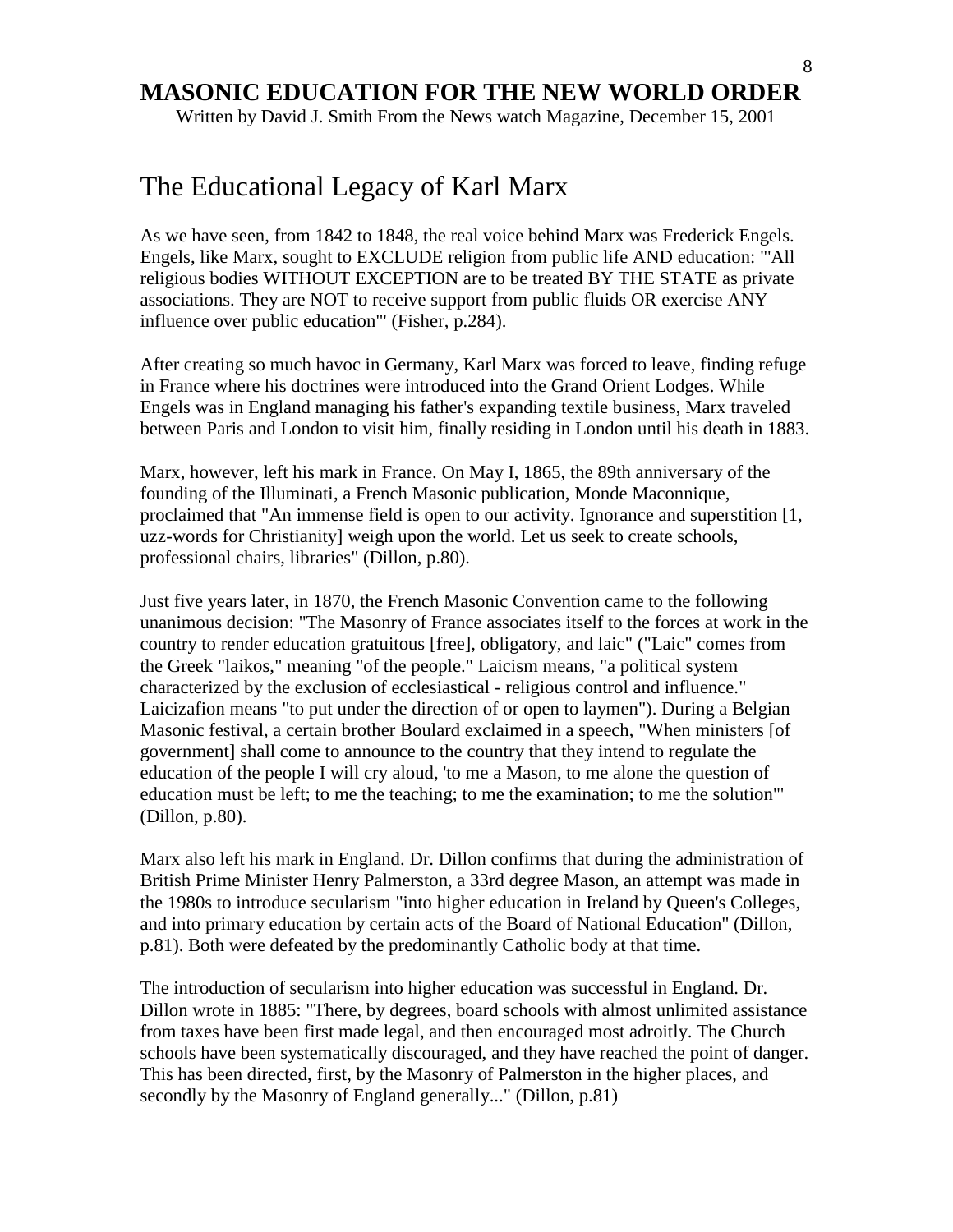# MASONIC EDUCATION FOR THE NEW WORLD ORDER

Written by David J. Smith From the News watch Magazine, December 15, 2001

## The Educational Legacy of Karl Marx

As we have seen, from 1842 to 1848, the real voice behind Marx was Frederick Engels. Engels, like Marx, sought to EXCLUDE religion from public life AND education: "'All religious bodies WITHOUT EXCEPTION are to be treated BY THE STATE as private associations. They are NOT to receive support from public fluids OR exercise ANY influence over public education'" (Fisher, p.284).

After creating so much havoc in Germany, Karl Marx was forced to leave, finding refuge in France where his doctrines were introduced into the Grand Orient Lodges. While Engels was in England managing his father's expanding textile business, Marx traveled between Paris and London to visit him, finally residing in London until his death in 1883.

Marx, however, left his mark in France. On May I, 1865, the 89th anniversary of the founding of the Illuminati, a French Masonic publication, Monde Maconnique, proclaimed that "An immense field is open to our activity. Ignorance and superstition [1, uzz-words for Christianity] weigh upon the world. Let us seek to create schools, professional chairs, libraries" (Dillon, p.80).

Just five years later, in 1870, the French Masonic Convention came to the following unanimous decision: "The Masonry of France associates itself to the forces at work in the country to render education gratuitous [free], obligatory, and laic" ("Laic" comes from the Greek "laikos," meaning "of the people." Laicism means, "a political system characterized by the exclusion of ecclesiastical - religious control and influence." Laicizafion means "to put under the direction of or open to laymen"). During a Belgian Masonic festival, a certain brother Boulard exclaimed in a speech, "When ministers [of government] shall come to announce to the country that they intend to regulate the education of the people I will cry aloud, 'to me a Mason, to me alone the question of education must be left; to me the teaching; to me the examination; to me the solution'" (Dillon, p.80).

Marx also left his mark in England. Dr. Dillon confirms that during the administration of British Prime Minister Henry Palmerston, a 33rd degree Mason, an attempt was made in the 1980s to introduce secularism "into higher education in Ireland by Queen's Colleges, and into primary education by certain acts of the Board of National Education" (Dillon, p.81). Both were defeated by the predominantly Catholic body at that time.

The introduction of secularism into higher education was successful in England. Dr. Dillon wrote in 1885: "There, by degrees, board schools with almost unlimited assistance from taxes have been first made legal, and then encouraged most adroitly. The Church schools have been systematically discouraged, and they have reached the point of danger. This has been directed, first, by the Masonry of Palmerston in the higher places, and secondly by the Masonry of England generally..." (Dillon, p.81)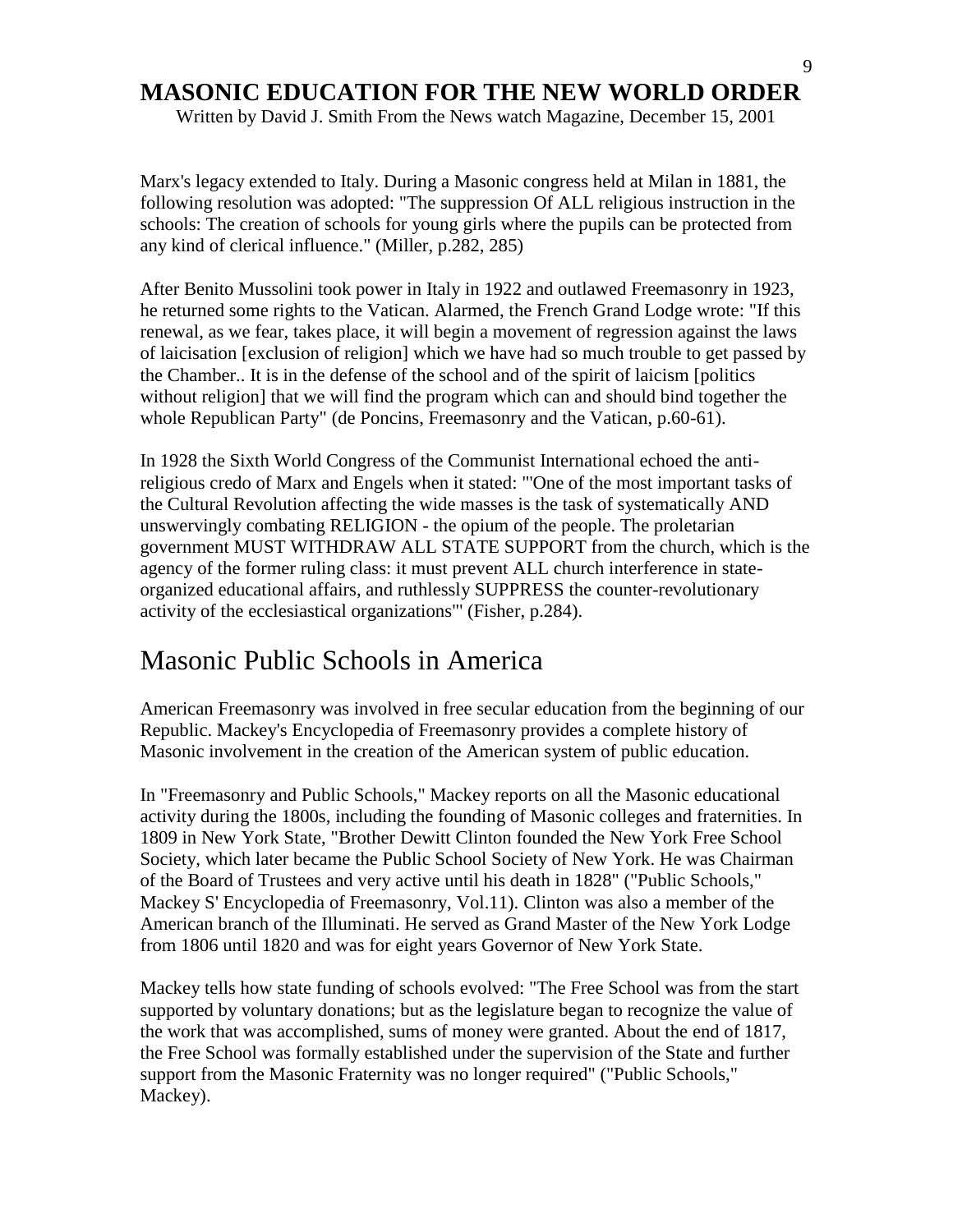# MASONIC EDUCATION FOR THE NEW WORLD ORDER

Written by David J. Smith From the News watch Magazine, December 15, 2001

Marx's legacy extended to Italy. During a Masonic congress held at Milan in 1881, the following resolution was adopted: "The suppression Of ALL religious instruction in the schools: The creation of schools for young girls where the pupils can be protected from any kind of clerical influence." (Miller, p.282, 285)

After Benito Mussolini took power in Italy in 1922 and outlawed Freemasonry in 1923, he returned some rights to the Vatican. Alarmed, the French Grand Lodge wrote: "If this renewal, as we fear, takes place, it will begin a movement of regression against the laws of laicisation [exclusion of religion] which we have had so much trouble to get passed by the Chamber.. It is in the defense of the school and of the spirit of laicism [politics without religion] that we will find the program which can and should bind together the whole Republican Party" (de Poncins, Freemasonry and the Vatican, p.60-61).

In 1928 the Sixth World Congress of the Communist International echoed the anti-religious credo of Marx and Engels when it stated: "'One of the most important tasks of the Cultural Revolution affecting the wide masses is the task of systematically AND unswervingly combating RELIGION - the opium of the people. The proletarian government MUST WITHDRAW ALL STATE SUPPORT from the church, which is the agency of the former ruling class: it must prevent ALL church interference in state-organized educational affairs, and ruthlessly SUPPRESS the counter-revolutionary activity of the ecclesiastical organizations'" (Fisher, p.284).

## Masonic Public Schools in America

American Freemasonry was involved in free secular education from the beginning of our Republic. Mackey's Encyclopedia of Freemasonry provides a complete history of Masonic involvement in the creation of the American system of public education.

In "Freemasonry and Public Schools," Mackey reports on all the Masonic educational activity during the 1800s, including the founding of Masonic colleges and fraternities. In 1809 in New York State, "Brother Dewitt Clinton founded the New York Free School Society, which later became the Public School Society of New York. He was Chairman of the Board of Trustees and very active until his death in 1828" ("Public Schools," Mackey S' Encyclopedia of Freemasonry, Vol.11). Clinton was also a member of the American branch of the Illuminati. He served as Grand Master of the New York Lodge from 1806 until 1820 and was for eight years Governor of New York State.

Mackey tells how state funding of schools evolved: "The Free School was from the start supported by voluntary donations; but as the legislature began to recognize the value of the work that was accomplished, sums of money were granted. About the end of 1817, the Free School was formally established under the supervision of the State and further support from the Masonic Fraternity was no longer required" ("Public Schools," Mackey).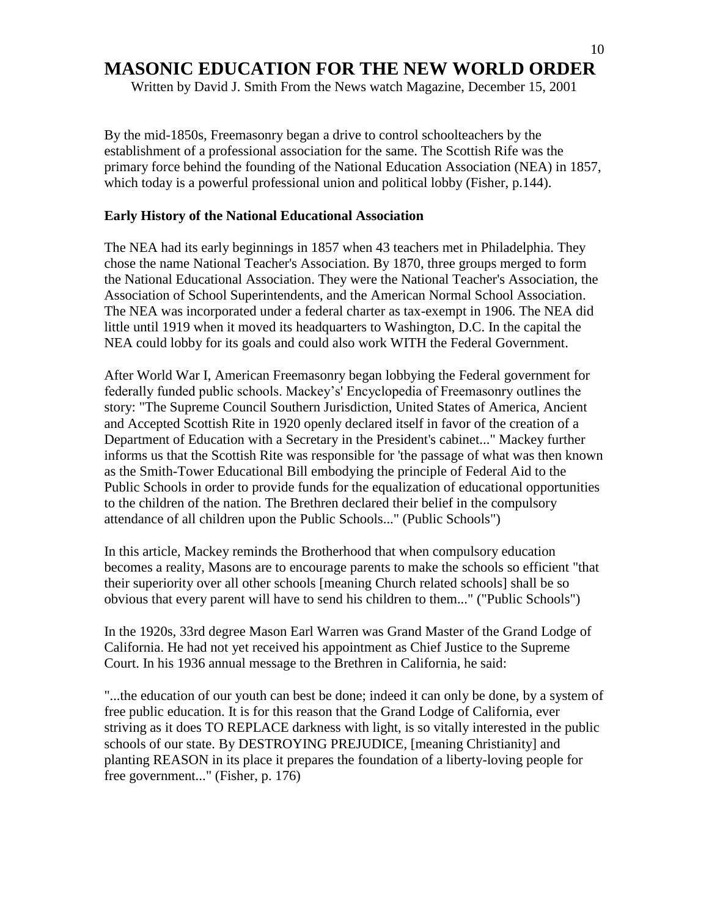# MASONIC EDUCATION FOR THE NEW WORLD ORDER

Written by David J. Smith From the News watch Magazine, December 15, 2001

By the mid-1850s, Freemasonry began a drive to control schoolteachers by the establishment of a professional association for the same. The Scottish Rife was the primary force behind the founding of the National Education Association (NEA) in 1857, which today is a powerful professional union and political lobby (Fisher, p.144).

**Early History of the National Educational Association**

The NEA had its early beginnings in 1857 when 43 teachers met in Philadelphia. They chose the name National Teacher's Association. By 1870, three groups merged to form the National Educational Association. They were the National Teacher's Association, the Association of School Superintendents, and the American Normal School Association. The NEA was incorporated under a federal charter as tax-exempt in 1906. The NEA did little until 1919 when it moved its headquarters to Washington, D.C. In the capital the NEA could lobby for its goals and could also work WITH the Federal Government.

After World War I, American Freemasonry began lobbying the Federal government for federally funded public schools. Mackey's' Encyclopedia of Freemasonry outlines the story: "The Supreme Council Southern Jurisdiction, United States of America, Ancient and Accepted Scottish Rite in 1920 openly declared itself in favor of the creation of a Department of Education with a Secretary in the President's cabinet..." Mackey further informs us that the Scottish Rite was responsible for 'the passage of what was then known as the Smith-Tower Educational Bill embodying the principle of Federal Aid to the Public Schools in order to provide funds for the equalization of educational opportunities to the children of the nation. The Brethren declared their belief in the compulsory attendance of all children upon the Public Schools..." (Public Schools")

In this article, Mackey reminds the Brotherhood that when compulsory education becomes a reality, Masons are to encourage parents to make the schools so efficient "that their superiority over all other schools [meaning Church related schools] shall be so obvious that every parent will have to send his children to them..." ("Public Schools")

In the 1920s, 33rd degree Mason Earl Warren was Grand Master of the Grand Lodge of California. He had not yet received his appointment as Chief Justice to the Supreme Court. In his 1936 annual message to the Brethren in California, he said:

"...the education of our youth can best be done; indeed it can only be done, by a system of free public education. It is for this reason that the Grand Lodge of California, ever striving as it does TO REPLACE darkness with light, is so vitally interested in the public schools of our state. By DESTROYING PREJUDICE, [meaning Christianity] and planting REASON in its place it prepares the foundation of a liberty-loving people for free government..." (Fisher, p. 176)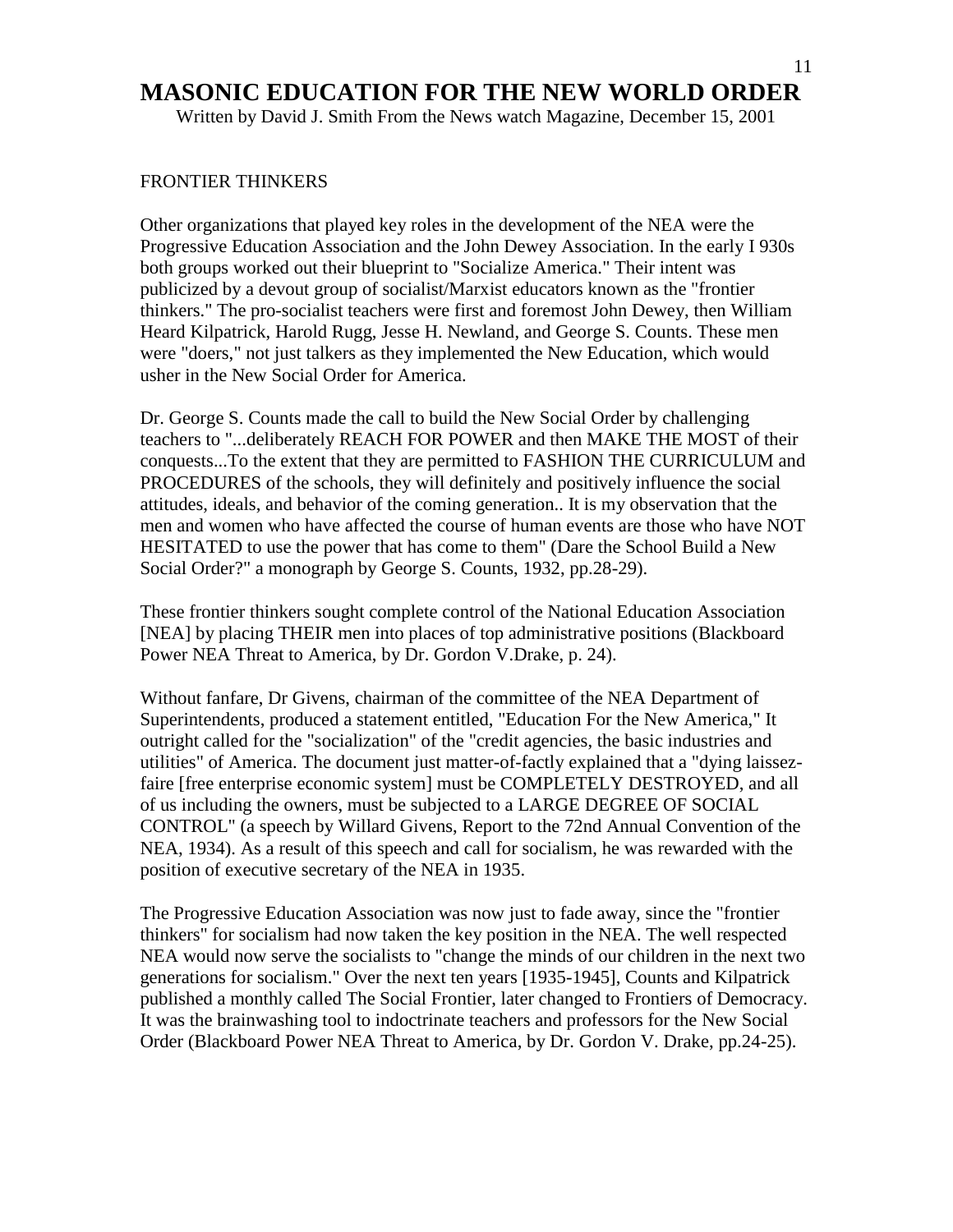# MASONIC EDUCATION FOR THE NEW WORLD ORDER

Written by David J. Smith From the News watch Magazine, December 15, 2001

FRONTIER THINKERS

Other organizations that played key roles in the development of the NEA were the Progressive Education Association and the John Dewey Association. In the early I 930s both groups worked out their blueprint to "Socialize America." Their intent was publicized by a devout group of socialist/Marxist educators known as the "frontier thinkers." The pro-socialist teachers were first and foremost John Dewey, then William Heard Kilpatrick, Harold Rugg, Jesse H. Newland, and George S. Counts. These men were "doers," not just talkers as they implemented the New Education, which would usher in the New Social Order for America.

Dr. George S. Counts made the call to build the New Social Order by challenging teachers to "...deliberately REACH FOR POWER and then MAKE THE MOST of their conquests...To the extent that they are permitted to FASHION THE CURRICULUM and PROCEDURES of the schools, they will definitely and positively influence the social attitudes, ideals, and behavior of the coming generation.. It is my observation that the men and women who have affected the course of human events are those who have NOT HESITATED to use the power that has come to them" (Dare the School Build a New Social Order?" a monograph by George S. Counts, 1932, pp.28-29).

These frontier thinkers sought complete control of the National Education Association [NEA] by placing THEIR men into places of top administrative positions (Blackboard Power NEA Threat to America, by Dr. Gordon V.Drake, p. 24).

Without fanfare, Dr Givens, chairman of the committee of the NEA Department of Superintendents, produced a statement entitled, "Education For the New America," It outright called for the "socialization" of the "credit agencies, the basic industries and utilities" of America. The document just matter-of-factly explained that a "dying laissez-faire [free enterprise economic system] must be COMPLETELY DESTROYED, and all of us including the owners, must be subjected to a LARGE DEGREE OF SOCIAL CONTROL" (a speech by Willard Givens, Report to the 72nd Annual Convention of the NEA, 1934). As a result of this speech and call for socialism, he was rewarded with the position of executive secretary of the NEA in 1935.

The Progressive Education Association was now just to fade away, since the "frontier thinkers" for socialism had now taken the key position in the NEA. The well respected NEA would now serve the socialists to "change the minds of our children in the next two generations for socialism." Over the next ten years [1935-1945], Counts and Kilpatrick published a monthly called The Social Frontier, later changed to Frontiers of Democracy. It was the brainwashing tool to indoctrinate teachers and professors for the New Social Order (Blackboard Power NEA Threat to America, by Dr. Gordon V. Drake, pp.24-25).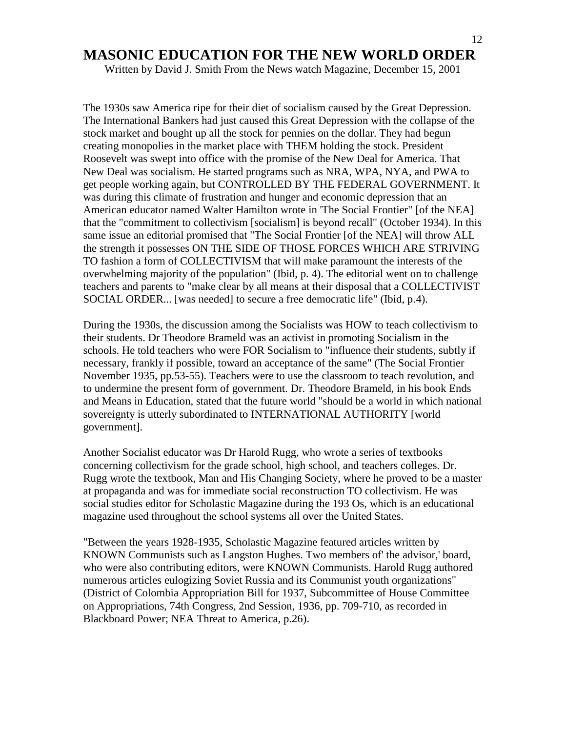# MASONIC EDUCATION FOR THE NEW WORLD ORDER

Written by David J. Smith From the News watch Magazine, December 15, 2001

The 1930s saw America ripe for their diet of socialism caused by the Great Depression. The International Bankers had just caused this Great Depression with the collapse of the stock market and bought up all the stock for pennies on the dollar. They had begun creating monopolies in the market place with THEM holding the stock. President Roosevelt was swept into office with the promise of the New Deal for America. That New Deal was socialism. He started programs such as NRA, WPA, NYA, and PWA to get people working again, but CONTROLLED BY THE FEDERAL GOVERNMENT. It was during this climate of frustration and hunger and economic depression that an American educator named Walter Hamilton wrote in 'The Social Frontier" [of the NEA] that the "commitment to collectivism [socialism] is beyond recall" (October 1934). In this same issue an editorial promised that "The Social Frontier [of the NEA] will throw ALL the strength it possesses ON THE SIDE OF THOSE FORCES WHICH ARE STRIVING TO fashion a form of COLLECTIVISM that will make paramount the interests of the overwhelming majority of the population" (Ibid, p. 4). The editorial went on to challenge teachers and parents to "make clear by all means at their disposal that a COLLECTIVIST SOCIAL ORDER... [was needed] to secure a free democratic life" (Ibid, p.4).

During the 1930s, the discussion among the Socialists was HOW to teach collectivism to their students. Dr Theodore Brameld was an activist in promoting Socialism in the schools. He told teachers who were FOR Socialism to "influence their students, subtly if necessary, frankly if possible, toward an acceptance of the same" (The Social Frontier November 1935, pp.53-55). Teachers were to use the classroom to teach revolution, and to undermine the present form of government. Dr. Theodore Brameld, in his book Ends and Means in Education, stated that the future world "should be a world in which national sovereignty is utterly subordinated to INTERNATIONAL AUTHORITY [world government].

Another Socialist educator was Dr Harold Rugg, who wrote a series of textbooks concerning collectivism for the grade school, high school, and teachers colleges. Dr. Rugg wrote the textbook, Man and His Changing Society, where he proved to be a master at propaganda and was for immediate social reconstruction TO collectivism. He was social studies editor for Scholastic Magazine during the 193 Os, which is an educational magazine used throughout the school systems all over the United States.

"Between the years 1928-1935, Scholastic Magazine featured articles written by KNOWN Communists such as Langston Hughes. Two members of' the advisor,' board, who were also contributing editors, were KNOWN Communists. Harold Rugg authored numerous articles eulogizing Soviet Russia and its Communist youth organizations" (District of Colombia Appropriation Bill for 1937, Subcommittee of House Committee on Appropriations, 74th Congress, 2nd Session, 1936, pp. 709-710, as recorded in Blackboard Power; NEA Threat to America, p.26).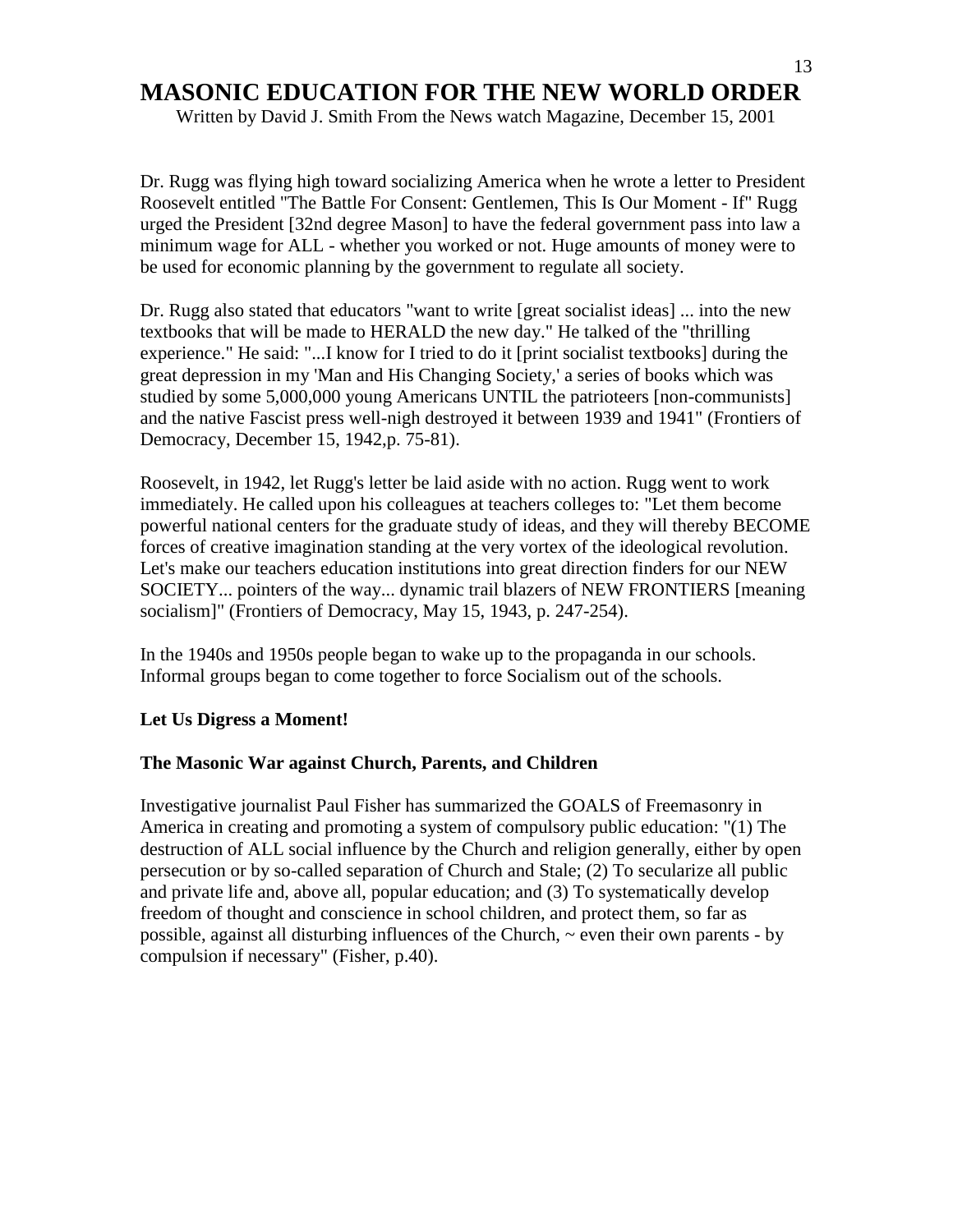# MASONIC EDUCATION FOR THE NEW WORLD ORDER

Written by David J. Smith From the News watch Magazine, December 15, 2001

Dr. Rugg was flying high toward socializing America when he wrote a letter to President Roosevelt entitled "The Battle For Consent: Gentlemen, This Is Our Moment - If" Rugg urged the President [32nd degree Mason] to have the federal government pass into law a minimum wage for ALL - whether you worked or not. Huge amounts of money were to be used for economic planning by the government to regulate all society.

Dr. Rugg also stated that educators "want to write [great socialist ideas] ... into the new textbooks that will be made to HERALD the new day." He talked of the "thrilling experience." He said: "...I know for I tried to do it [print socialist textbooks] during the great depression in my 'Man and His Changing Society,' a series of books which was studied by some 5,000,000 young Americans UNTIL the patrioteers [non-communists] and the native Fascist press well-nigh destroyed it between 1939 and 1941" (Frontiers of Democracy, December 15, 1942,p. 75-81).

Roosevelt, in 1942, let Rugg's letter be laid aside with no action. Rugg went to work immediately. He called upon his colleagues at teachers colleges to: "Let them become powerful national centers for the graduate study of ideas, and they will thereby BECOME forces of creative imagination standing at the very vortex of the ideological revolution. Let's make our teachers education institutions into great direction finders for our NEW SOCIETY... pointers of the way... dynamic trail blazers of NEW FRONTIERS [meaning socialism]" (Frontiers of Democracy, May 15, 1943, p. 247-254).

In the 1940s and 1950s people began to wake up to the propaganda in our schools. Informal groups began to come together to force Socialism out of the schools.

**Let Us Digress a Moment!**

**The Masonic War against Church, Parents, and Children**

Investigative journalist Paul Fisher has summarized the GOALS of Freemasonry in America in creating and promoting a system of compulsory public education: "(1) The destruction of ALL social influence by the Church and religion generally, either by open persecution or by so-called separation of Church and Stale; (2) To secularize all public and private life and, above all, popular education; and (3) To systematically develop freedom of thought and conscience in school children, and protect them, so far as possible, against all disturbing influences of the Church, ~ even their own parents - by compulsion if necessary" (Fisher, p.40).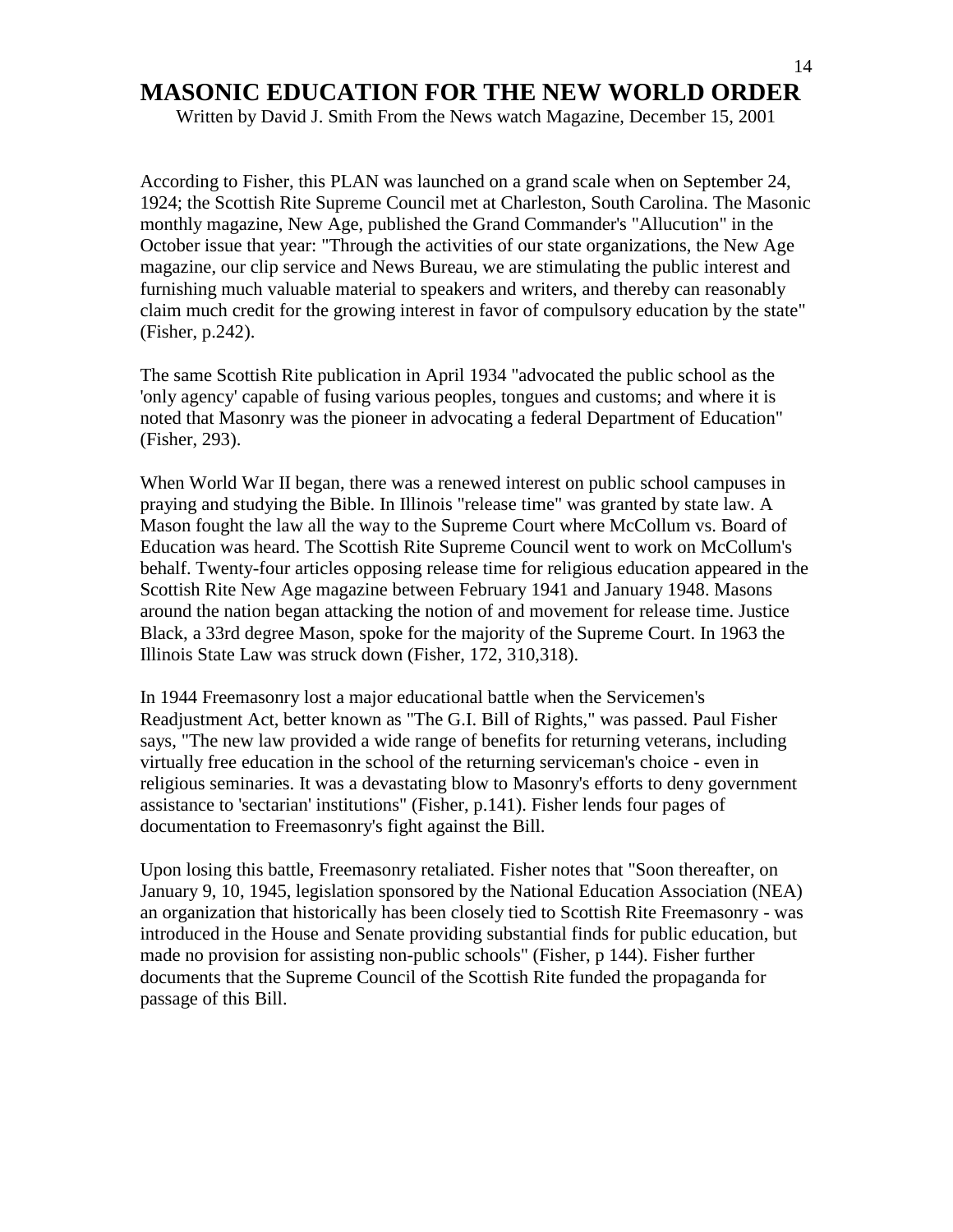# MASONIC EDUCATION FOR THE NEW WORLD ORDER

Written by David J. Smith From the News watch Magazine, December 15, 2001

According to Fisher, this PLAN was launched on a grand scale when on September 24, 1924; the Scottish Rite Supreme Council met at Charleston, South Carolina. The Masonic monthly magazine, New Age, published the Grand Commander's "Allucution" in the October issue that year: "Through the activities of our state organizations, the New Age magazine, our clip service and News Bureau, we are stimulating the public interest and furnishing much valuable material to speakers and writers, and thereby can reasonably claim much credit for the growing interest in favor of compulsory education by the state" (Fisher, p.242).

The same Scottish Rite publication in April 1934 "advocated the public school as the 'only agency' capable of fusing various peoples, tongues and customs; and where it is noted that Masonry was the pioneer in advocating a federal Department of Education" (Fisher, 293).

When World War II began, there was a renewed interest on public school campuses in praying and studying the Bible. In Illinois "release time" was granted by state law. A Mason fought the law all the way to the Supreme Court where McCollum vs. Board of Education was heard. The Scottish Rite Supreme Council went to work on McCollum's behalf. Twenty-four articles opposing release time for religious education appeared in the Scottish Rite New Age magazine between February 1941 and January 1948. Masons around the nation began attacking the notion of and movement for release time. Justice Black, a 33rd degree Mason, spoke for the majority of the Supreme Court. In 1963 the Illinois State Law was struck down (Fisher, 172, 310,318).

In 1944 Freemasonry lost a major educational battle when the Servicemen's Readjustment Act, better known as "The G.I. Bill of Rights," was passed. Paul Fisher says, "The new law provided a wide range of benefits for returning veterans, including virtually free education in the school of the returning serviceman's choice - even in religious seminaries. It was a devastating blow to Masonry's efforts to deny government assistance to 'sectarian' institutions" (Fisher, p.141). Fisher lends four pages of documentation to Freemasonry's fight against the Bill.

Upon losing this battle, Freemasonry retaliated. Fisher notes that "Soon thereafter, on January 9, 10, 1945, legislation sponsored by the National Education Association (NEA) an organization that historically has been closely tied to Scottish Rite Freemasonry - was introduced in the House and Senate providing substantial finds for public education, but made no provision for assisting non-public schools" (Fisher, p 144). Fisher further documents that the Supreme Council of the Scottish Rite funded the propaganda for passage of this Bill.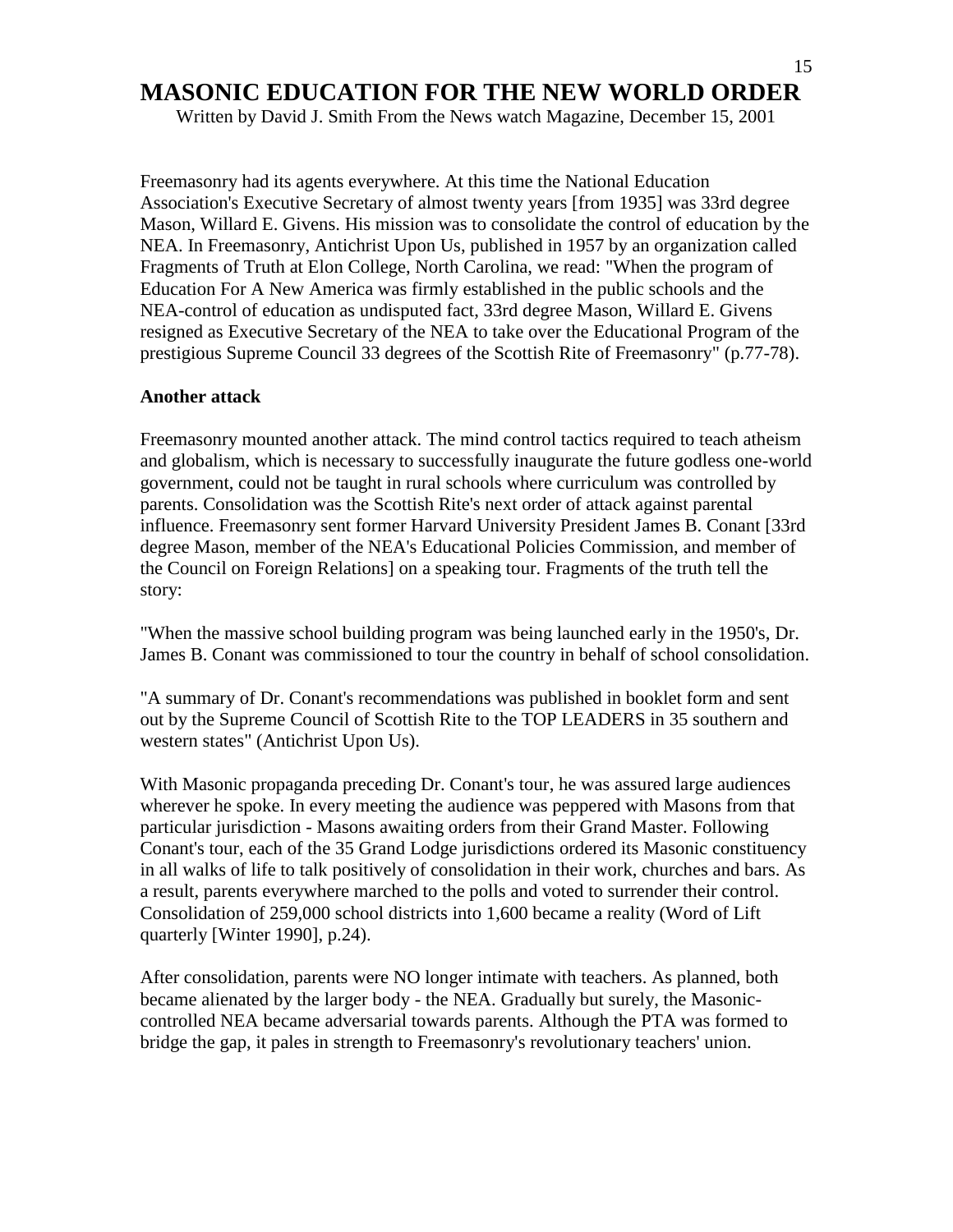# MASONIC EDUCATION FOR THE NEW WORLD ORDER

Written by David J. Smith From the News watch Magazine, December 15, 2001

Freemasonry had its agents everywhere. At this time the National Education Association's Executive Secretary of almost twenty years [from 1935] was 33rd degree Mason, Willard E. Givens. His mission was to consolidate the control of education by the NEA. In Freemasonry, Antichrist Upon Us, published in 1957 by an organization called Fragments of Truth at Elon College, North Carolina, we read: "When the program of Education For A New America was firmly established in the public schools and the NEA-control of education as undisputed fact, 33rd degree Mason, Willard E. Givens resigned as Executive Secretary of the NEA to take over the Educational Program of the prestigious Supreme Council 33 degrees of the Scottish Rite of Freemasonry" (p.77-78).

**Another attack**

Freemasonry mounted another attack. The mind control tactics required to teach atheism and globalism, which is necessary to successfully inaugurate the future godless one-world government, could not be taught in rural schools where curriculum was controlled by parents. Consolidation was the Scottish Rite's next order of attack against parental influence. Freemasonry sent former Harvard University President James B. Conant [33rd degree Mason, member of the NEA's Educational Policies Commission, and member of the Council on Foreign Relations] on a speaking tour. Fragments of the truth tell the story:

"When the massive school building program was being launched early in the 1950's, Dr. James B. Conant was commissioned to tour the country in behalf of school consolidation.

"A summary of Dr. Conant's recommendations was published in booklet form and sent out by the Supreme Council of Scottish Rite to the TOP LEADERS in 35 southern and western states" (Antichrist Upon Us).

With Masonic propaganda preceding Dr. Conant's tour, he was assured large audiences wherever he spoke. In every meeting the audience was peppered with Masons from that particular jurisdiction - Masons awaiting orders from their Grand Master. Following Conant's tour, each of the 35 Grand Lodge jurisdictions ordered its Masonic constituency in all walks of life to talk positively of consolidation in their work, churches and bars. As a result, parents everywhere marched to the polls and voted to surrender their control. Consolidation of 259,000 school districts into 1,600 became a reality (Word of Lift quarterly [Winter 1990], p.24).

After consolidation, parents were NO longer intimate with teachers. As planned, both became alienated by the larger body - the NEA. Gradually but surely, the Masonic-controlled NEA became adversarial towards parents. Although the PTA was formed to bridge the gap, it pales in strength to Freemasonry's revolutionary teachers' union.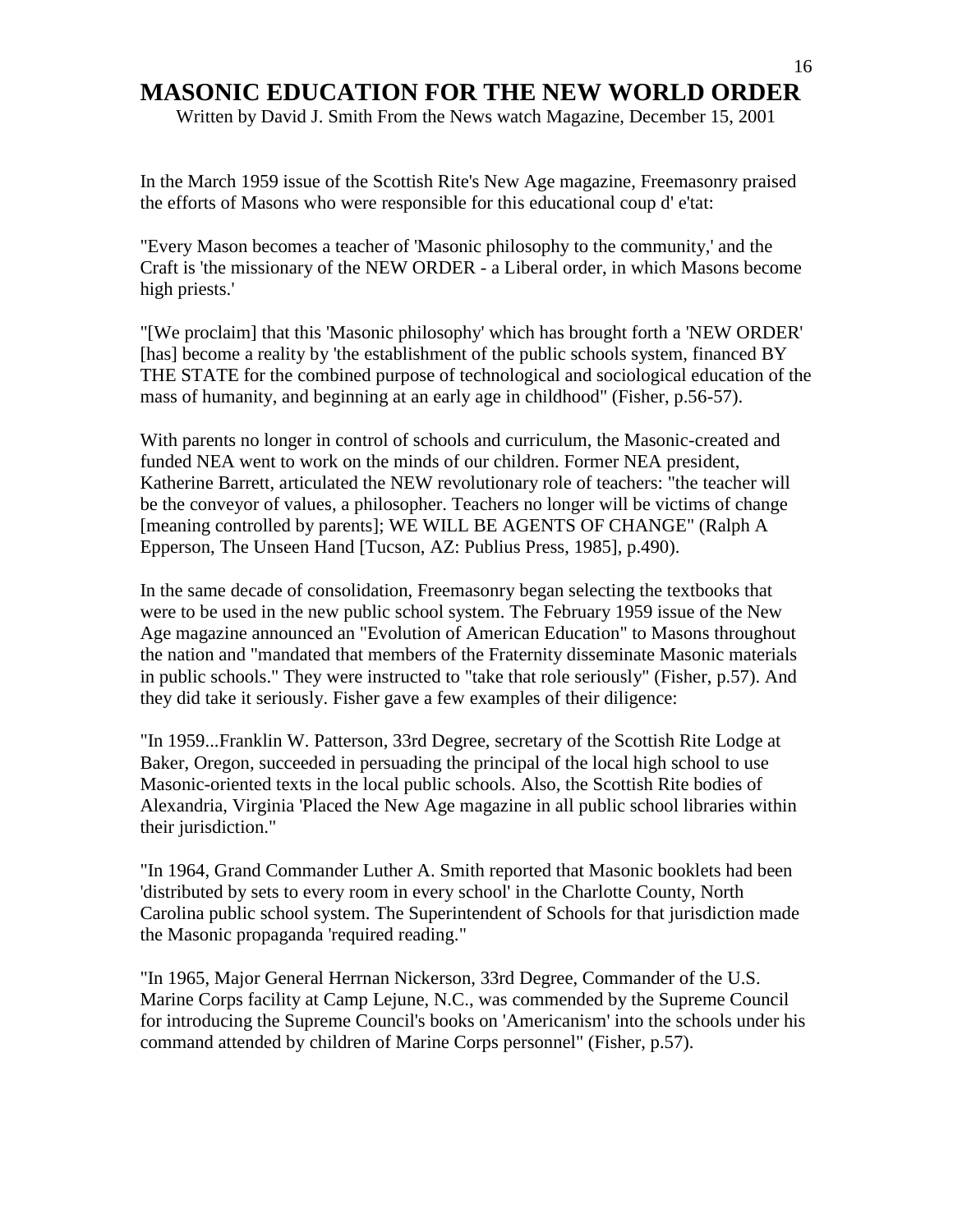# MASONIC EDUCATION FOR THE NEW WORLD ORDER

Written by David J. Smith From the News watch Magazine, December 15, 2001

In the March 1959 issue of the Scottish Rite's New Age magazine, Freemasonry praised the efforts of Masons who were responsible for this educational coup d' e'tat:

"Every Mason becomes a teacher of 'Masonic philosophy to the community,' and the Craft is 'the missionary of the NEW ORDER - a Liberal order, in which Masons become high priests.'

"[We proclaim] that this 'Masonic philosophy' which has brought forth a 'NEW ORDER' [has] become a reality by 'the establishment of the public schools system, financed BY THE STATE for the combined purpose of technological and sociological education of the mass of humanity, and beginning at an early age in childhood" (Fisher, p.56-57).

With parents no longer in control of schools and curriculum, the Masonic-created and funded NEA went to work on the minds of our children. Former NEA president, Katherine Barrett, articulated the NEW revolutionary role of teachers: "the teacher will be the conveyor of values, a philosopher. Teachers no longer will be victims of change [meaning controlled by parents]; WE WILL BE AGENTS OF CHANGE" (Ralph A Epperson, The Unseen Hand [Tucson, AZ: Publius Press, 1985], p.490).

In the same decade of consolidation, Freemasonry began selecting the textbooks that were to be used in the new public school system. The February 1959 issue of the New Age magazine announced an "Evolution of American Education" to Masons throughout the nation and "mandated that members of the Fraternity disseminate Masonic materials in public schools." They were instructed to "take that role seriously" (Fisher, p.57). And they did take it seriously. Fisher gave a few examples of their diligence:

"In 1959...Franklin W. Patterson, 33rd Degree, secretary of the Scottish Rite Lodge at Baker, Oregon, succeeded in persuading the principal of the local high school to use Masonic-oriented texts in the local public schools. Also, the Scottish Rite bodies of Alexandria, Virginia 'Placed the New Age magazine in all public school libraries within their jurisdiction."

"In 1964, Grand Commander Luther A. Smith reported that Masonic booklets had been 'distributed by sets to every room in every school' in the Charlotte County, North Carolina public school system. The Superintendent of Schools for that jurisdiction made the Masonic propaganda 'required reading."

"In 1965, Major General Herrnan Nickerson, 33rd Degree, Commander of the U.S. Marine Corps facility at Camp Lejune, N.C., was commended by the Supreme Council for introducing the Supreme Council's books on 'Americanism' into the schools under his command attended by children of Marine Corps personnel" (Fisher, p.57).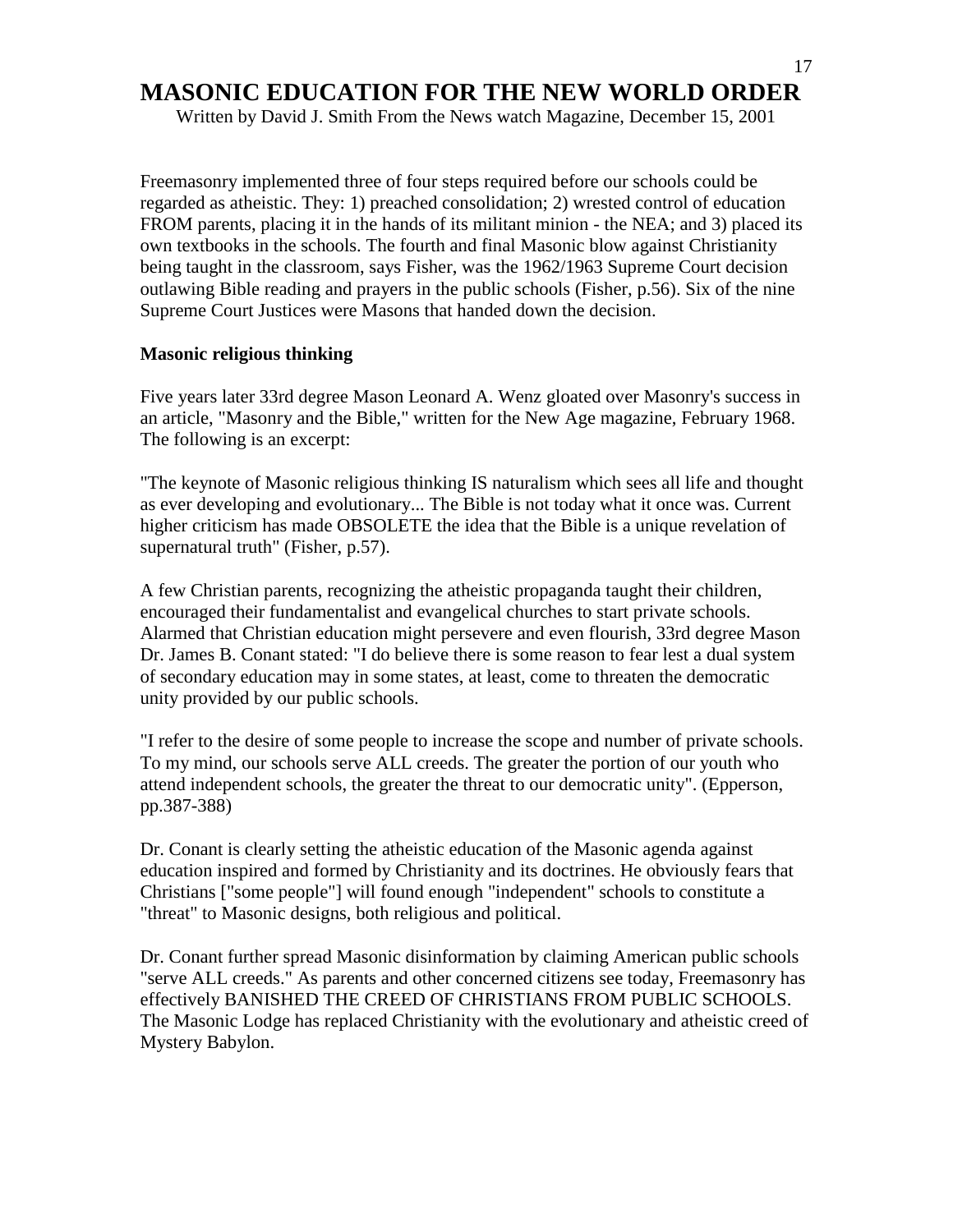# MASONIC EDUCATION FOR THE NEW WORLD ORDER

Written by David J. Smith From the News watch Magazine, December 15, 2001

Freemasonry implemented three of four steps required before our schools could be regarded as atheistic. They: 1) preached consolidation; 2) wrested control of education FROM parents, placing it in the hands of its militant minion - the NEA; and 3) placed its own textbooks in the schools. The fourth and final Masonic blow against Christianity being taught in the classroom, says Fisher, was the 1962/1963 Supreme Court decision outlawing Bible reading and prayers in the public schools (Fisher, p.56). Six of the nine Supreme Court Justices were Masons that handed down the decision.

**Masonic religious thinking**

Five years later 33rd degree Mason Leonard A. Wenz gloated over Masonry's success in an article, "Masonry and the Bible," written for the New Age magazine, February 1968. The following is an excerpt:

"The keynote of Masonic religious thinking IS naturalism which sees all life and thought as ever developing and evolutionary... The Bible is not today what it once was. Current higher criticism has made OBSOLETE the idea that the Bible is a unique revelation of supernatural truth" (Fisher, p.57).

A few Christian parents, recognizing the atheistic propaganda taught their children, encouraged their fundamentalist and evangelical churches to start private schools. Alarmed that Christian education might persevere and even flourish, 33rd degree Mason Dr. James B. Conant stated: "I do believe there is some reason to fear lest a dual system of secondary education may in some states, at least, come to threaten the democratic unity provided by our public schools.

"I refer to the desire of some people to increase the scope and number of private schools. To my mind, our schools serve ALL creeds. The greater the portion of our youth who attend independent schools, the greater the threat to our democratic unity". (Epperson, pp.387-388)

Dr. Conant is clearly setting the atheistic education of the Masonic agenda against education inspired and formed by Christianity and its doctrines. He obviously fears that Christians ["some people"] will found enough "independent" schools to constitute a "threat" to Masonic designs, both religious and political.

Dr. Conant further spread Masonic disinformation by claiming American public schools "serve ALL creeds." As parents and other concerned citizens see today, Freemasonry has effectively BANISHED THE CREED OF CHRISTIANS FROM PUBLIC SCHOOLS. The Masonic Lodge has replaced Christianity with the evolutionary and atheistic creed of Mystery Babylon.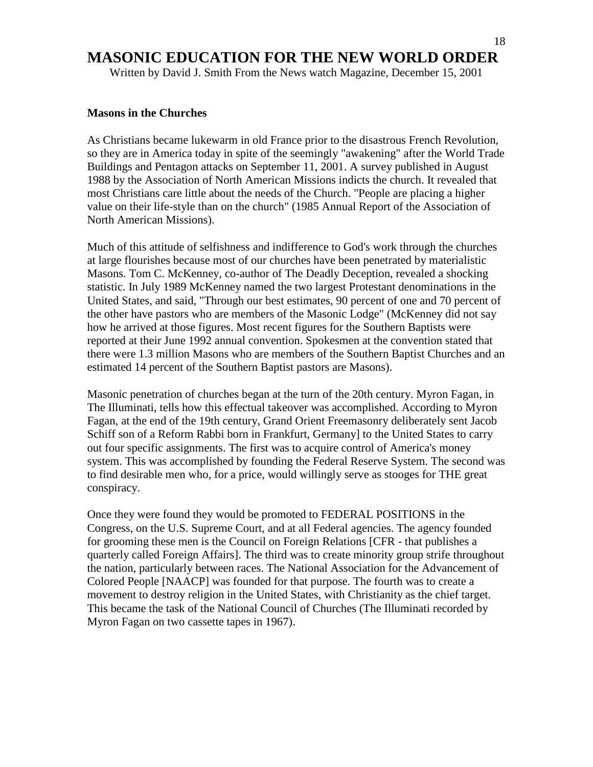# MASONIC EDUCATION FOR THE NEW WORLD ORDER

Written by David J. Smith From the News watch Magazine, December 15, 2001

**Masons in the Churches**

As Christians became lukewarm in old France prior to the disastrous French Revolution, so they are in America today in spite of the seemingly "awakening" after the World Trade Buildings and Pentagon attacks on September 11, 2001. A survey published in August 1988 by the Association of North American Missions indicts the church. It revealed that most Christians care little about the needs of the Church. "People are placing a higher value on their life-style than on the church" (1985 Annual Report of the Association of North American Missions).

Much of this attitude of selfishness and indifference to God's work through the churches at large flourishes because most of our churches have been penetrated by materialistic Masons. Tom C. McKenney, co-author of The Deadly Deception, revealed a shocking statistic. In July 1989 McKenney named the two largest Protestant denominations in the United States, and said, "Through our best estimates, 90 percent of one and 70 percent of the other have pastors who are members of the Masonic Lodge" (McKenney did not say how he arrived at those figures. Most recent figures for the Southern Baptists were reported at their June 1992 annual convention. Spokesmen at the convention stated that there were 1.3 million Masons who are members of the Southern Baptist Churches and an estimated 14 percent of the Southern Baptist pastors are Masons).

Masonic penetration of churches began at the turn of the 20th century. Myron Fagan, in The Illuminati, tells how this effectual takeover was accomplished. According to Myron Fagan, at the end of the 19th century, Grand Orient Freemasonry deliberately sent Jacob Schiff son of a Reform Rabbi born in Frankfurt, Germany] to the United States to carry out four specific assignments. The first was to acquire control of America's money system. This was accomplished by founding the Federal Reserve System. The second was to find desirable men who, for a price, would willingly serve as stooges for THE great conspiracy.

Once they were found they would be promoted to FEDERAL POSITIONS in the Congress, on the U.S. Supreme Court, and at all Federal agencies. The agency founded for grooming these men is the Council on Foreign Relations [CFR - that publishes a quarterly called Foreign Affairs]. The third was to create minority group strife throughout the nation, particularly between races. The National Association for the Advancement of Colored People [NAACP] was founded for that purpose. The fourth was to create a movement to destroy religion in the United States, with Christianity as the chief target. This became the task of the National Council of Churches (The Illuminati recorded by Myron Fagan on two cassette tapes in 1967).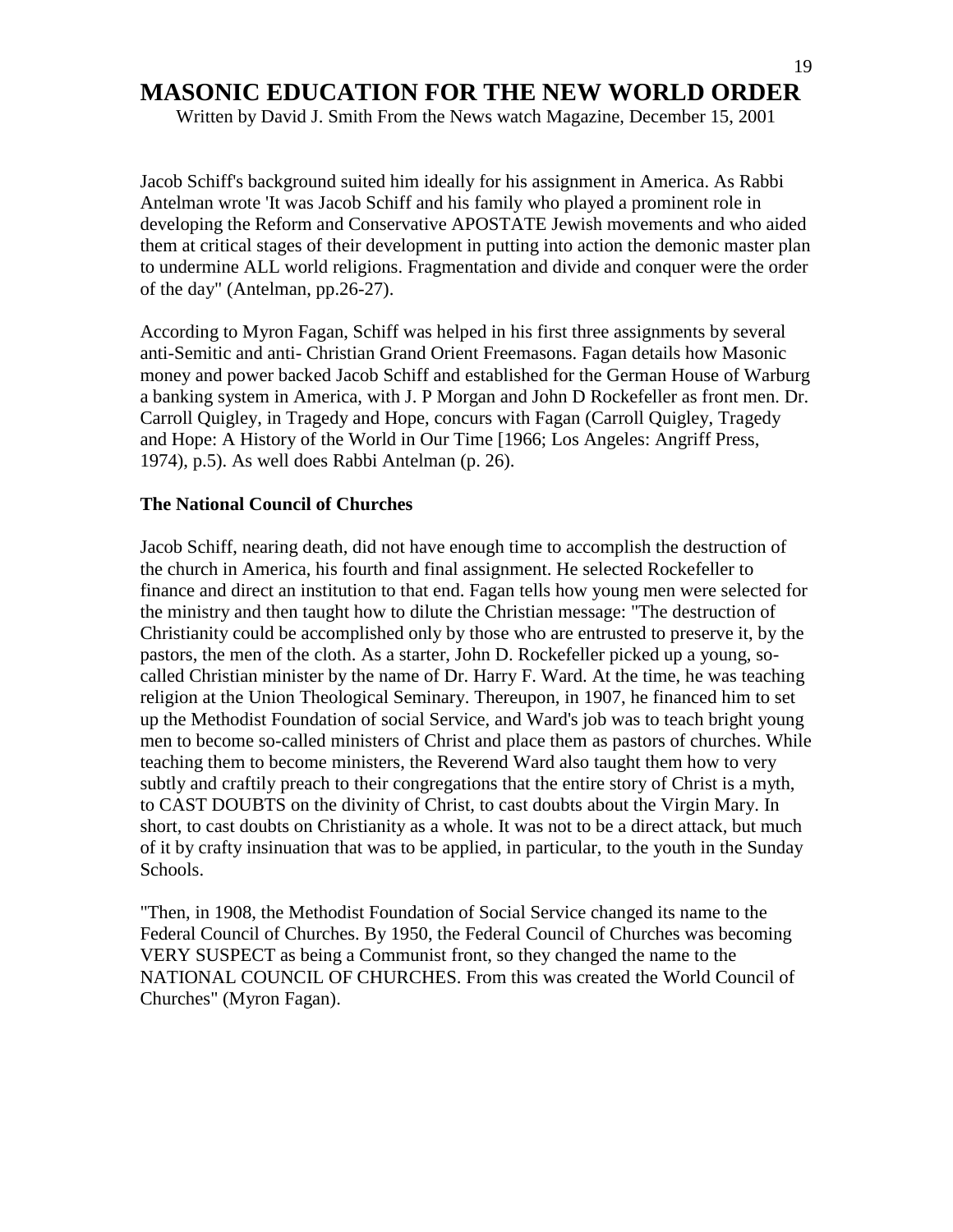# MASONIC EDUCATION FOR THE NEW WORLD ORDER

Written by David J. Smith From the News watch Magazine, December 15, 2001

Jacob Schiff's background suited him ideally for his assignment in America. As Rabbi Antelman wrote 'It was Jacob Schiff and his family who played a prominent role in developing the Reform and Conservative APOSTATE Jewish movements and who aided them at critical stages of their development in putting into action the demonic master plan to undermine ALL world religions. Fragmentation and divide and conquer were the order of the day" (Antelman, pp.26-27).

According to Myron Fagan, Schiff was helped in his first three assignments by several anti-Semitic and anti- Christian Grand Orient Freemasons. Fagan details how Masonic money and power backed Jacob Schiff and established for the German House of Warburg a banking system in America, with J. P Morgan and John D Rockefeller as front men. Dr. Carroll Quigley, in Tragedy and Hope, concurs with Fagan (Carroll Quigley, Tragedy and Hope: A History of the World in Our Time [1966; Los Angeles: Angriff Press, 1974), p.5). As well does Rabbi Antelman (p. 26).

**The National Council of Churches**

Jacob Schiff, nearing death, did not have enough time to accomplish the destruction of the church in America, his fourth and final assignment. He selected Rockefeller to finance and direct an institution to that end. Fagan tells how young men were selected for the ministry and then taught how to dilute the Christian message: "The destruction of Christianity could be accomplished only by those who are entrusted to preserve it, by the pastors, the men of the cloth. As a starter, John D. Rockefeller picked up a young, so-called Christian minister by the name of Dr. Harry F. Ward. At the time, he was teaching religion at the Union Theological Seminary. Thereupon, in 1907, he financed him to set up the Methodist Foundation of social Service, and Ward's job was to teach bright young men to become so-called ministers of Christ and place them as pastors of churches. While teaching them to become ministers, the Reverend Ward also taught them how to very subtly and craftily preach to their congregations that the entire story of Christ is a myth, to CAST DOUBTS on the divinity of Christ, to cast doubts about the Virgin Mary. In short, to cast doubts on Christianity as a whole. It was not to be a direct attack, but much of it by crafty insinuation that was to be applied, in particular, to the youth in the Sunday Schools.

"Then, in 1908, the Methodist Foundation of Social Service changed its name to the Federal Council of Churches. By 1950, the Federal Council of Churches was becoming VERY SUSPECT as being a Communist front, so they changed the name to the NATIONAL COUNCIL OF CHURCHES. From this was created the World Council of Churches" (Myron Fagan).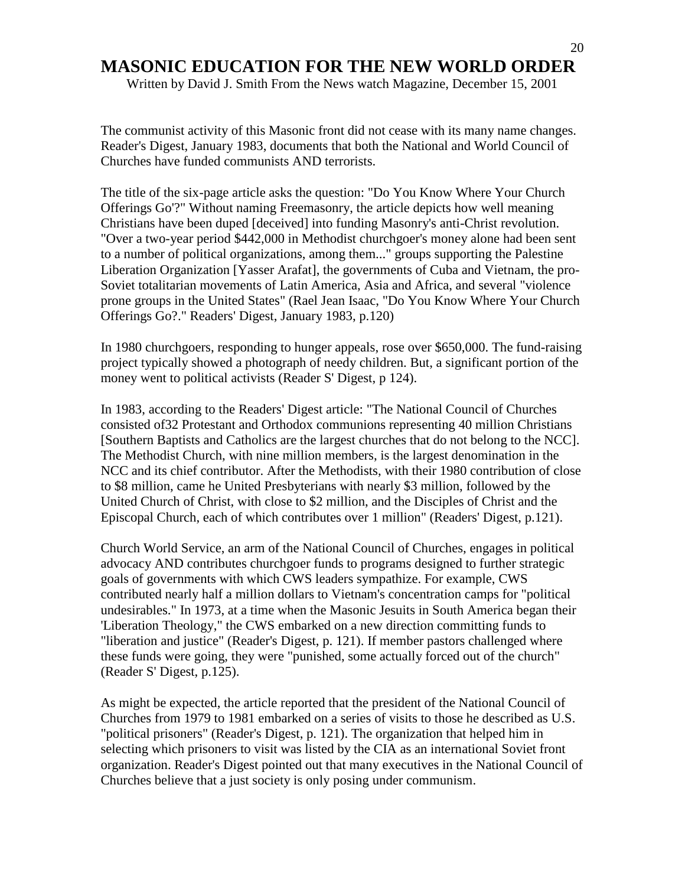# MASONIC EDUCATION FOR THE NEW WORLD ORDER

Written by David J. Smith From the News watch Magazine, December 15, 2001

The communist activity of this Masonic front did not cease with its many name changes. Reader's Digest, January 1983, documents that both the National and World Council of Churches have funded communists AND terrorists.

The title of the six-page article asks the question: "Do You Know Where Your Church Offerings Go'?" Without naming Freemasonry, the article depicts how well meaning Christians have been duped [deceived] into funding Masonry's anti-Christ revolution. "Over a two-year period $442,000 in Methodist churchgoer's money alone had been sent to a number of political organizations, among them..." groups supporting the Palestine Liberation Organization [Yasser Arafat], the governments of Cuba and Vietnam, the pro-Soviet totalitarian movements of Latin America, Asia and Africa, and several "violence prone groups in the United States" (Rael Jean Isaac, "Do You Know Where Your Church Offerings Go?." Readers' Digest, January 1983, p.120)

In 1980 churchgoers, responding to hunger appeals, rose over $650,000. The fund-raising project typically showed a photograph of needy children. But, a significant portion of the money went to political activists (Reader S' Digest, p 124).

In 1983, according to the Readers' Digest article: "The National Council of Churches consisted of32 Protestant and Orthodox communions representing 40 million Christians [Southern Baptists and Catholics are the largest churches that do not belong to the NCC]. The Methodist Church, with nine million members, is the largest denomination in the NCC and its chief contributor. After the Methodists, with their 1980 contribution of close to $8 million, came he United Presbyterians with nearly $3 million, followed by the United Church of Christ, with close to $2 million, and the Disciples of Christ and the Episcopal Church, each of which contributes over 1 million" (Readers' Digest, p.121).

Church World Service, an arm of the National Council of Churches, engages in political advocacy AND contributes churchgoer funds to programs designed to further strategic goals of governments with which CWS leaders sympathize. For example, CWS contributed nearly half a million dollars to Vietnam's concentration camps for "political undesirables." In 1973, at a time when the Masonic Jesuits in South America began their 'Liberation Theology," the CWS embarked on a new direction committing funds to "liberation and justice" (Reader's Digest, p. 121). If member pastors challenged where these funds were going, they were "punished, some actually forced out of the church" (Reader S' Digest, p.125).

As might be expected, the article reported that the president of the National Council of Churches from 1979 to 1981 embarked on a series of visits to those he described as U.S. "political prisoners" (Reader's Digest, p. 121). The organization that helped him in selecting which prisoners to visit was listed by the CIA as an international Soviet front organization. Reader's Digest pointed out that many executives in the National Council of Churches believe that a just society is only posing under communism.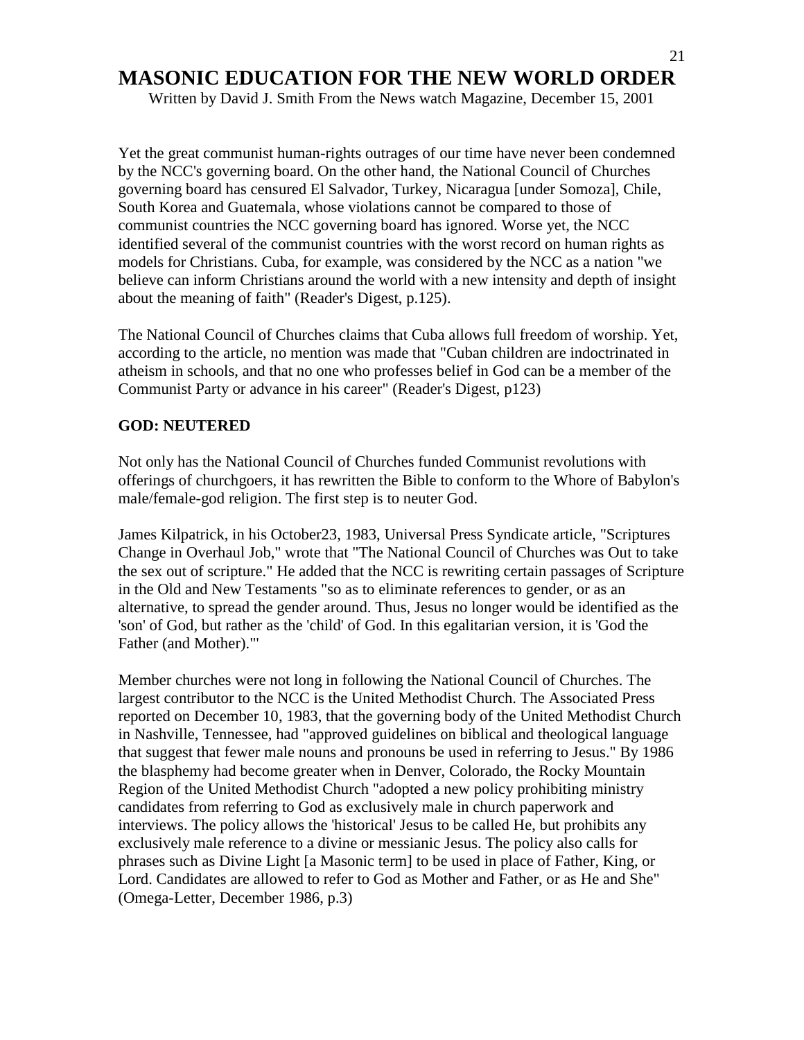# MASONIC EDUCATION FOR THE NEW WORLD ORDER

Written by David J. Smith From the News watch Magazine, December 15, 2001

Yet the great communist human-rights outrages of our time have never been condemned by the NCC's governing board. On the other hand, the National Council of Churches governing board has censured El Salvador, Turkey, Nicaragua [under Somoza], Chile, South Korea and Guatemala, whose violations cannot be compared to those of communist countries the NCC governing board has ignored. Worse yet, the NCC identified several of the communist countries with the worst record on human rights as models for Christians. Cuba, for example, was considered by the NCC as a nation "we believe can inform Christians around the world with a new intensity and depth of insight about the meaning of faith" (Reader's Digest, p.125).

The National Council of Churches claims that Cuba allows full freedom of worship. Yet, according to the article, no mention was made that "Cuban children are indoctrinated in atheism in schools, and that no one who professes belief in God can be a member of the Communist Party or advance in his career" (Reader's Digest, p123)

**GOD: NEUTERED**

Not only has the National Council of Churches funded Communist revolutions with offerings of churchgoers, it has rewritten the Bible to conform to the Whore of Babylon's male/female-god religion. The first step is to neuter God.

James Kilpatrick, in his October23, 1983, Universal Press Syndicate article, "Scriptures Change in Overhaul Job," wrote that "The National Council of Churches was Out to take the sex out of scripture." He added that the NCC is rewriting certain passages of Scripture in the Old and New Testaments "so as to eliminate references to gender, or as an alternative, to spread the gender around. Thus, Jesus no longer would be identified as the 'son' of God, but rather as the 'child' of God. In this egalitarian version, it is 'God the Father (and Mother).'"

Member churches were not long in following the National Council of Churches. The largest contributor to the NCC is the United Methodist Church. The Associated Press reported on December 10, 1983, that the governing body of the United Methodist Church in Nashville, Tennessee, had "approved guidelines on biblical and theological language that suggest that fewer male nouns and pronouns be used in referring to Jesus." By 1986 the blasphemy had become greater when in Denver, Colorado, the Rocky Mountain Region of the United Methodist Church "adopted a new policy prohibiting ministry candidates from referring to God as exclusively male in church paperwork and interviews. The policy allows the 'historical' Jesus to be called He, but prohibits any exclusively male reference to a divine or messianic Jesus. The policy also calls for phrases such as Divine Light [a Masonic term] to be used in place of Father, King, or Lord. Candidates are allowed to refer to God as Mother and Father, or as He and She" (Omega-Letter, December 1986, p.3)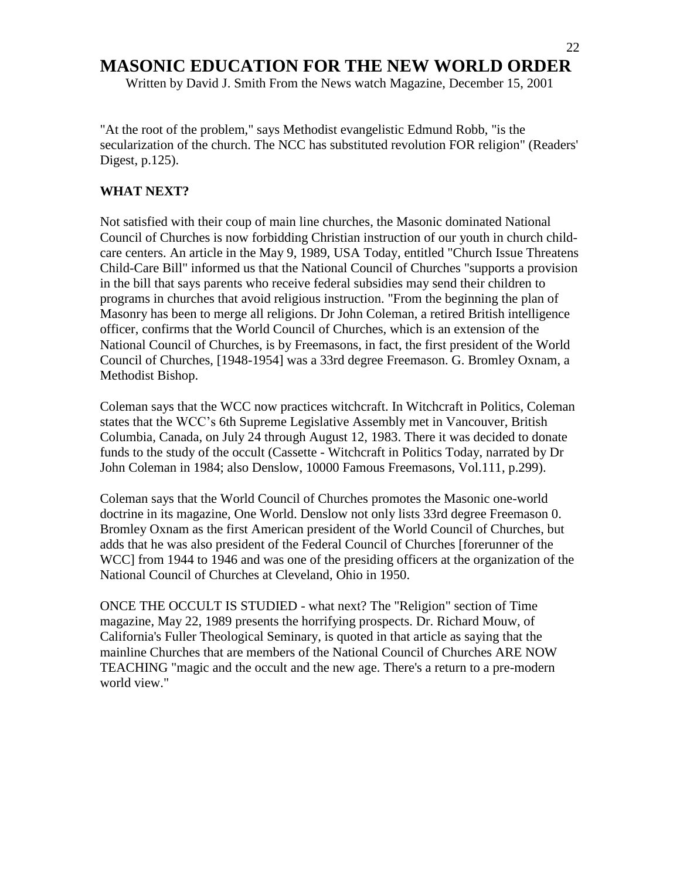# MASONIC EDUCATION FOR THE NEW WORLD ORDER

Written by David J. Smith From the News watch Magazine, December 15, 2001

"At the root of the problem," says Methodist evangelistic Edmund Robb, "is the secularization of the church. The NCC has substituted revolution FOR religion" (Readers' Digest, p.125).

**WHAT NEXT?**

Not satisfied with their coup of main line churches, the Masonic dominated National Council of Churches is now forbidding Christian instruction of our youth in church child-care centers. An article in the May 9, 1989, USA Today, entitled "Church Issue Threatens Child-Care Bill" informed us that the National Council of Churches "supports a provision in the bill that says parents who receive federal subsidies may send their children to programs in churches that avoid religious instruction. "From the beginning the plan of Masonry has been to merge all religions. Dr John Coleman, a retired British intelligence officer, confirms that the World Council of Churches, which is an extension of the National Council of Churches, is by Freemasons, in fact, the first president of the World Council of Churches, [1948-1954] was a 33rd degree Freemason. G. Bromley Oxnam, a Methodist Bishop.

Coleman says that the WCC now practices witchcraft. In Witchcraft in Politics, Coleman states that the WCC's 6th Supreme Legislative Assembly met in Vancouver, British Columbia, Canada, on July 24 through August 12, 1983. There it was decided to donate funds to the study of the occult (Cassette - Witchcraft in Politics Today, narrated by Dr John Coleman in 1984; also Denslow, 10000 Famous Freemasons, Vol.111, p.299).

Coleman says that the World Council of Churches promotes the Masonic one-world doctrine in its magazine, One World. Denslow not only lists 33rd degree Freemason 0. Bromley Oxnam as the first American president of the World Council of Churches, but adds that he was also president of the Federal Council of Churches [forerunner of the WCC] from 1944 to 1946 and was one of the presiding officers at the organization of the National Council of Churches at Cleveland, Ohio in 1950.

ONCE THE OCCULT IS STUDIED - what next? The "Religion" section of Time magazine, May 22, 1989 presents the horrifying prospects. Dr. Richard Mouw, of California's Fuller Theological Seminary, is quoted in that article as saying that the mainline Churches that are members of the National Council of Churches ARE NOW TEACHING "magic and the occult and the new age. There's a return to a pre-modern world view."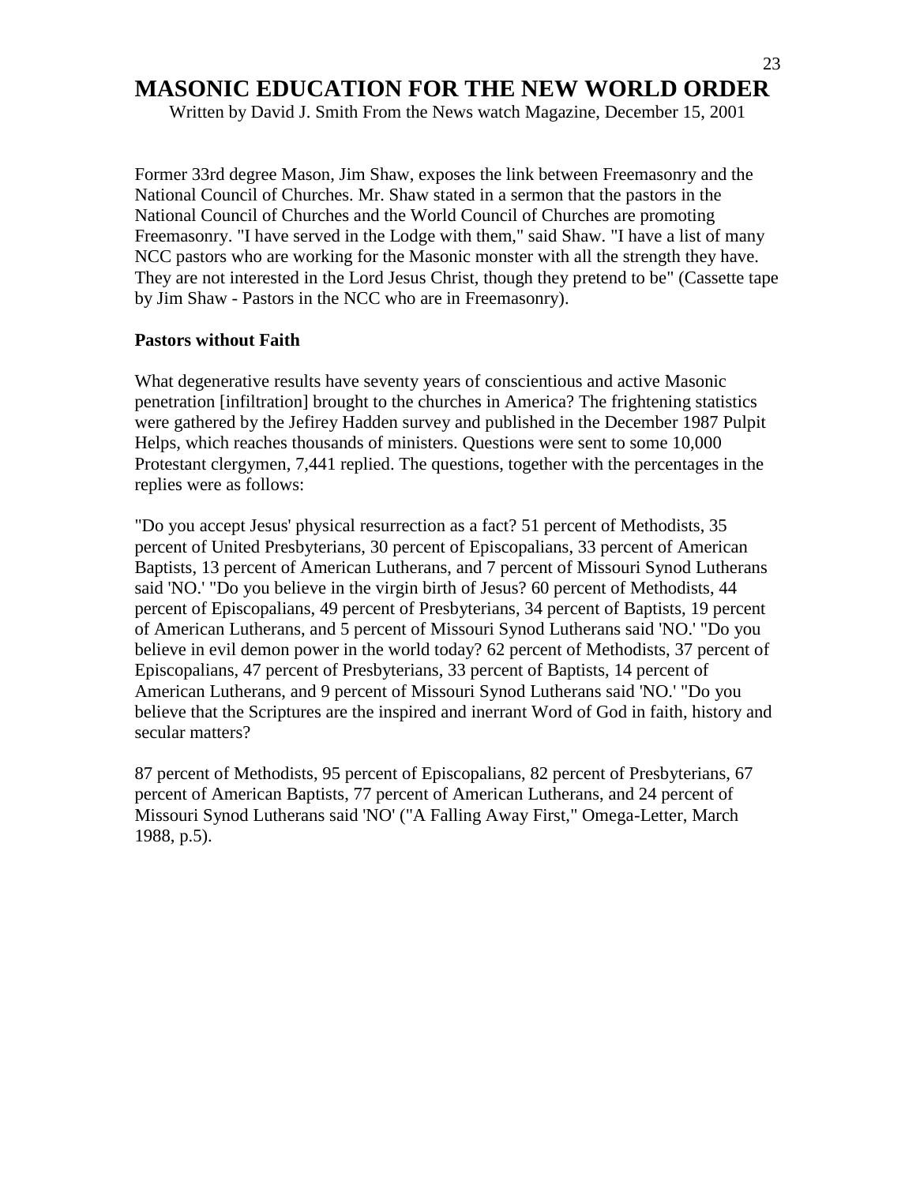# MASONIC EDUCATION FOR THE NEW WORLD ORDER

Written by David J. Smith From the News watch Magazine, December 15, 2001

Former 33rd degree Mason, Jim Shaw, exposes the link between Freemasonry and the National Council of Churches. Mr. Shaw stated in a sermon that the pastors in the National Council of Churches and the World Council of Churches are promoting Freemasonry. "I have served in the Lodge with them," said Shaw. "I have a list of many NCC pastors who are working for the Masonic monster with all the strength they have. They are not interested in the Lord Jesus Christ, though they pretend to be" (Cassette tape by Jim Shaw - Pastors in the NCC who are in Freemasonry).

**Pastors without Faith**

What degenerative results have seventy years of conscientious and active Masonic penetration [infiltration] brought to the churches in America? The frightening statistics were gathered by the Jefirey Hadden survey and published in the December 1987 Pulpit Helps, which reaches thousands of ministers. Questions were sent to some 10,000 Protestant clergymen, 7,441 replied. The questions, together with the percentages in the replies were as follows:

"Do you accept Jesus' physical resurrection as a fact? 51 percent of Methodists, 35 percent of United Presbyterians, 30 percent of Episcopalians, 33 percent of American Baptists, 13 percent of American Lutherans, and 7 percent of Missouri Synod Lutherans said 'NO.' "Do you believe in the virgin birth of Jesus? 60 percent of Methodists, 44 percent of Episcopalians, 49 percent of Presbyterians, 34 percent of Baptists, 19 percent of American Lutherans, and 5 percent of Missouri Synod Lutherans said 'NO.' "Do you believe in evil demon power in the world today? 62 percent of Methodists, 37 percent of Episcopalians, 47 percent of Presbyterians, 33 percent of Baptists, 14 percent of American Lutherans, and 9 percent of Missouri Synod Lutherans said 'NO.' "Do you believe that the Scriptures are the inspired and inerrant Word of God in faith, history and secular matters?

87 percent of Methodists, 95 percent of Episcopalians, 82 percent of Presbyterians, 67 percent of American Baptists, 77 percent of American Lutherans, and 24 percent of Missouri Synod Lutherans said 'NO' ("A Falling Away First," Omega-Letter, March 1988, p.5).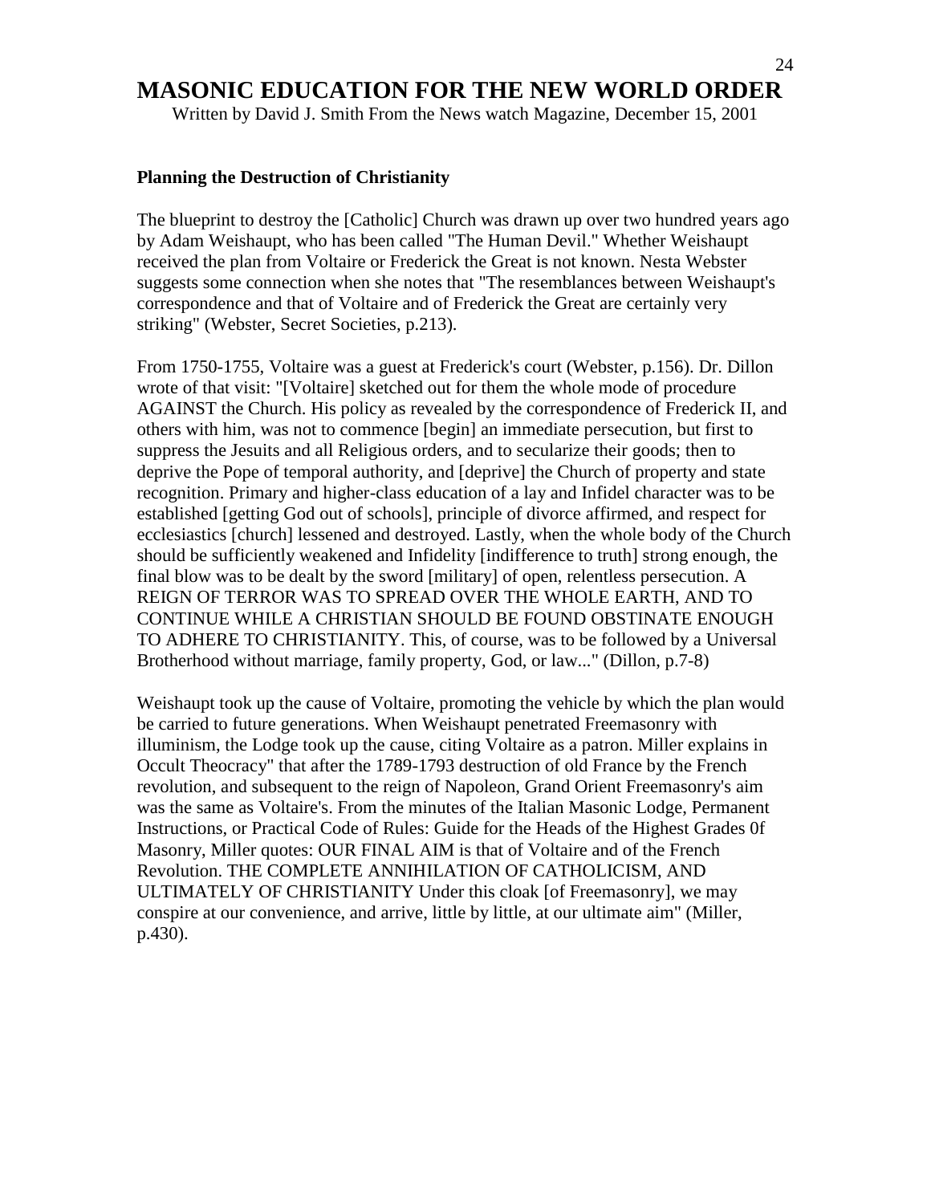# MASONIC EDUCATION FOR THE NEW WORLD ORDER

Written by David J. Smith From the News watch Magazine, December 15, 2001

**Planning the Destruction of Christianity**

The blueprint to destroy the [Catholic] Church was drawn up over two hundred years ago by Adam Weishaupt, who has been called "The Human Devil." Whether Weishaupt received the plan from Voltaire or Frederick the Great is not known. Nesta Webster suggests some connection when she notes that "The resemblances between Weishaupt's correspondence and that of Voltaire and of Frederick the Great are certainly very striking" (Webster, Secret Societies, p.213).

From 1750-1755, Voltaire was a guest at Frederick's court (Webster, p.156). Dr. Dillon wrote of that visit: "[Voltaire] sketched out for them the whole mode of procedure AGAINST the Church. His policy as revealed by the correspondence of Frederick II, and others with him, was not to commence [begin] an immediate persecution, but first to suppress the Jesuits and all Religious orders, and to secularize their goods; then to deprive the Pope of temporal authority, and [deprive] the Church of property and state recognition. Primary and higher-class education of a lay and Infidel character was to be established [getting God out of schools], principle of divorce affirmed, and respect for ecclesiastics [church] lessened and destroyed. Lastly, when the whole body of the Church should be sufficiently weakened and Infidelity [indifference to truth] strong enough, the final blow was to be dealt by the sword [military] of open, relentless persecution. A REIGN OF TERROR WAS TO SPREAD OVER THE WHOLE EARTH, AND TO CONTINUE WHILE A CHRISTIAN SHOULD BE FOUND OBSTINATE ENOUGH TO ADHERE TO CHRISTIANITY. This, of course, was to be followed by a Universal Brotherhood without marriage, family property, God, or law..." (Dillon, p.7-8)

Weishaupt took up the cause of Voltaire, promoting the vehicle by which the plan would be carried to future generations. When Weishaupt penetrated Freemasonry with illuminism, the Lodge took up the cause, citing Voltaire as a patron. Miller explains in Occult Theocracy" that after the 1789-1793 destruction of old France by the French revolution, and subsequent to the reign of Napoleon, Grand Orient Freemasonry's aim was the same as Voltaire's. From the minutes of the Italian Masonic Lodge, Permanent Instructions, or Practical Code of Rules: Guide for the Heads of the Highest Grades 0f Masonry, Miller quotes: OUR FINAL AIM is that of Voltaire and of the French Revolution. THE COMPLETE ANNIHILATION OF CATHOLICISM, AND ULTIMATELY OF CHRISTIANITY Under this cloak [of Freemasonry], we may conspire at our convenience, and arrive, little by little, at our ultimate aim" (Miller, p.430).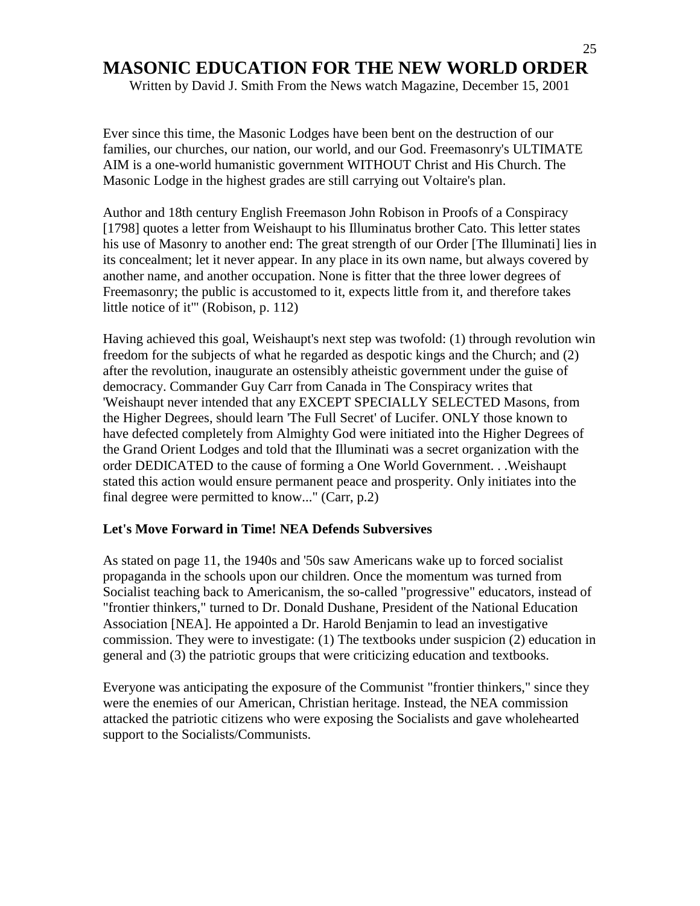# MASONIC EDUCATION FOR THE NEW WORLD ORDER

Written by David J. Smith From the News watch Magazine, December 15, 2001

Ever since this time, the Masonic Lodges have been bent on the destruction of our families, our churches, our nation, our world, and our God. Freemasonry's ULTIMATE AIM is a one-world humanistic government WITHOUT Christ and His Church. The Masonic Lodge in the highest grades are still carrying out Voltaire's plan.

Author and 18th century English Freemason John Robison in Proofs of a Conspiracy [1798] quotes a letter from Weishaupt to his Illuminatus brother Cato. This letter states his use of Masonry to another end: The great strength of our Order [The Illuminati] lies in its concealment; let it never appear. In any place in its own name, but always covered by another name, and another occupation. None is fitter that the three lower degrees of Freemasonry; the public is accustomed to it, expects little from it, and therefore takes little notice of it'" (Robison, p. 112)

Having achieved this goal, Weishaupt's next step was twofold: (1) through revolution win freedom for the subjects of what he regarded as despotic kings and the Church; and (2) after the revolution, inaugurate an ostensibly atheistic government under the guise of democracy. Commander Guy Carr from Canada in The Conspiracy writes that 'Weishaupt never intended that any EXCEPT SPECIALLY SELECTED Masons, from the Higher Degrees, should learn 'The Full Secret' of Lucifer. ONLY those known to have defected completely from Almighty God were initiated into the Higher Degrees of the Grand Orient Lodges and told that the Illuminati was a secret organization with the order DEDICATED to the cause of forming a One World Government. . .Weishaupt stated this action would ensure permanent peace and prosperity. Only initiates into the final degree were permitted to know..." (Carr, p.2)

**Let's Move Forward in Time! NEA Defends Subversives**

As stated on page 11, the 1940s and '50s saw Americans wake up to forced socialist propaganda in the schools upon our children. Once the momentum was turned from Socialist teaching back to Americanism, the so-called "progressive" educators, instead of "frontier thinkers," turned to Dr. Donald Dushane, President of the National Education Association [NEA]. He appointed a Dr. Harold Benjamin to lead an investigative commission. They were to investigate: (1) The textbooks under suspicion (2) education in general and (3) the patriotic groups that were criticizing education and textbooks.

Everyone was anticipating the exposure of the Communist "frontier thinkers," since they were the enemies of our American, Christian heritage. Instead, the NEA commission attacked the patriotic citizens who were exposing the Socialists and gave wholehearted support to the Socialists/Communists.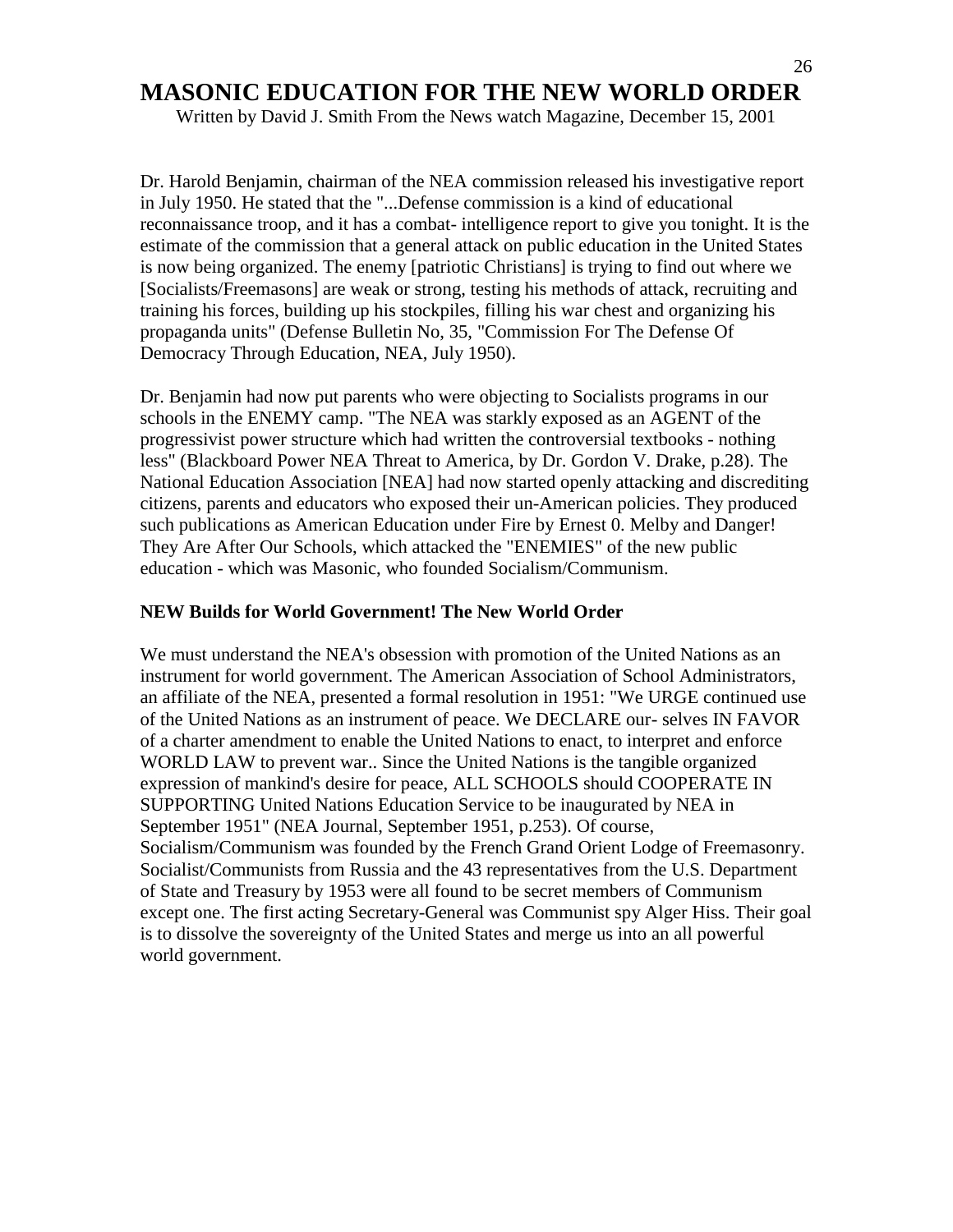# MASONIC EDUCATION FOR THE NEW WORLD ORDER

Written by David J. Smith From the News watch Magazine, December 15, 2001

Dr. Harold Benjamin, chairman of the NEA commission released his investigative report in July 1950. He stated that the "...Defense commission is a kind of educational reconnaissance troop, and it has a combat- intelligence report to give you tonight. It is the estimate of the commission that a general attack on public education in the United States is now being organized. The enemy [patriotic Christians] is trying to find out where we [Socialists/Freemasons] are weak or strong, testing his methods of attack, recruiting and training his forces, building up his stockpiles, filling his war chest and organizing his propaganda units" (Defense Bulletin No, 35, "Commission For The Defense Of Democracy Through Education, NEA, July 1950).

Dr. Benjamin had now put parents who were objecting to Socialists programs in our schools in the ENEMY camp. "The NEA was starkly exposed as an AGENT of the progressivist power structure which had written the controversial textbooks - nothing less" (Blackboard Power NEA Threat to America, by Dr. Gordon V. Drake, p.28). The National Education Association [NEA] had now started openly attacking and discrediting citizens, parents and educators who exposed their un-American policies. They produced such publications as American Education under Fire by Ernest 0. Melby and Danger! They Are After Our Schools, which attacked the "ENEMIES" of the new public education - which was Masonic, who founded Socialism/Communism.

**NEW Builds for World Government! The New World Order**

We must understand the NEA's obsession with promotion of the United Nations as an instrument for world government. The American Association of School Administrators, an affiliate of the NEA, presented a formal resolution in 1951: "We URGE continued use of the United Nations as an instrument of peace. We DECLARE our- selves IN FAVOR of a charter amendment to enable the United Nations to enact, to interpret and enforce WORLD LAW to prevent war.. Since the United Nations is the tangible organized expression of mankind's desire for peace, ALL SCHOOLS should COOPERATE IN SUPPORTING United Nations Education Service to be inaugurated by NEA in September 1951" (NEA Journal, September 1951, p.253). Of course, Socialism/Communism was founded by the French Grand Orient Lodge of Freemasonry. Socialist/Communists from Russia and the 43 representatives from the U.S. Department of State and Treasury by 1953 were all found to be secret members of Communism except one. The first acting Secretary-General was Communist spy Alger Hiss. Their goal is to dissolve the sovereignty of the United States and merge us into an all powerful world government.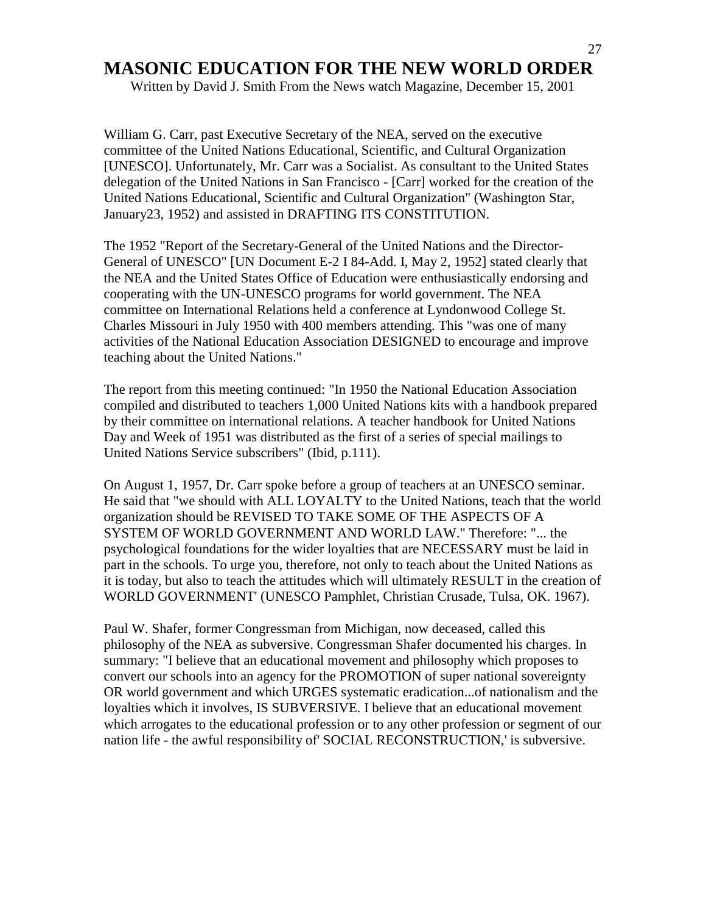# MASONIC EDUCATION FOR THE NEW WORLD ORDER

Written by David J. Smith From the News watch Magazine, December 15, 2001

William G. Carr, past Executive Secretary of the NEA, served on the executive committee of the United Nations Educational, Scientific, and Cultural Organization [UNESCO]. Unfortunately, Mr. Carr was a Socialist. As consultant to the United States delegation of the United Nations in San Francisco - [Carr] worked for the creation of the United Nations Educational, Scientific and Cultural Organization" (Washington Star, January23, 1952) and assisted in DRAFTING ITS CONSTITUTION.

The 1952 "Report of the Secretary-General of the United Nations and the Director-General of UNESCO" [UN Document E-2 I 84-Add. I, May 2, 1952] stated clearly that the NEA and the United States Office of Education were enthusiastically endorsing and cooperating with the UN-UNESCO programs for world government. The NEA committee on International Relations held a conference at Lyndonwood College St. Charles Missouri in July 1950 with 400 members attending. This "was one of many activities of the National Education Association DESIGNED to encourage and improve teaching about the United Nations."

The report from this meeting continued: "In 1950 the National Education Association compiled and distributed to teachers 1,000 United Nations kits with a handbook prepared by their committee on international relations. A teacher handbook for United Nations Day and Week of 1951 was distributed as the first of a series of special mailings to United Nations Service subscribers" (Ibid, p.111).

On August 1, 1957, Dr. Carr spoke before a group of teachers at an UNESCO seminar. He said that "we should with ALL LOYALTY to the United Nations, teach that the world organization should be REVISED TO TAKE SOME OF THE ASPECTS OF A SYSTEM OF WORLD GOVERNMENT AND WORLD LAW." Therefore: "... the psychological foundations for the wider loyalties that are NECESSARY must be laid in part in the schools. To urge you, therefore, not only to teach about the United Nations as it is today, but also to teach the attitudes which will ultimately RESULT in the creation of WORLD GOVERNMENT' (UNESCO Pamphlet, Christian Crusade, Tulsa, OK. 1967).

Paul W. Shafer, former Congressman from Michigan, now deceased, called this philosophy of the NEA as subversive. Congressman Shafer documented his charges. In summary: "I believe that an educational movement and philosophy which proposes to convert our schools into an agency for the PROMOTION of super national sovereignty OR world government and which URGES systematic eradication...of nationalism and the loyalties which it involves, IS SUBVERSIVE. I believe that an educational movement which arrogates to the educational profession or to any other profession or segment of our nation life - the awful responsibility of' SOCIAL RECONSTRUCTION,' is subversive.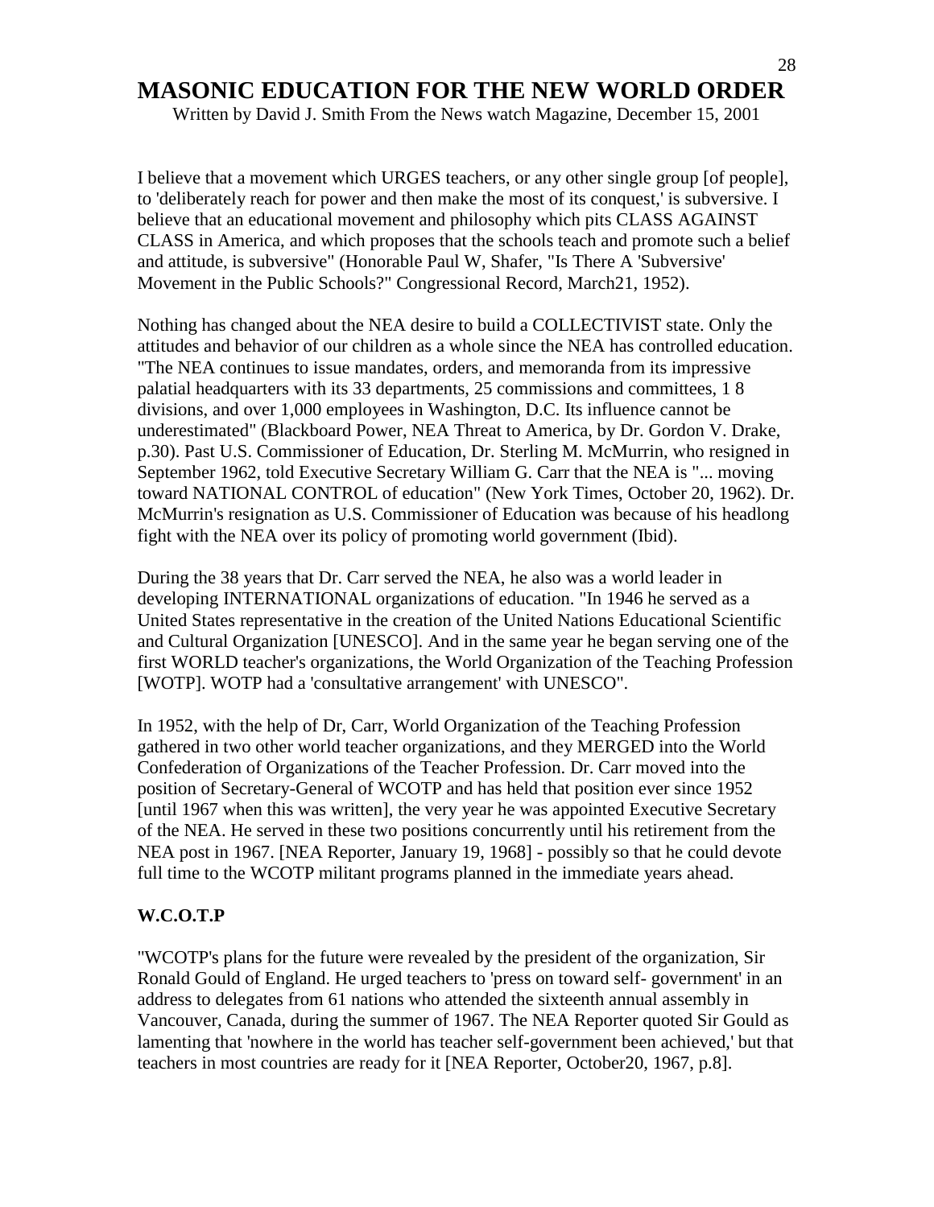# MASONIC EDUCATION FOR THE NEW WORLD ORDER

Written by David J. Smith From the News watch Magazine, December 15, 2001

I believe that a movement which URGES teachers, or any other single group [of people], to 'deliberately reach for power and then make the most of its conquest,' is subversive. I believe that an educational movement and philosophy which pits CLASS AGAINST CLASS in America, and which proposes that the schools teach and promote such a belief and attitude, is subversive" (Honorable Paul W, Shafer, "Is There A 'Subversive' Movement in the Public Schools?" Congressional Record, March21, 1952).

Nothing has changed about the NEA desire to build a COLLECTIVIST state. Only the attitudes and behavior of our children as a whole since the NEA has controlled education. "The NEA continues to issue mandates, orders, and memoranda from its impressive palatial headquarters with its 33 departments, 25 commissions and committees, 1 8 divisions, and over 1,000 employees in Washington, D.C. Its influence cannot be underestimated" (Blackboard Power, NEA Threat to America, by Dr. Gordon V. Drake, p.30). Past U.S. Commissioner of Education, Dr. Sterling M. McMurrin, who resigned in September 1962, told Executive Secretary William G. Carr that the NEA is "... moving toward NATIONAL CONTROL of education" (New York Times, October 20, 1962). Dr. McMurrin's resignation as U.S. Commissioner of Education was because of his headlong fight with the NEA over its policy of promoting world government (Ibid).

During the 38 years that Dr. Carr served the NEA, he also was a world leader in developing INTERNATIONAL organizations of education. "In 1946 he served as a United States representative in the creation of the United Nations Educational Scientific and Cultural Organization [UNESCO]. And in the same year he began serving one of the first WORLD teacher's organizations, the World Organization of the Teaching Profession [WOTP]. WOTP had a 'consultative arrangement' with UNESCO".

In 1952, with the help of Dr, Carr, World Organization of the Teaching Profession gathered in two other world teacher organizations, and they MERGED into the World Confederation of Organizations of the Teacher Profession. Dr. Carr moved into the position of Secretary-General of WCOTP and has held that position ever since 1952 [until 1967 when this was written], the very year he was appointed Executive Secretary of the NEA. He served in these two positions concurrently until his retirement from the NEA post in 1967. [NEA Reporter, January 19, 1968] - possibly so that he could devote full time to the WCOTP militant programs planned in the immediate years ahead.

**W.C.O.T.P**

"WCOTP's plans for the future were revealed by the president of the organization, Sir Ronald Gould of England. He urged teachers to 'press on toward self- government' in an address to delegates from 61 nations who attended the sixteenth annual assembly in Vancouver, Canada, during the summer of 1967. The NEA Reporter quoted Sir Gould as lamenting that 'nowhere in the world has teacher self-government been achieved,' but that teachers in most countries are ready for it [NEA Reporter, October20, 1967, p.8].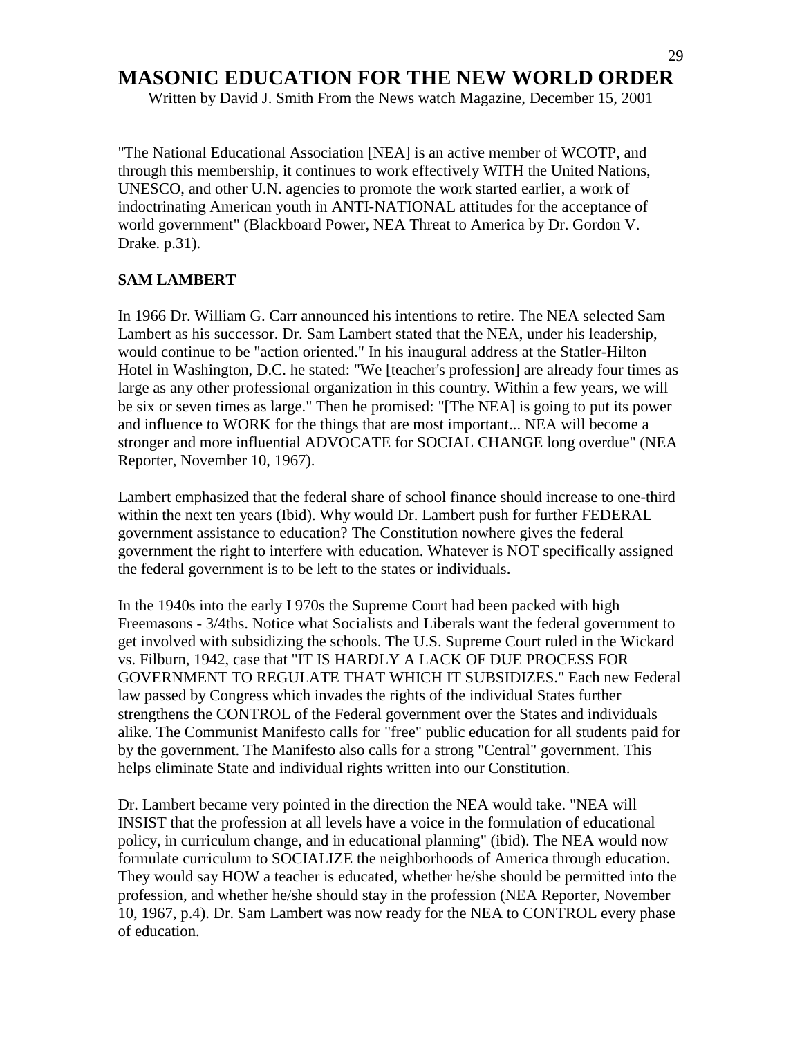# MASONIC EDUCATION FOR THE NEW WORLD ORDER

Written by David J. Smith From the News watch Magazine, December 15, 2001

"The National Educational Association [NEA] is an active member of WCOTP, and through this membership, it continues to work effectively WITH the United Nations, UNESCO, and other U.N. agencies to promote the work started earlier, a work of indoctrinating American youth in ANTI-NATIONAL attitudes for the acceptance of world government" (Blackboard Power, NEA Threat to America by Dr. Gordon V. Drake. p.31).

**SAM LAMBERT**

In 1966 Dr. William G. Carr announced his intentions to retire. The NEA selected Sam Lambert as his successor. Dr. Sam Lambert stated that the NEA, under his leadership, would continue to be "action oriented." In his inaugural address at the Statler-Hilton Hotel in Washington, D.C. he stated: "We [teacher's profession] are already four times as large as any other professional organization in this country. Within a few years, we will be six or seven times as large." Then he promised: "[The NEA] is going to put its power and influence to WORK for the things that are most important... NEA will become a stronger and more influential ADVOCATE for SOCIAL CHANGE long overdue" (NEA Reporter, November 10, 1967).

Lambert emphasized that the federal share of school finance should increase to one-third within the next ten years (Ibid). Why would Dr. Lambert push for further FEDERAL government assistance to education? The Constitution nowhere gives the federal government the right to interfere with education. Whatever is NOT specifically assigned the federal government is to be left to the states or individuals.

In the 1940s into the early I 970s the Supreme Court had been packed with high Freemasons - 3/4ths. Notice what Socialists and Liberals want the federal government to get involved with subsidizing the schools. The U.S. Supreme Court ruled in the Wickard vs. Filburn, 1942, case that "IT IS HARDLY A LACK OF DUE PROCESS FOR GOVERNMENT TO REGULATE THAT WHICH IT SUBSIDIZES." Each new Federal law passed by Congress which invades the rights of the individual States further strengthens the CONTROL of the Federal government over the States and individuals alike. The Communist Manifesto calls for "free" public education for all students paid for by the government. The Manifesto also calls for a strong "Central" government. This helps eliminate State and individual rights written into our Constitution.

Dr. Lambert became very pointed in the direction the NEA would take. "NEA will INSIST that the profession at all levels have a voice in the formulation of educational policy, in curriculum change, and in educational planning" (ibid). The NEA would now formulate curriculum to SOCIALIZE the neighborhoods of America through education. They would say HOW a teacher is educated, whether he/she should be permitted into the profession, and whether he/she should stay in the profession (NEA Reporter, November 10, 1967, p.4). Dr. Sam Lambert was now ready for the NEA to CONTROL every phase of education.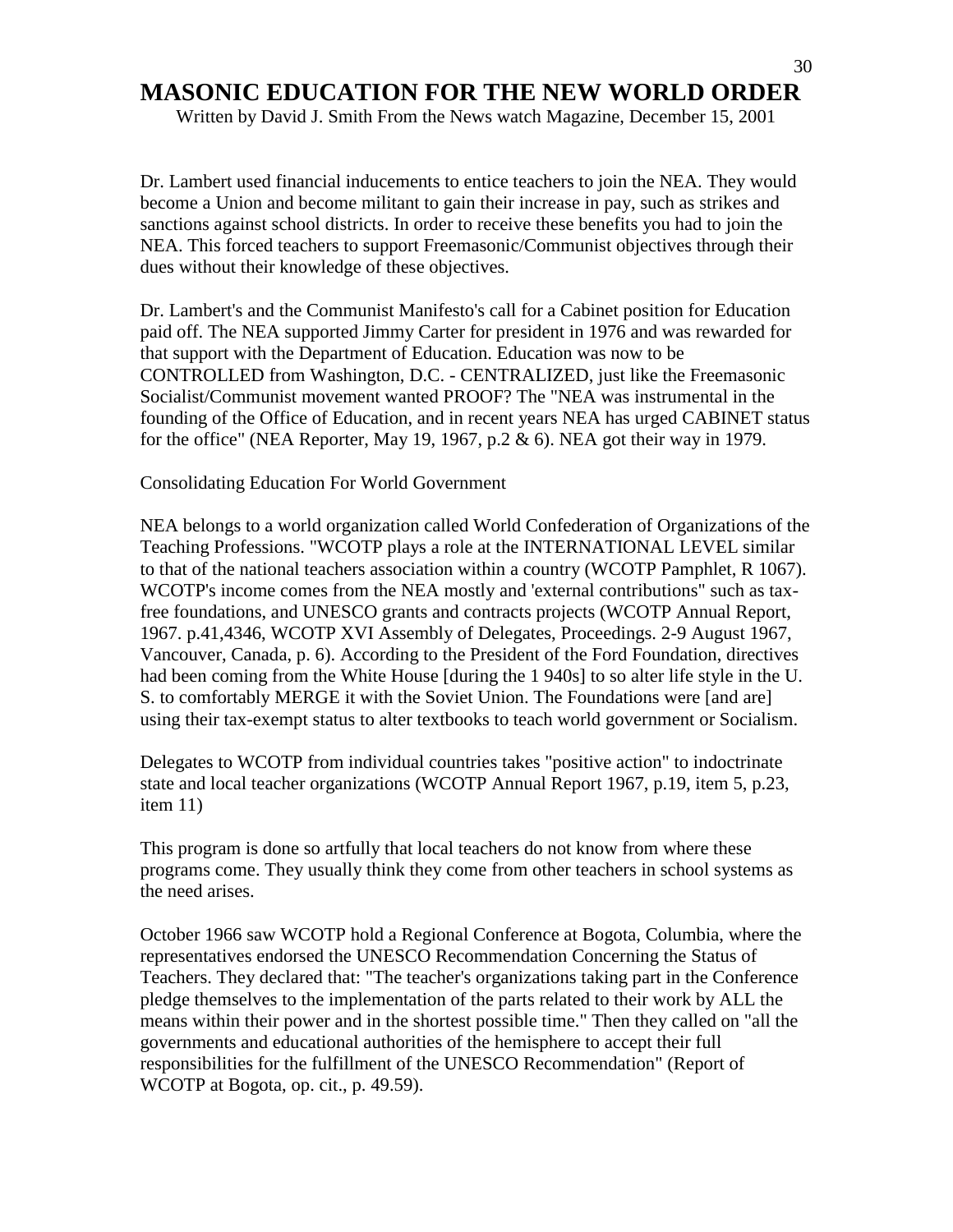# MASONIC EDUCATION FOR THE NEW WORLD ORDER

Written by David J. Smith From the News watch Magazine, December 15, 2001

Dr. Lambert used financial inducements to entice teachers to join the NEA. They would become a Union and become militant to gain their increase in pay, such as strikes and sanctions against school districts. In order to receive these benefits you had to join the NEA. This forced teachers to support Freemasonic/Communist objectives through their dues without their knowledge of these objectives.

Dr. Lambert's and the Communist Manifesto's call for a Cabinet position for Education paid off. The NEA supported Jimmy Carter for president in 1976 and was rewarded for that support with the Department of Education. Education was now to be CONTROLLED from Washington, D.C. - CENTRALIZED, just like the Freemasonic Socialist/Communist movement wanted PROOF? The "NEA was instrumental in the founding of the Office of Education, and in recent years NEA has urged CABINET status for the office" (NEA Reporter, May 19, 1967, p.2 & 6). NEA got their way in 1979.

Consolidating Education For World Government

NEA belongs to a world organization called World Confederation of Organizations of the Teaching Professions. "WCOTP plays a role at the INTERNATIONAL LEVEL similar to that of the national teachers association within a country (WCOTP Pamphlet, R 1067). WCOTP's income comes from the NEA mostly and 'external contributions" such as tax-free foundations, and UNESCO grants and contracts projects (WCOTP Annual Report, 1967. p.41,4346, WCOTP XVI Assembly of Delegates, Proceedings. 2-9 August 1967, Vancouver, Canada, p. 6). According to the President of the Ford Foundation, directives had been coming from the White House [during the 1 940s] to so alter life style in the U. S. to comfortably MERGE it with the Soviet Union. The Foundations were [and are] using their tax-exempt status to alter textbooks to teach world government or Socialism.

Delegates to WCOTP from individual countries takes "positive action" to indoctrinate state and local teacher organizations (WCOTP Annual Report 1967, p.19, item 5, p.23, item 11)

This program is done so artfully that local teachers do not know from where these programs come. They usually think they come from other teachers in school systems as the need arises.

October 1966 saw WCOTP hold a Regional Conference at Bogota, Columbia, where the representatives endorsed the UNESCO Recommendation Concerning the Status of Teachers. They declared that: "The teacher's organizations taking part in the Conference pledge themselves to the implementation of the parts related to their work by ALL the means within their power and in the shortest possible time." Then they called on "all the governments and educational authorities of the hemisphere to accept their full responsibilities for the fulfillment of the UNESCO Recommendation" (Report of WCOTP at Bogota, op. cit., p. 49.59).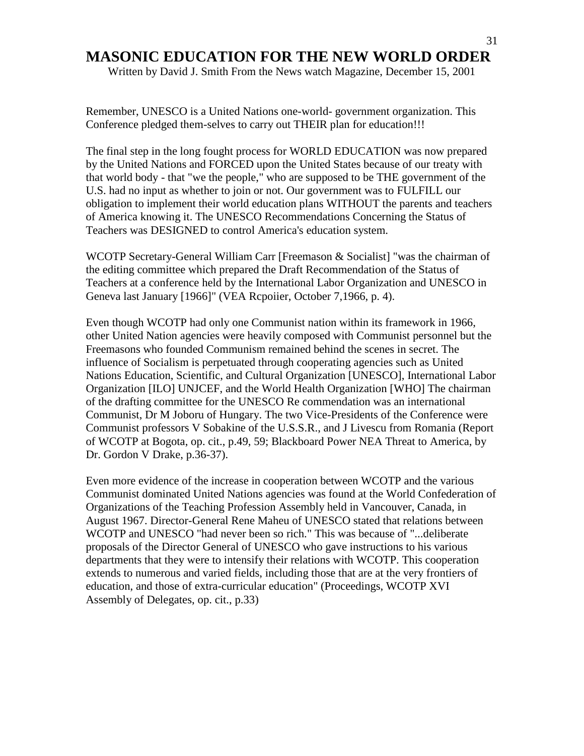# MASONIC EDUCATION FOR THE NEW WORLD ORDER

Written by David J. Smith From the News watch Magazine, December 15, 2001

Remember, UNESCO is a United Nations one-world- government organization. This Conference pledged them-selves to carry out THEIR plan for education!!!

The final step in the long fought process for WORLD EDUCATION was now prepared by the United Nations and FORCED upon the United States because of our treaty with that world body - that "we the people," who are supposed to be THE government of the U.S. had no input as whether to join or not. Our government was to FULFILL our obligation to implement their world education plans WITHOUT the parents and teachers of America knowing it. The UNESCO Recommendations Concerning the Status of Teachers was DESIGNED to control America's education system.

WCOTP Secretary-General William Carr [Freemason & Socialist] "was the chairman of the editing committee which prepared the Draft Recommendation of the Status of Teachers at a conference held by the International Labor Organization and UNESCO in Geneva last January [1966]" (VEA Rcpoiier, October 7,1966, p. 4).

Even though WCOTP had only one Communist nation within its framework in 1966, other United Nation agencies were heavily composed with Communist personnel but the Freemasons who founded Communism remained behind the scenes in secret. The influence of Socialism is perpetuated through cooperating agencies such as United Nations Education, Scientific, and Cultural Organization [UNESCO], International Labor Organization [ILO] UNJCEF, and the World Health Organization [WHO] The chairman of the drafting committee for the UNESCO Re commendation was an international Communist, Dr M Joboru of Hungary. The two Vice-Presidents of the Conference were Communist professors V Sobakine of the U.S.S.R., and J Livescu from Romania (Report of WCOTP at Bogota, op. cit., p.49, 59; Blackboard Power NEA Threat to America, by Dr. Gordon V Drake, p.36-37).

Even more evidence of the increase in cooperation between WCOTP and the various Communist dominated United Nations agencies was found at the World Confederation of Organizations of the Teaching Profession Assembly held in Vancouver, Canada, in August 1967. Director-General Rene Maheu of UNESCO stated that relations between WCOTP and UNESCO "had never been so rich." This was because of "...deliberate proposals of the Director General of UNESCO who gave instructions to his various departments that they were to intensify their relations with WCOTP. This cooperation extends to numerous and varied fields, including those that are at the very frontiers of education, and those of extra-curricular education" (Proceedings, WCOTP XVI Assembly of Delegates, op. cit., p.33)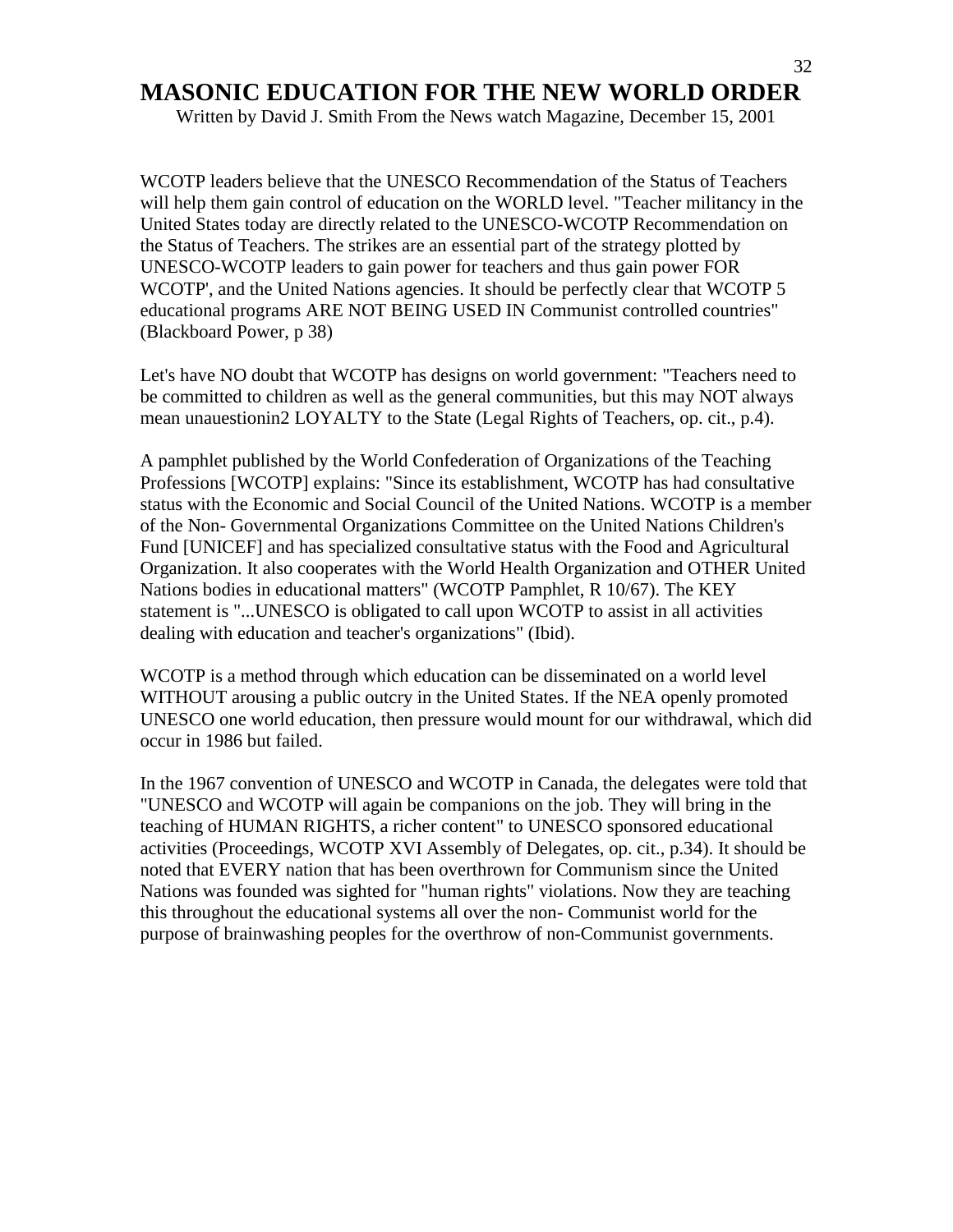# MASONIC EDUCATION FOR THE NEW WORLD ORDER

Written by David J. Smith From the News watch Magazine, December 15, 2001

WCOTP leaders believe that the UNESCO Recommendation of the Status of Teachers will help them gain control of education on the WORLD level. "Teacher militancy in the United States today are directly related to the UNESCO-WCOTP Recommendation on the Status of Teachers. The strikes are an essential part of the strategy plotted by UNESCO-WCOTP leaders to gain power for teachers and thus gain power FOR WCOTP', and the United Nations agencies. It should be perfectly clear that WCOTP 5 educational programs ARE NOT BEING USED IN Communist controlled countries" (Blackboard Power, p 38)

Let's have NO doubt that WCOTP has designs on world government: "Teachers need to be committed to children as well as the general communities, but this may NOT always mean unauestionin2 LOYALTY to the State (Legal Rights of Teachers, op. cit., p.4).

A pamphlet published by the World Confederation of Organizations of the Teaching Professions [WCOTP] explains: "Since its establishment, WCOTP has had consultative status with the Economic and Social Council of the United Nations. WCOTP is a member of the Non- Governmental Organizations Committee on the United Nations Children's Fund [UNICEF] and has specialized consultative status with the Food and Agricultural Organization. It also cooperates with the World Health Organization and OTHER United Nations bodies in educational matters" (WCOTP Pamphlet, R 10/67). The KEY statement is "...UNESCO is obligated to call upon WCOTP to assist in all activities dealing with education and teacher's organizations" (Ibid).

WCOTP is a method through which education can be disseminated on a world level WITHOUT arousing a public outcry in the United States. If the NEA openly promoted UNESCO one world education, then pressure would mount for our withdrawal, which did occur in 1986 but failed.

In the 1967 convention of UNESCO and WCOTP in Canada, the delegates were told that "UNESCO and WCOTP will again be companions on the job. They will bring in the teaching of HUMAN RIGHTS, a richer content" to UNESCO sponsored educational activities (Proceedings, WCOTP XVI Assembly of Delegates, op. cit., p.34). It should be noted that EVERY nation that has been overthrown for Communism since the United Nations was founded was sighted for "human rights" violations. Now they are teaching this throughout the educational systems all over the non- Communist world for the purpose of brainwashing peoples for the overthrow of non-Communist governments.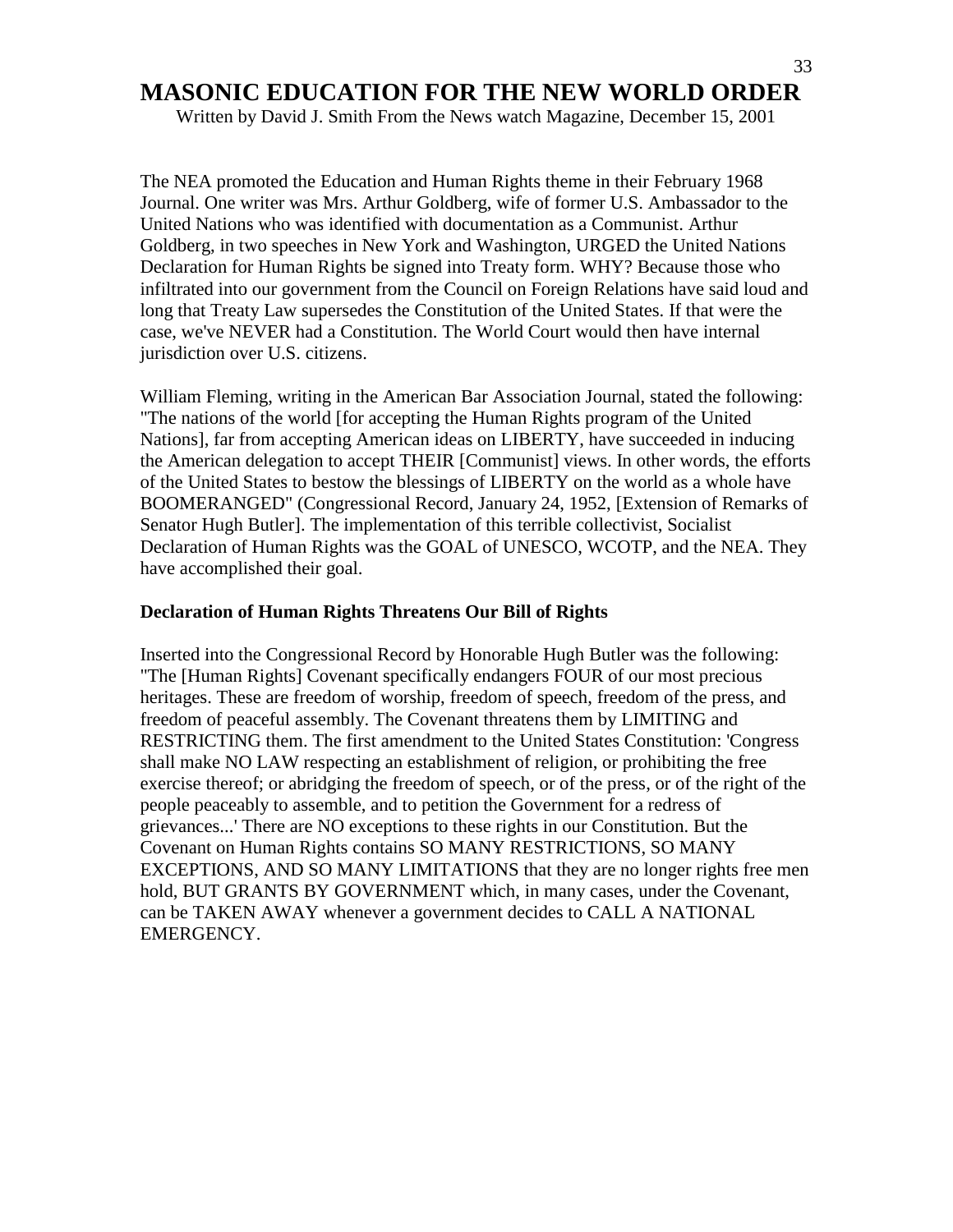# MASONIC EDUCATION FOR THE NEW WORLD ORDER

Written by David J. Smith From the News watch Magazine, December 15, 2001

The NEA promoted the Education and Human Rights theme in their February 1968 Journal. One writer was Mrs. Arthur Goldberg, wife of former U.S. Ambassador to the United Nations who was identified with documentation as a Communist. Arthur Goldberg, in two speeches in New York and Washington, URGED the United Nations Declaration for Human Rights be signed into Treaty form. WHY? Because those who infiltrated into our government from the Council on Foreign Relations have said loud and long that Treaty Law supersedes the Constitution of the United States. If that were the case, we've NEVER had a Constitution. The World Court would then have internal jurisdiction over U.S. citizens.

William Fleming, writing in the American Bar Association Journal, stated the following: "The nations of the world [for accepting the Human Rights program of the United Nations], far from accepting American ideas on LIBERTY, have succeeded in inducing the American delegation to accept THEIR [Communist] views. In other words, the efforts of the United States to bestow the blessings of LIBERTY on the world as a whole have BOOMERANGED" (Congressional Record, January 24, 1952, [Extension of Remarks of Senator Hugh Butler]. The implementation of this terrible collectivist, Socialist Declaration of Human Rights was the GOAL of UNESCO, WCOTP, and the NEA. They have accomplished their goal.

**Declaration of Human Rights Threatens Our Bill of Rights**

Inserted into the Congressional Record by Honorable Hugh Butler was the following: "The [Human Rights] Covenant specifically endangers FOUR of our most precious heritages. These are freedom of worship, freedom of speech, freedom of the press, and freedom of peaceful assembly. The Covenant threatens them by LIMITING and RESTRICTING them. The first amendment to the United States Constitution: 'Congress shall make NO LAW respecting an establishment of religion, or prohibiting the free exercise thereof; or abridging the freedom of speech, or of the press, or of the right of the people peaceably to assemble, and to petition the Government for a redress of grievances...' There are NO exceptions to these rights in our Constitution. But the Covenant on Human Rights contains SO MANY RESTRICTIONS, SO MANY EXCEPTIONS, AND SO MANY LIMITATIONS that they are no longer rights free men hold, BUT GRANTS BY GOVERNMENT which, in many cases, under the Covenant, can be TAKEN AWAY whenever a government decides to CALL A NATIONAL EMERGENCY.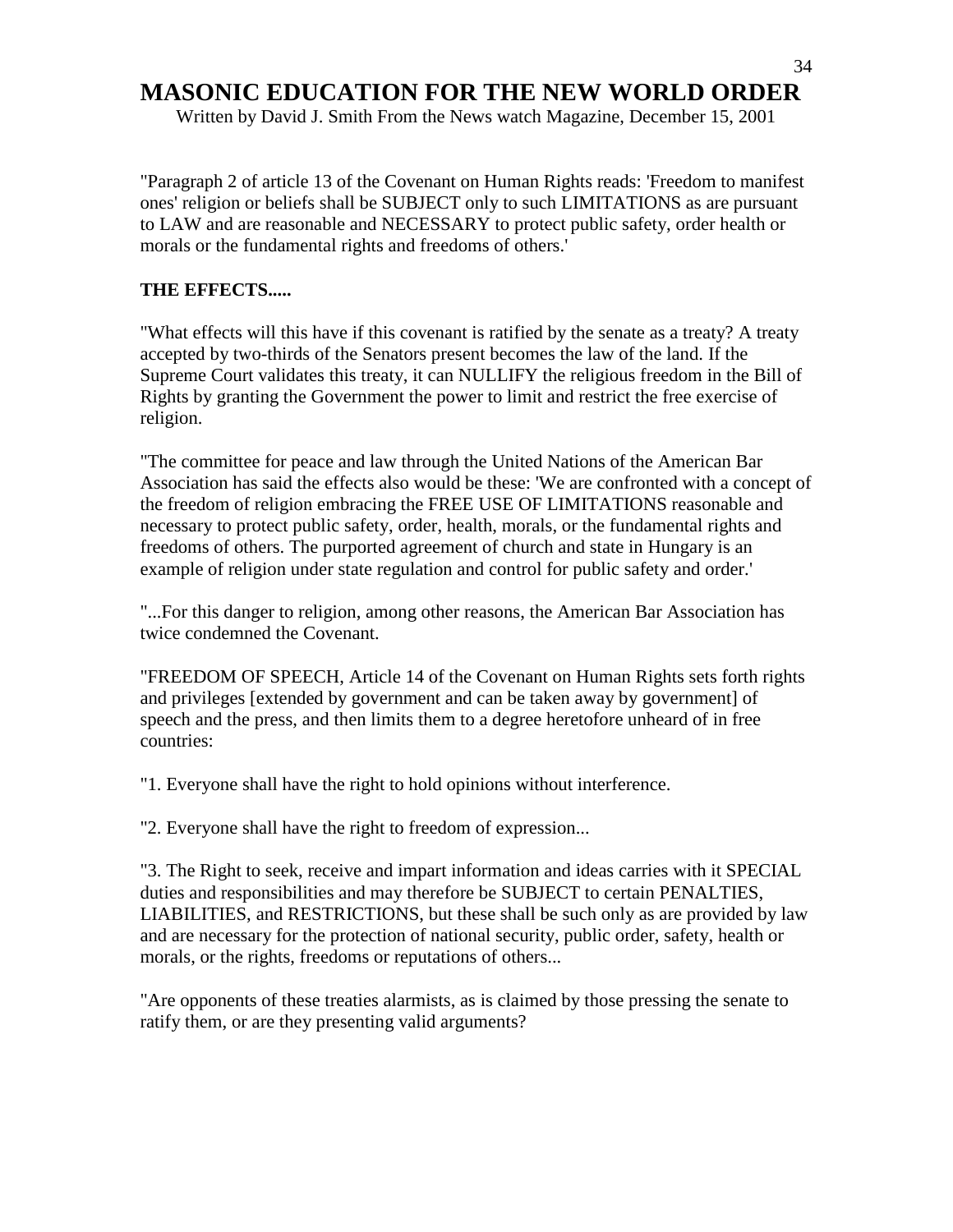# MASONIC EDUCATION FOR THE NEW WORLD ORDER

Written by David J. Smith From the News watch Magazine, December 15, 2001

"Paragraph 2 of article 13 of the Covenant on Human Rights reads: 'Freedom to manifest ones' religion or beliefs shall be SUBJECT only to such LIMITATIONS as are pursuant to LAW and are reasonable and NECESSARY to protect public safety, order health or morals or the fundamental rights and freedoms of others.'

**THE EFFECTS.....**

"What effects will this have if this covenant is ratified by the senate as a treaty? A treaty accepted by two-thirds of the Senators present becomes the law of the land. If the Supreme Court validates this treaty, it can NULLIFY the religious freedom in the Bill of Rights by granting the Government the power to limit and restrict the free exercise of religion.

"The committee for peace and law through the United Nations of the American Bar Association has said the effects also would be these: 'We are confronted with a concept of the freedom of religion embracing the FREE USE OF LIMITATIONS reasonable and necessary to protect public safety, order, health, morals, or the fundamental rights and freedoms of others. The purported agreement of church and state in Hungary is an example of religion under state regulation and control for public safety and order.'

"...For this danger to religion, among other reasons, the American Bar Association has twice condemned the Covenant.

"FREEDOM OF SPEECH, Article 14 of the Covenant on Human Rights sets forth rights and privileges [extended by government and can be taken away by government] of speech and the press, and then limits them to a degree heretofore unheard of in free countries:

"1. Everyone shall have the right to hold opinions without interference.

"2. Everyone shall have the right to freedom of expression...

"3. The Right to seek, receive and impart information and ideas carries with it SPECIAL duties and responsibilities and may therefore be SUBJECT to certain PENALTIES, LIABILITIES, and RESTRICTIONS, but these shall be such only as are provided by law and are necessary for the protection of national security, public order, safety, health or morals, or the rights, freedoms or reputations of others...

"Are opponents of these treaties alarmists, as is claimed by those pressing the senate to ratify them, or are they presenting valid arguments?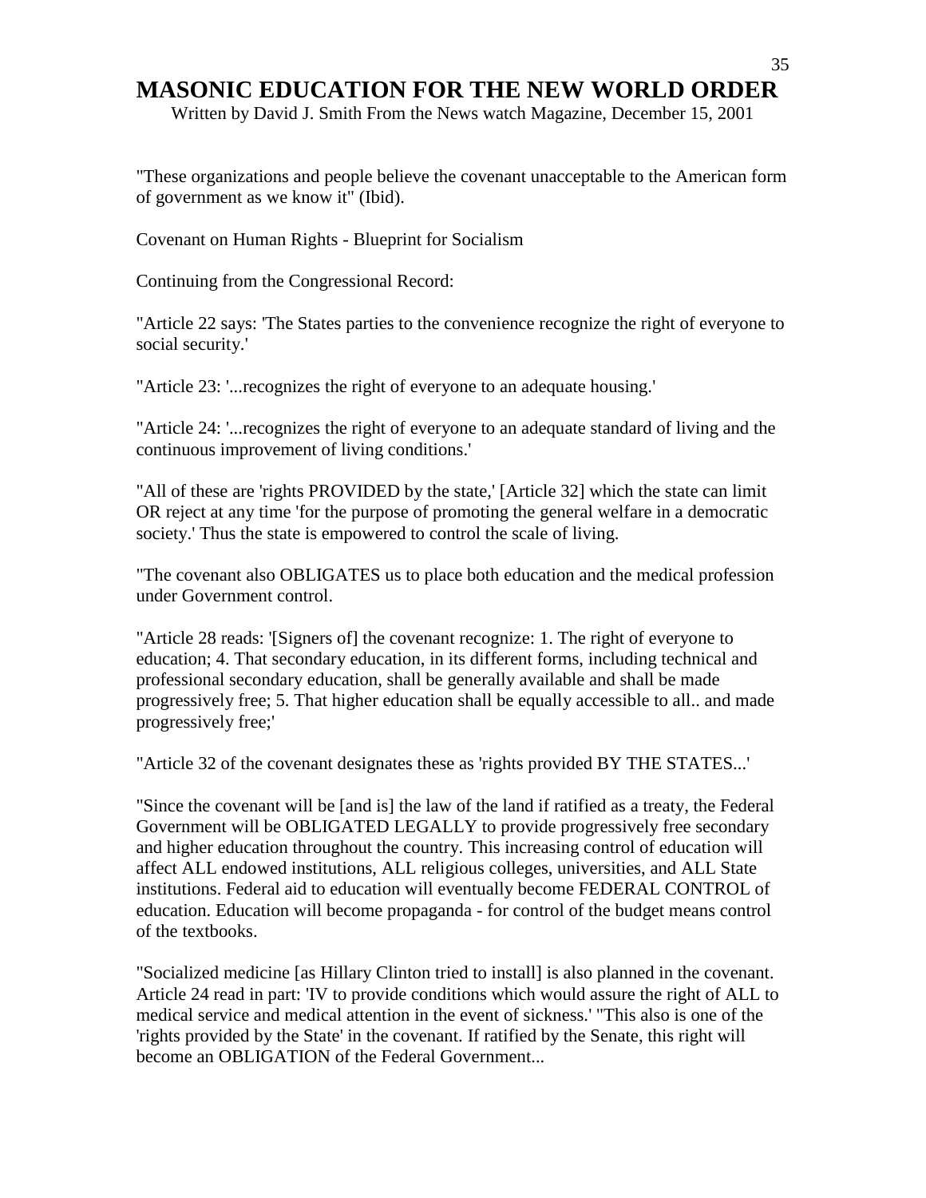# MASONIC EDUCATION FOR THE NEW WORLD ORDER

Written by David J. Smith From the News watch Magazine, December 15, 2001

"These organizations and people believe the covenant unacceptable to the American form of government as we know it" (Ibid).

Covenant on Human Rights - Blueprint for Socialism

Continuing from the Congressional Record:

"Article 22 says: 'The States parties to the convenience recognize the right of everyone to social security.'

"Article 23: '...recognizes the right of everyone to an adequate housing.'

"Article 24: '...recognizes the right of everyone to an adequate standard of living and the continuous improvement of living conditions.'

"All of these are 'rights PROVIDED by the state,' [Article 32] which the state can limit OR reject at any time 'for the purpose of promoting the general welfare in a democratic society.' Thus the state is empowered to control the scale of living.

"The covenant also OBLIGATES us to place both education and the medical profession under Government control.

"Article 28 reads: '[Signers of] the covenant recognize: 1. The right of everyone to education; 4. That secondary education, in its different forms, including technical and professional secondary education, shall be generally available and shall be made progressively free; 5. That higher education shall be equally accessible to all.. and made progressively free;'

"Article 32 of the covenant designates these as 'rights provided BY THE STATES...'

"Since the covenant will be [and is] the law of the land if ratified as a treaty, the Federal Government will be OBLIGATED LEGALLY to provide progressively free secondary and higher education throughout the country. This increasing control of education will affect ALL endowed institutions, ALL religious colleges, universities, and ALL State institutions. Federal aid to education will eventually become FEDERAL CONTROL of education. Education will become propaganda - for control of the budget means control of the textbooks.

"Socialized medicine [as Hillary Clinton tried to install] is also planned in the covenant. Article 24 read in part: 'IV to provide conditions which would assure the right of ALL to medical service and medical attention in the event of sickness.' "This also is one of the 'rights provided by the State' in the covenant. If ratified by the Senate, this right will become an OBLIGATION of the Federal Government...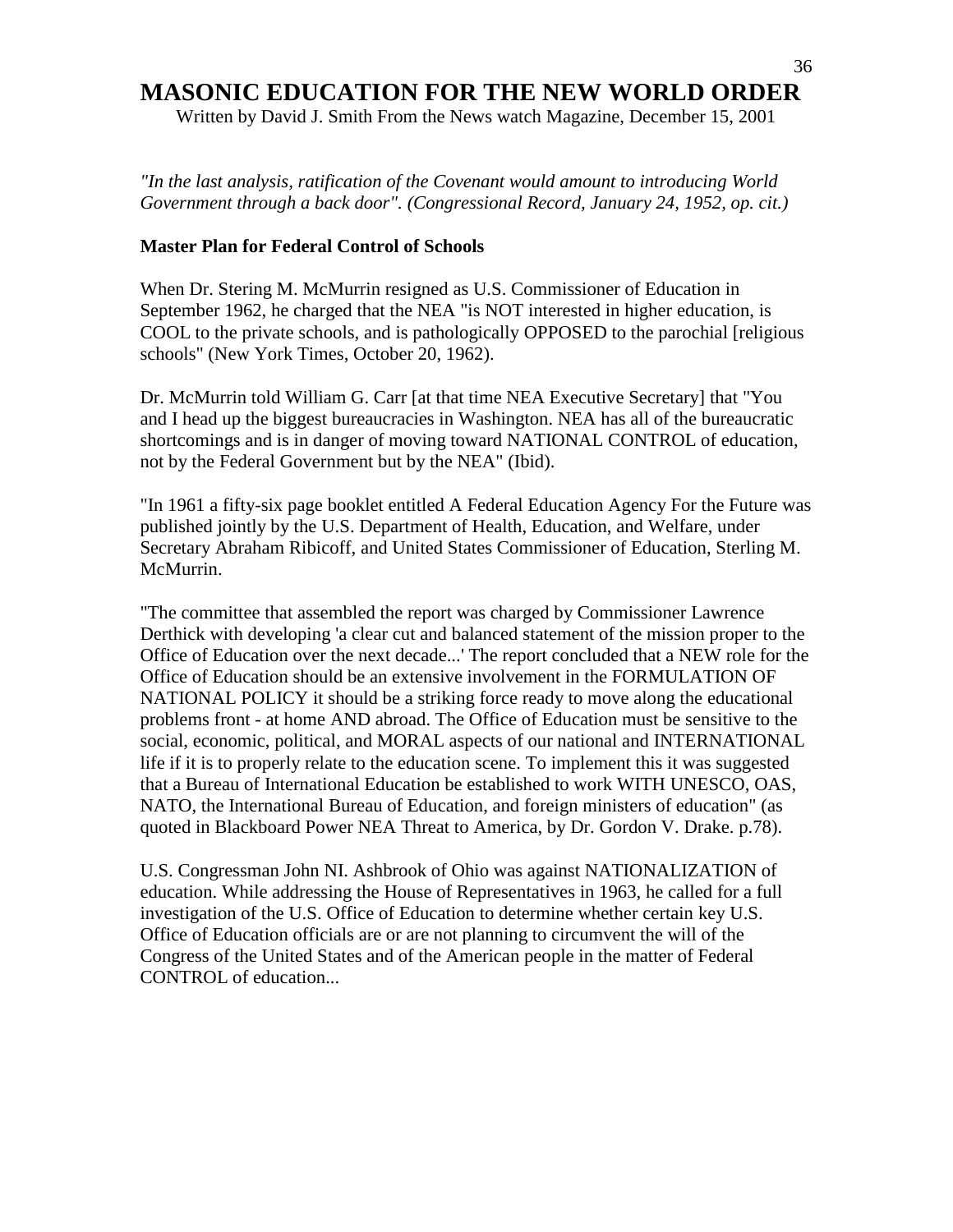# MASONIC EDUCATION FOR THE NEW WORLD ORDER

Written by David J. Smith From the News watch Magazine, December 15, 2001

*"In the last analysis, ratification of the Covenant would amount to introducing World Government through a back door". (Congressional Record, January 24, 1952, op. cit.)*

**Master Plan for Federal Control of Schools**

When Dr. Stering M. McMurrin resigned as U.S. Commissioner of Education in September 1962, he charged that the NEA "is NOT interested in higher education, is COOL to the private schools, and is pathologically OPPOSED to the parochial [religious schools" (New York Times, October 20, 1962).

Dr. McMurrin told William G. Carr [at that time NEA Executive Secretary] that "You and I head up the biggest bureaucracies in Washington. NEA has all of the bureaucratic shortcomings and is in danger of moving toward NATIONAL CONTROL of education, not by the Federal Government but by the NEA" (Ibid).

"In 1961 a fifty-six page booklet entitled A Federal Education Agency For the Future was published jointly by the U.S. Department of Health, Education, and Welfare, under Secretary Abraham Ribicoff, and United States Commissioner of Education, Sterling M. McMurrin.

"The committee that assembled the report was charged by Commissioner Lawrence Derthick with developing 'a clear cut and balanced statement of the mission proper to the Office of Education over the next decade...' The report concluded that a NEW role for the Office of Education should be an extensive involvement in the FORMULATION OF NATIONAL POLICY it should be a striking force ready to move along the educational problems front - at home AND abroad. The Office of Education must be sensitive to the social, economic, political, and MORAL aspects of our national and INTERNATIONAL life if it is to properly relate to the education scene. To implement this it was suggested that a Bureau of International Education be established to work WITH UNESCO, OAS, NATO, the International Bureau of Education, and foreign ministers of education" (as quoted in Blackboard Power NEA Threat to America, by Dr. Gordon V. Drake. p.78).

U.S. Congressman John NI. Ashbrook of Ohio was against NATIONALIZATION of education. While addressing the House of Representatives in 1963, he called for a full investigation of the U.S. Office of Education to determine whether certain key U.S. Office of Education officials are or are not planning to circumvent the will of the Congress of the United States and of the American people in the matter of Federal CONTROL of education...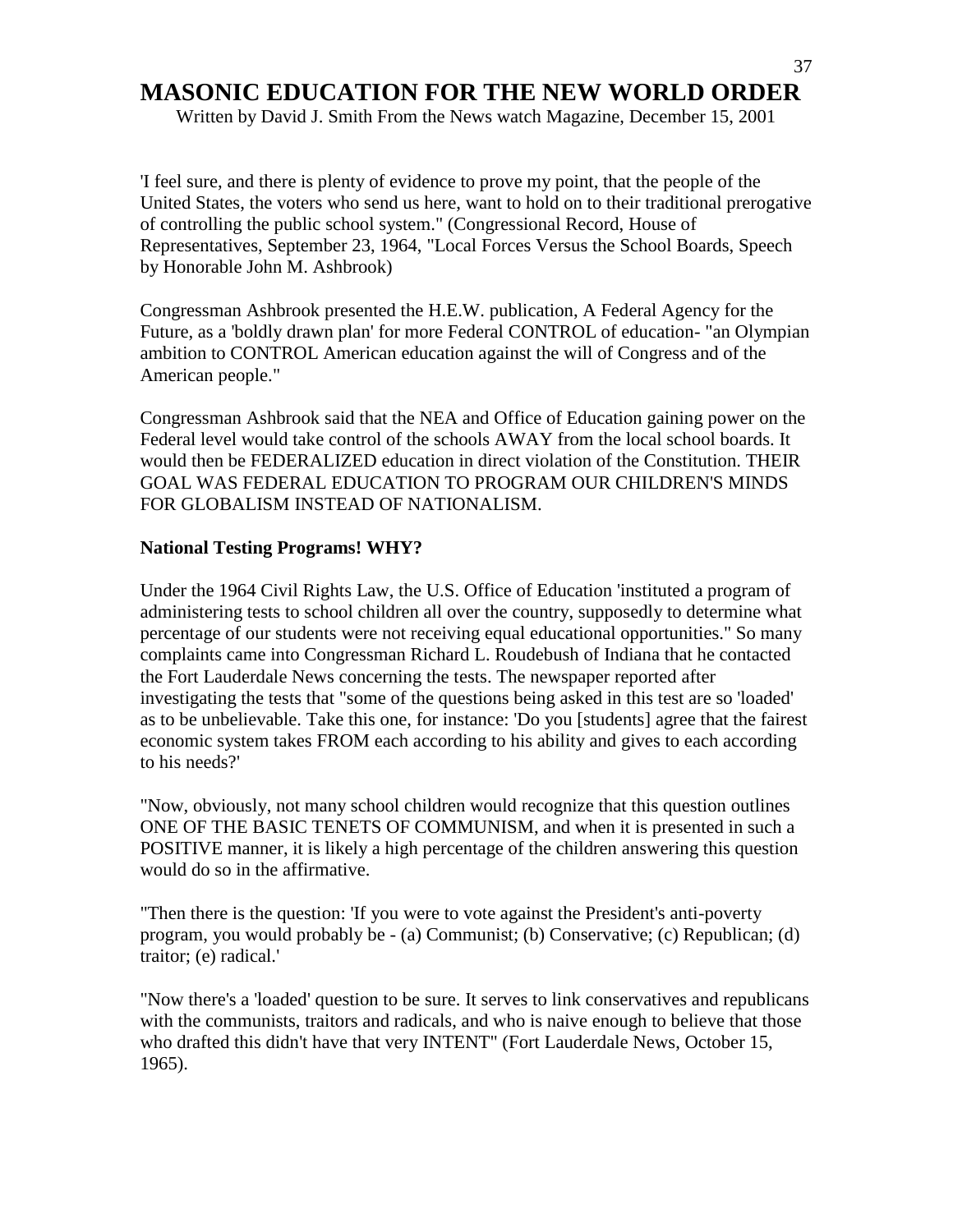# MASONIC EDUCATION FOR THE NEW WORLD ORDER

Written by David J. Smith From the News watch Magazine, December 15, 2001

'I feel sure, and there is plenty of evidence to prove my point, that the people of the United States, the voters who send us here, want to hold on to their traditional prerogative of controlling the public school system." (Congressional Record, House of Representatives, September 23, 1964, "Local Forces Versus the School Boards, Speech by Honorable John M. Ashbrook)

Congressman Ashbrook presented the H.E.W. publication, A Federal Agency for the Future, as a 'boldly drawn plan' for more Federal CONTROL of education- "an Olympian ambition to CONTROL American education against the will of Congress and of the American people."

Congressman Ashbrook said that the NEA and Office of Education gaining power on the Federal level would take control of the schools AWAY from the local school boards. It would then be FEDERALIZED education in direct violation of the Constitution. THEIR GOAL WAS FEDERAL EDUCATION TO PROGRAM OUR CHILDREN'S MINDS FOR GLOBALISM INSTEAD OF NATIONALISM.

**National Testing Programs! WHY?**

Under the 1964 Civil Rights Law, the U.S. Office of Education 'instituted a program of administering tests to school children all over the country, supposedly to determine what percentage of our students were not receiving equal educational opportunities." So many complaints came into Congressman Richard L. Roudebush of Indiana that he contacted the Fort Lauderdale News concerning the tests. The newspaper reported after investigating the tests that "some of the questions being asked in this test are so 'loaded' as to be unbelievable. Take this one, for instance: 'Do you [students] agree that the fairest economic system takes FROM each according to his ability and gives to each according to his needs?'

"Now, obviously, not many school children would recognize that this question outlines ONE OF THE BASIC TENETS OF COMMUNISM, and when it is presented in such a POSITIVE manner, it is likely a high percentage of the children answering this question would do so in the affirmative.

"Then there is the question: 'If you were to vote against the President's anti-poverty program, you would probably be - (a) Communist; (b) Conservative; (c) Republican; (d) traitor; (e) radical.'

"Now there's a 'loaded' question to be sure. It serves to link conservatives and republicans with the communists, traitors and radicals, and who is naive enough to believe that those who drafted this didn't have that very INTENT" (Fort Lauderdale News, October 15, 1965).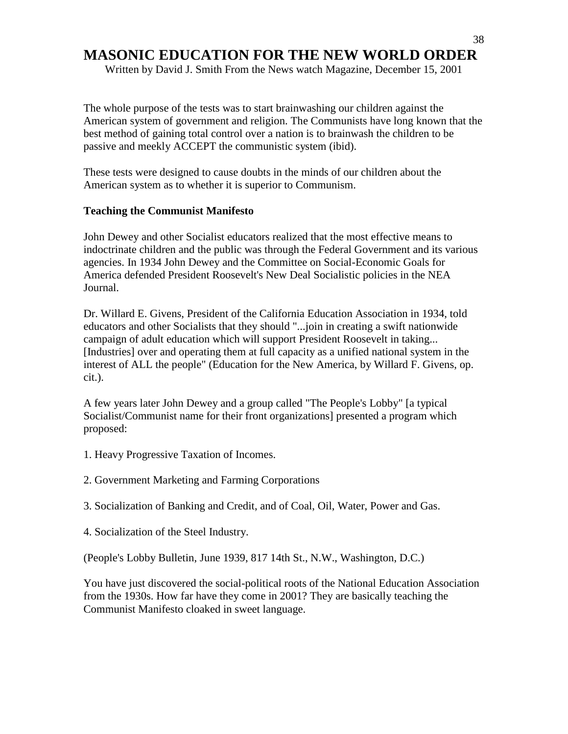# MASONIC EDUCATION FOR THE NEW WORLD ORDER

Written by David J. Smith From the News watch Magazine, December 15, 2001

The whole purpose of the tests was to start brainwashing our children against the American system of government and religion. The Communists have long known that the best method of gaining total control over a nation is to brainwash the children to be passive and meekly ACCEPT the communistic system (ibid).

These tests were designed to cause doubts in the minds of our children about the American system as to whether it is superior to Communism.

**Teaching the Communist Manifesto**

John Dewey and other Socialist educators realized that the most effective means to indoctrinate children and the public was through the Federal Government and its various agencies. In 1934 John Dewey and the Committee on Social-Economic Goals for America defended President Roosevelt's New Deal Socialistic policies in the NEA Journal.

Dr. Willard E. Givens, President of the California Education Association in 1934, told educators and other Socialists that they should "...join in creating a swift nationwide campaign of adult education which will support President Roosevelt in taking... [Industries] over and operating them at full capacity as a unified national system in the interest of ALL the people" (Education for the New America, by Willard F. Givens, op. cit.).

A few years later John Dewey and a group called "The People's Lobby" [a typical Socialist/Communist name for their front organizations] presented a program which proposed:

1. Heavy Progressive Taxation of Incomes.

2. Government Marketing and Farming Corporations

3. Socialization of Banking and Credit, and of Coal, Oil, Water, Power and Gas.

4. Socialization of the Steel Industry.

(People's Lobby Bulletin, June 1939, 817 14th St., N.W., Washington, D.C.)

You have just discovered the social-political roots of the National Education Association from the 1930s. How far have they come in 2001? They are basically teaching the Communist Manifesto cloaked in sweet language.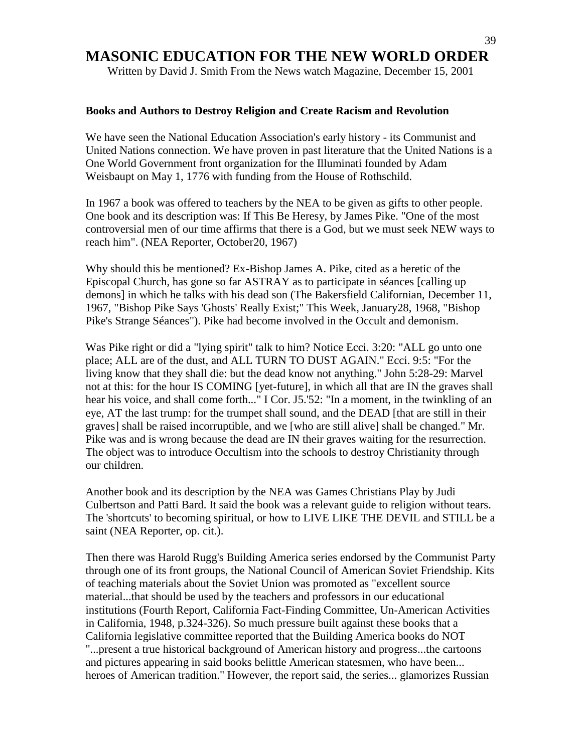# MASONIC EDUCATION FOR THE NEW WORLD ORDER

Written by David J. Smith From the News watch Magazine, December 15, 2001

**Books and Authors to Destroy Religion and Create Racism and Revolution**

We have seen the National Education Association's early history - its Communist and United Nations connection. We have proven in past literature that the United Nations is a One World Government front organization for the Illuminati founded by Adam Weisbaupt on May 1, 1776 with funding from the House of Rothschild.

In 1967 a book was offered to teachers by the NEA to be given as gifts to other people. One book and its description was: If This Be Heresy, by James Pike. "One of the most controversial men of our time affirms that there is a God, but we must seek NEW ways to reach him". (NEA Reporter, October20, 1967)

Why should this be mentioned? Ex-Bishop James A. Pike, cited as a heretic of the Episcopal Church, has gone so far ASTRAY as to participate in séances [calling up demons] in which he talks with his dead son (The Bakersfield Californian, December 11, 1967, "Bishop Pike Says 'Ghosts' Really Exist;" This Week, January28, 1968, "Bishop Pike's Strange Séances"). Pike had become involved in the Occult and demonism.

Was Pike right or did a "lying spirit" talk to him? Notice Ecci. 3:20: "ALL go unto one place; ALL are of the dust, and ALL TURN TO DUST AGAIN." Ecci. 9:5: "For the living know that they shall die: but the dead know not anything." John 5:28-29: Marvel not at this: for the hour IS COMING [yet-future], in which all that are IN the graves shall hear his voice, and shall come forth..." I Cor. J5.'52: "In a moment, in the twinkling of an eye, AT the last trump: for the trumpet shall sound, and the DEAD [that are still in their graves] shall be raised incorruptible, and we [who are still alive] shall be changed." Mr. Pike was and is wrong because the dead are IN their graves waiting for the resurrection. The object was to introduce Occultism into the schools to destroy Christianity through our children.

Another book and its description by the NEA was Games Christians Play by Judi Culbertson and Patti Bard. It said the book was a relevant guide to religion without tears. The 'shortcuts' to becoming spiritual, or how to LIVE LIKE THE DEVIL and STILL be a saint (NEA Reporter, op. cit.).

Then there was Harold Rugg's Building America series endorsed by the Communist Party through one of its front groups, the National Council of American Soviet Friendship. Kits of teaching materials about the Soviet Union was promoted as "excellent source material...that should be used by the teachers and professors in our educational institutions (Fourth Report, California Fact-Finding Committee, Un-American Activities in California, 1948, p.324-326). So much pressure built against these books that a California legislative committee reported that the Building America books do NOT "...present a true historical background of American history and progress...the cartoons and pictures appearing in said books belittle American statesmen, who have been... heroes of American tradition." However, the report said, the series... glamorizes Russian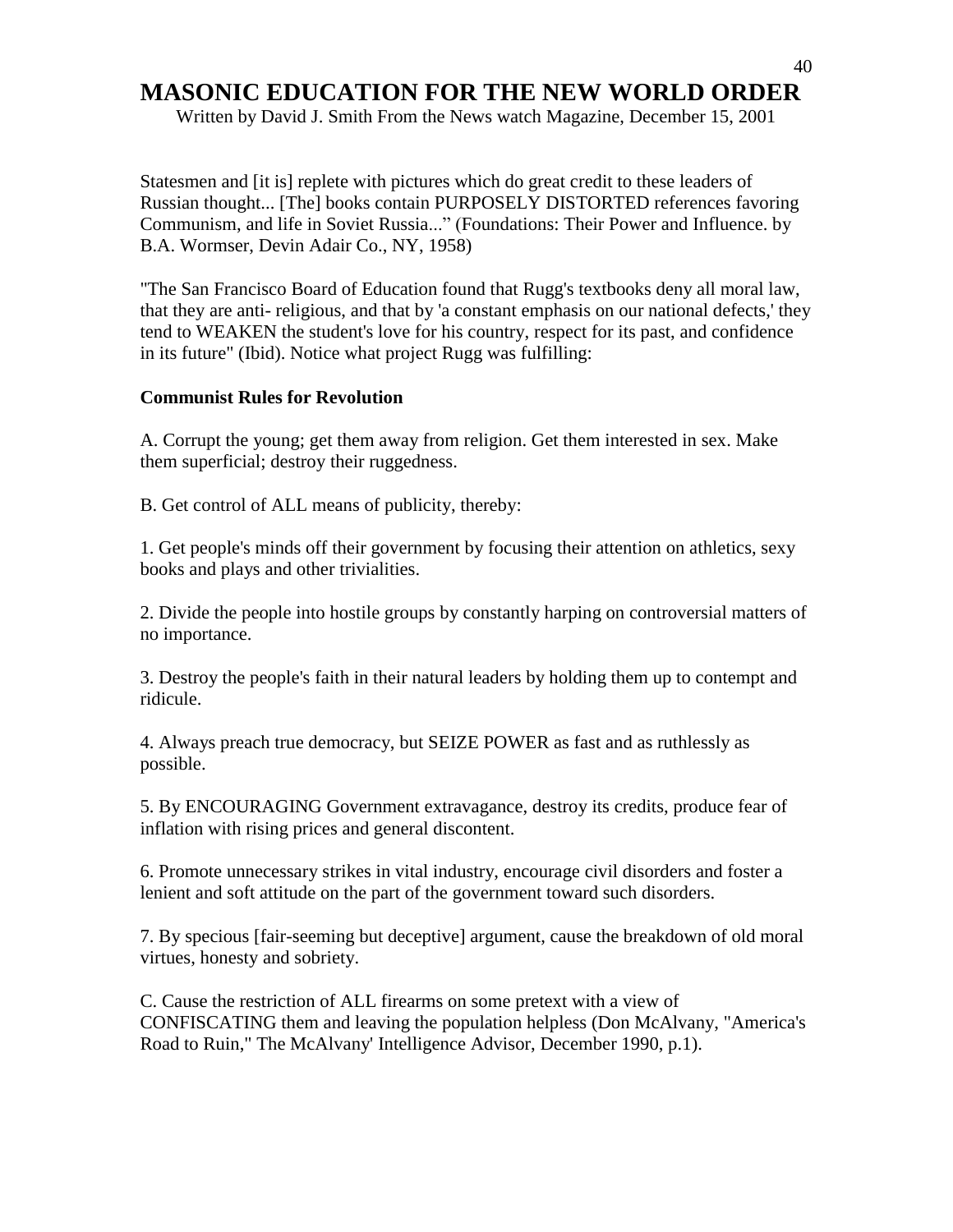# MASONIC EDUCATION FOR THE NEW WORLD ORDER

Written by David J. Smith From the News watch Magazine, December 15, 2001

Statesmen and [it is] replete with pictures which do great credit to these leaders of Russian thought... [The] books contain PURPOSELY DISTORTED references favoring Communism, and life in Soviet Russia...” (Foundations: Their Power and Influence. by B.A. Wormser, Devin Adair Co., NY, 1958)

"The San Francisco Board of Education found that Rugg's textbooks deny all moral law, that they are anti- religious, and that by 'a constant emphasis on our national defects,' they tend to WEAKEN the student's love for his country, respect for its past, and confidence in its future" (Ibid). Notice what project Rugg was fulfilling:

**Communist Rules for Revolution**

A. Corrupt the young; get them away from religion. Get them interested in sex. Make them superficial; destroy their ruggedness.

B. Get control of ALL means of publicity, thereby:

1. Get people's minds off their government by focusing their attention on athletics, sexy books and plays and other trivialities.

2. Divide the people into hostile groups by constantly harping on controversial matters of no importance.

3. Destroy the people's faith in their natural leaders by holding them up to contempt and ridicule.

4. Always preach true democracy, but SEIZE POWER as fast and as ruthlessly as possible.

5. By ENCOURAGING Government extravagance, destroy its credits, produce fear of inflation with rising prices and general discontent.

6. Promote unnecessary strikes in vital industry, encourage civil disorders and foster a lenient and soft attitude on the part of the government toward such disorders.

7. By specious [fair-seeming but deceptive] argument, cause the breakdown of old moral virtues, honesty and sobriety.

C. Cause the restriction of ALL firearms on some pretext with a view of CONFISCATING them and leaving the population helpless (Don McAlvany, "America's Road to Ruin," The McAlvany' Intelligence Advisor, December 1990, p.1).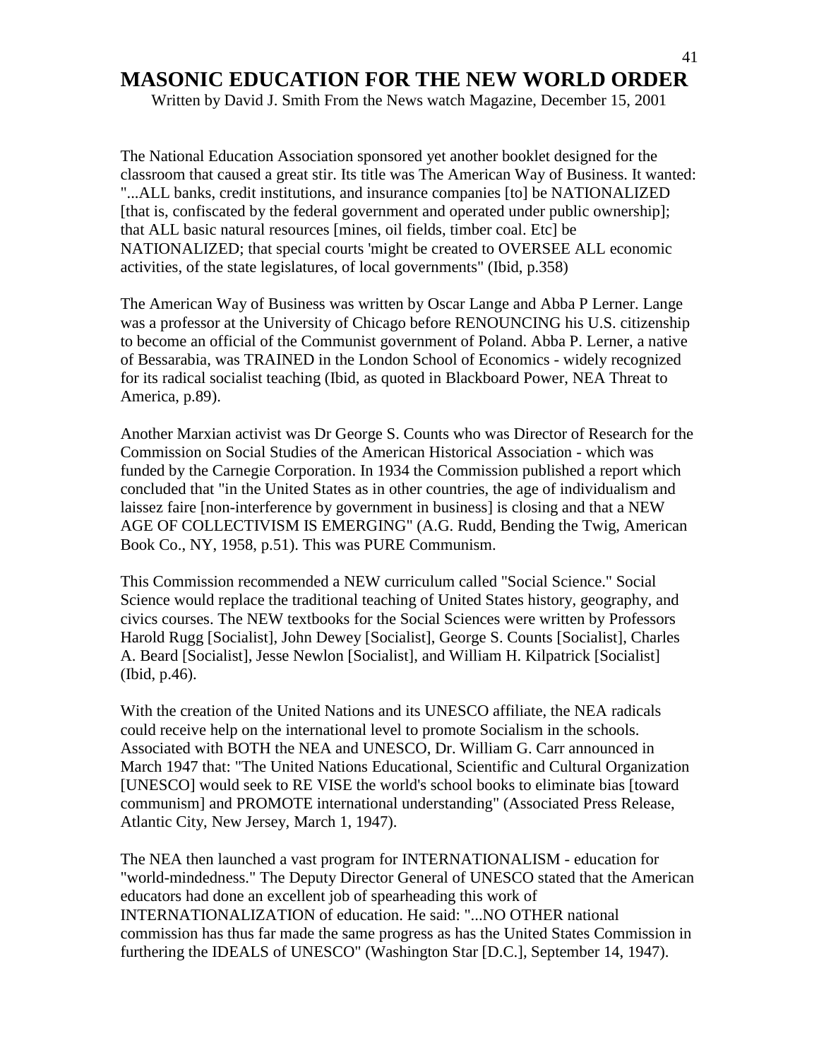# MASONIC EDUCATION FOR THE NEW WORLD ORDER

Written by David J. Smith From the News watch Magazine, December 15, 2001

The National Education Association sponsored yet another booklet designed for the classroom that caused a great stir. Its title was The American Way of Business. It wanted: "...ALL banks, credit institutions, and insurance companies [to] be NATIONALIZED [that is, confiscated by the federal government and operated under public ownership]; that ALL basic natural resources [mines, oil fields, timber coal. Etc] be NATIONALIZED; that special courts 'might be created to OVERSEE ALL economic activities, of the state legislatures, of local governments" (Ibid, p.358)

The American Way of Business was written by Oscar Lange and Abba P Lerner. Lange was a professor at the University of Chicago before RENOUNCING his U.S. citizenship to become an official of the Communist government of Poland. Abba P. Lerner, a native of Bessarabia, was TRAINED in the London School of Economics - widely recognized for its radical socialist teaching (Ibid, as quoted in Blackboard Power, NEA Threat to America, p.89).

Another Marxian activist was Dr George S. Counts who was Director of Research for the Commission on Social Studies of the American Historical Association - which was funded by the Carnegie Corporation. In 1934 the Commission published a report which concluded that "in the United States as in other countries, the age of individualism and laissez faire [non-interference by government in business] is closing and that a NEW AGE OF COLLECTIVISM IS EMERGING" (A.G. Rudd, Bending the Twig, American Book Co., NY, 1958, p.51). This was PURE Communism.

This Commission recommended a NEW curriculum called "Social Science." Social Science would replace the traditional teaching of United States history, geography, and civics courses. The NEW textbooks for the Social Sciences were written by Professors Harold Rugg [Socialist], John Dewey [Socialist], George S. Counts [Socialist], Charles A. Beard [Socialist], Jesse Newlon [Socialist], and William H. Kilpatrick [Socialist] (Ibid, p.46).

With the creation of the United Nations and its UNESCO affiliate, the NEA radicals could receive help on the international level to promote Socialism in the schools. Associated with BOTH the NEA and UNESCO, Dr. William G. Carr announced in March 1947 that: "The United Nations Educational, Scientific and Cultural Organization [UNESCO] would seek to RE VISE the world's school books to eliminate bias [toward communism] and PROMOTE international understanding" (Associated Press Release, Atlantic City, New Jersey, March 1, 1947).

The NEA then launched a vast program for INTERNATIONALISM - education for "world-mindedness." The Deputy Director General of UNESCO stated that the American educators had done an excellent job of spearheading this work of INTERNATIONALIZATION of education. He said: "...NO OTHER national commission has thus far made the same progress as has the United States Commission in furthering the IDEALS of UNESCO" (Washington Star [D.C.], September 14, 1947).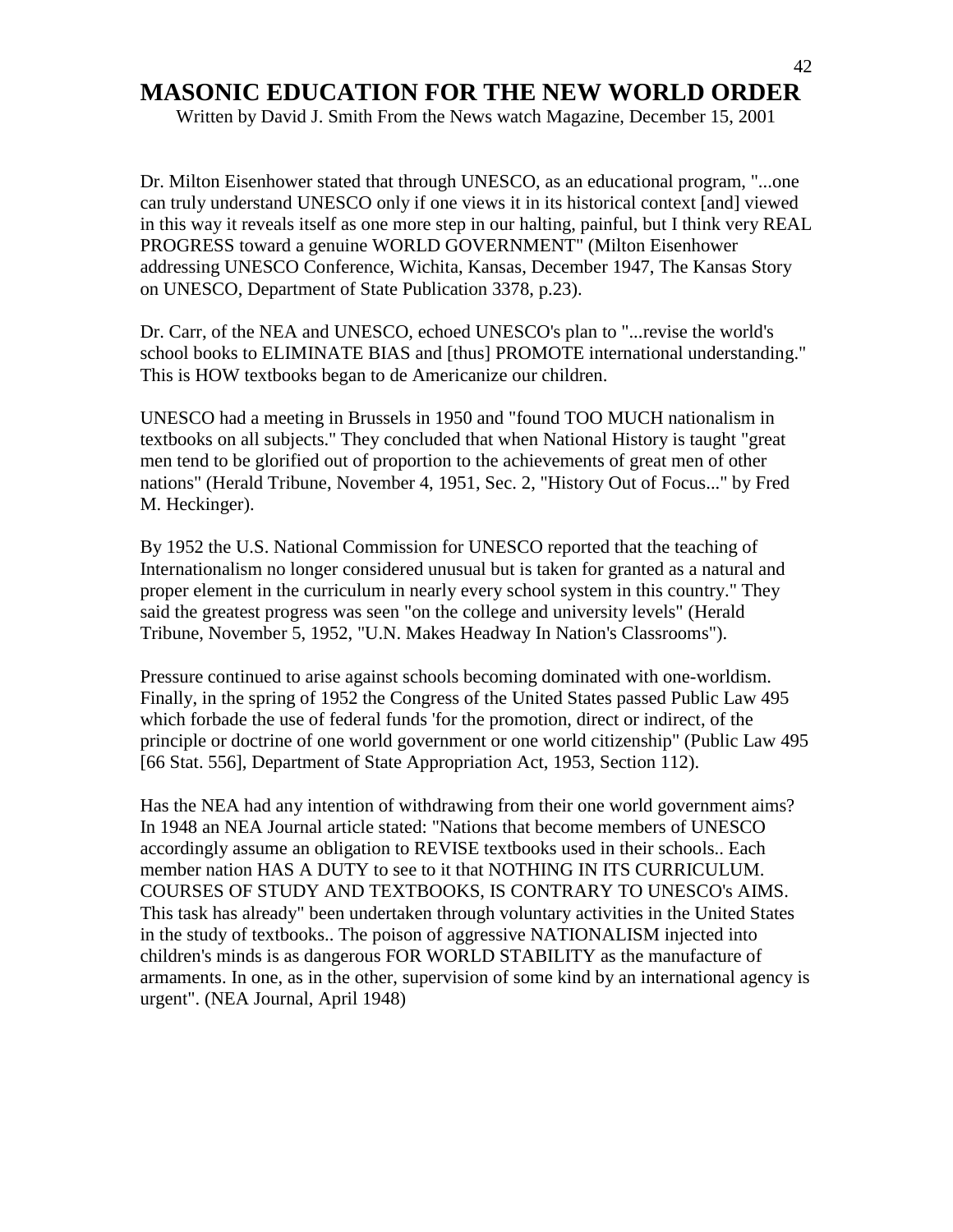# MASONIC EDUCATION FOR THE NEW WORLD ORDER

Written by David J. Smith From the News watch Magazine, December 15, 2001

Dr. Milton Eisenhower stated that through UNESCO, as an educational program, "...one can truly understand UNESCO only if one views it in its historical context [and] viewed in this way it reveals itself as one more step in our halting, painful, but I think very REAL PROGRESS toward a genuine WORLD GOVERNMENT" (Milton Eisenhower addressing UNESCO Conference, Wichita, Kansas, December 1947, The Kansas Story on UNESCO, Department of State Publication 3378, p.23).

Dr. Carr, of the NEA and UNESCO, echoed UNESCO's plan to "...revise the world's school books to ELIMINATE BIAS and [thus] PROMOTE international understanding." This is HOW textbooks began to de Americanize our children.

UNESCO had a meeting in Brussels in 1950 and "found TOO MUCH nationalism in textbooks on all subjects." They concluded that when National History is taught "great men tend to be glorified out of proportion to the achievements of great men of other nations" (Herald Tribune, November 4, 1951, Sec. 2, "History Out of Focus..." by Fred M. Heckinger).

By 1952 the U.S. National Commission for UNESCO reported that the teaching of Internationalism no longer considered unusual but is taken for granted as a natural and proper element in the curriculum in nearly every school system in this country." They said the greatest progress was seen "on the college and university levels" (Herald Tribune, November 5, 1952, "U.N. Makes Headway In Nation's Classrooms").

Pressure continued to arise against schools becoming dominated with one-worldism. Finally, in the spring of 1952 the Congress of the United States passed Public Law 495 which forbade the use of federal funds 'for the promotion, direct or indirect, of the principle or doctrine of one world government or one world citizenship" (Public Law 495 [66 Stat. 556], Department of State Appropriation Act, 1953, Section 112).

Has the NEA had any intention of withdrawing from their one world government aims? In 1948 an NEA Journal article stated: "Nations that become members of UNESCO accordingly assume an obligation to REVISE textbooks used in their schools.. Each member nation HAS A DUTY to see to it that NOTHING IN ITS CURRICULUM. COURSES OF STUDY AND TEXTBOOKS, IS CONTRARY TO UNESCO's AIMS. This task has already" been undertaken through voluntary activities in the United States in the study of textbooks.. The poison of aggressive NATIONALISM injected into children's minds is as dangerous FOR WORLD STABILITY as the manufacture of armaments. In one, as in the other, supervision of some kind by an international agency is urgent". (NEA Journal, April 1948)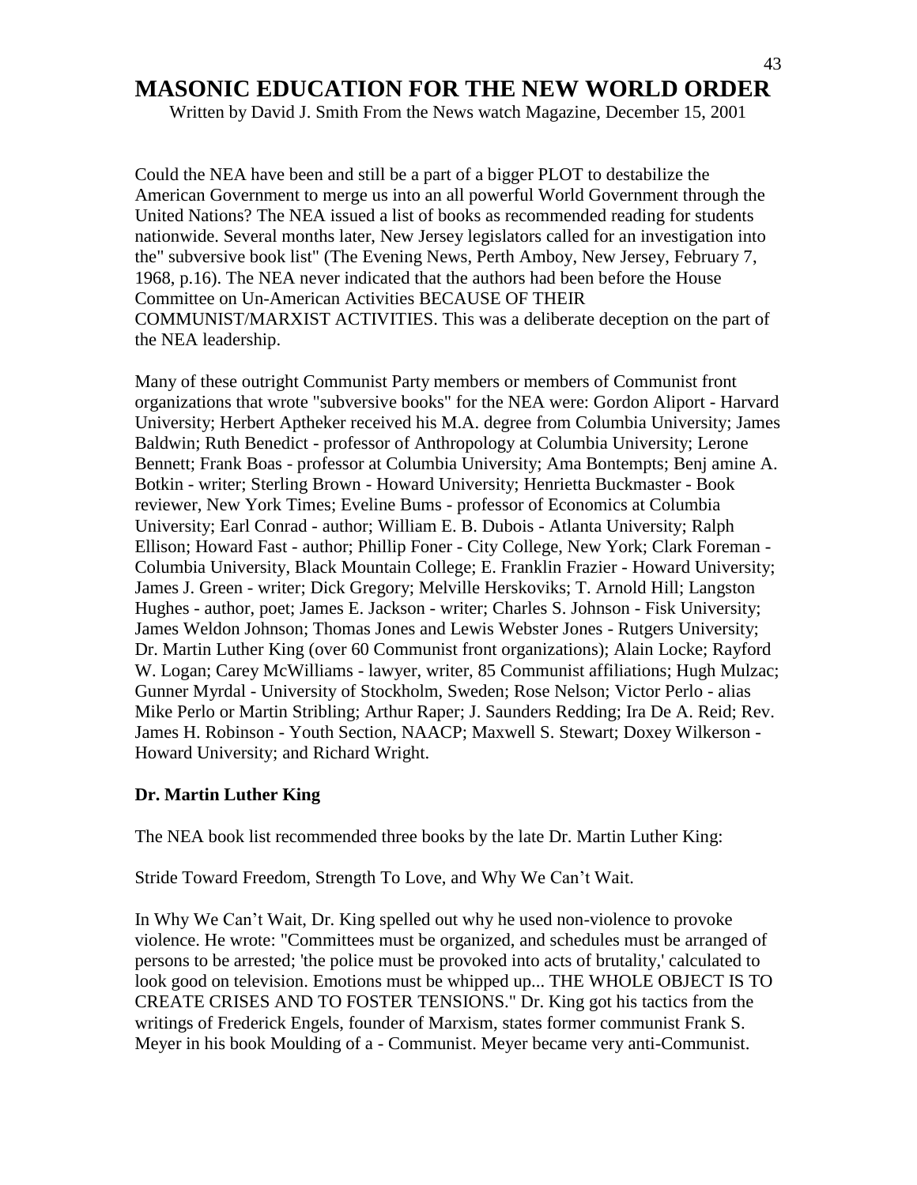# MASONIC EDUCATION FOR THE NEW WORLD ORDER

Written by David J. Smith From the News watch Magazine, December 15, 2001

Could the NEA have been and still be a part of a bigger PLOT to destabilize the American Government to merge us into an all powerful World Government through the United Nations? The NEA issued a list of books as recommended reading for students nationwide. Several months later, New Jersey legislators called for an investigation into the" subversive book list" (The Evening News, Perth Amboy, New Jersey, February 7, 1968, p.16). The NEA never indicated that the authors had been before the House Committee on Un-American Activities BECAUSE OF THEIR COMMUNIST/MARXIST ACTIVITIES. This was a deliberate deception on the part of the NEA leadership.

Many of these outright Communist Party members or members of Communist front organizations that wrote "subversive books" for the NEA were: Gordon Aliport - Harvard University; Herbert Aptheker received his M.A. degree from Columbia University; James Baldwin; Ruth Benedict - professor of Anthropology at Columbia University; Lerone Bennett; Frank Boas - professor at Columbia University; Ama Bontempts; Benj amine A. Botkin - writer; Sterling Brown - Howard University; Henrietta Buckmaster - Book reviewer, New York Times; Eveline Bums - professor of Economics at Columbia University; Earl Conrad - author; William E. B. Dubois - Atlanta University; Ralph Ellison; Howard Fast - author; Phillip Foner - City College, New York; Clark Foreman - Columbia University, Black Mountain College; E. Franklin Frazier - Howard University; James J. Green - writer; Dick Gregory; Melville Herskoviks; T. Arnold Hill; Langston Hughes - author, poet; James E. Jackson - writer; Charles S. Johnson - Fisk University; James Weldon Johnson; Thomas Jones and Lewis Webster Jones - Rutgers University; Dr. Martin Luther King (over 60 Communist front organizations); Alain Locke; Rayford W. Logan; Carey McWilliams - lawyer, writer, 85 Communist affiliations; Hugh Mulzac; Gunner Myrdal - University of Stockholm, Sweden; Rose Nelson; Victor Perlo - alias Mike Perlo or Martin Stribling; Arthur Raper; J. Saunders Redding; Ira De A. Reid; Rev. James H. Robinson - Youth Section, NAACP; Maxwell S. Stewart; Doxey Wilkerson - Howard University; and Richard Wright.

**Dr. Martin Luther King**

The NEA book list recommended three books by the late Dr. Martin Luther King:

Stride Toward Freedom, Strength To Love, and Why We Can't Wait.

In Why We Can't Wait, Dr. King spelled out why he used non-violence to provoke violence. He wrote: "Committees must be organized, and schedules must be arranged of persons to be arrested; 'the police must be provoked into acts of brutality,' calculated to look good on television. Emotions must be whipped up... THE WHOLE OBJECT IS TO CREATE CRISES AND TO FOSTER TENSIONS." Dr. King got his tactics from the writings of Frederick Engels, founder of Marxism, states former communist Frank S. Meyer in his book Moulding of a - Communist. Meyer became very anti-Communist.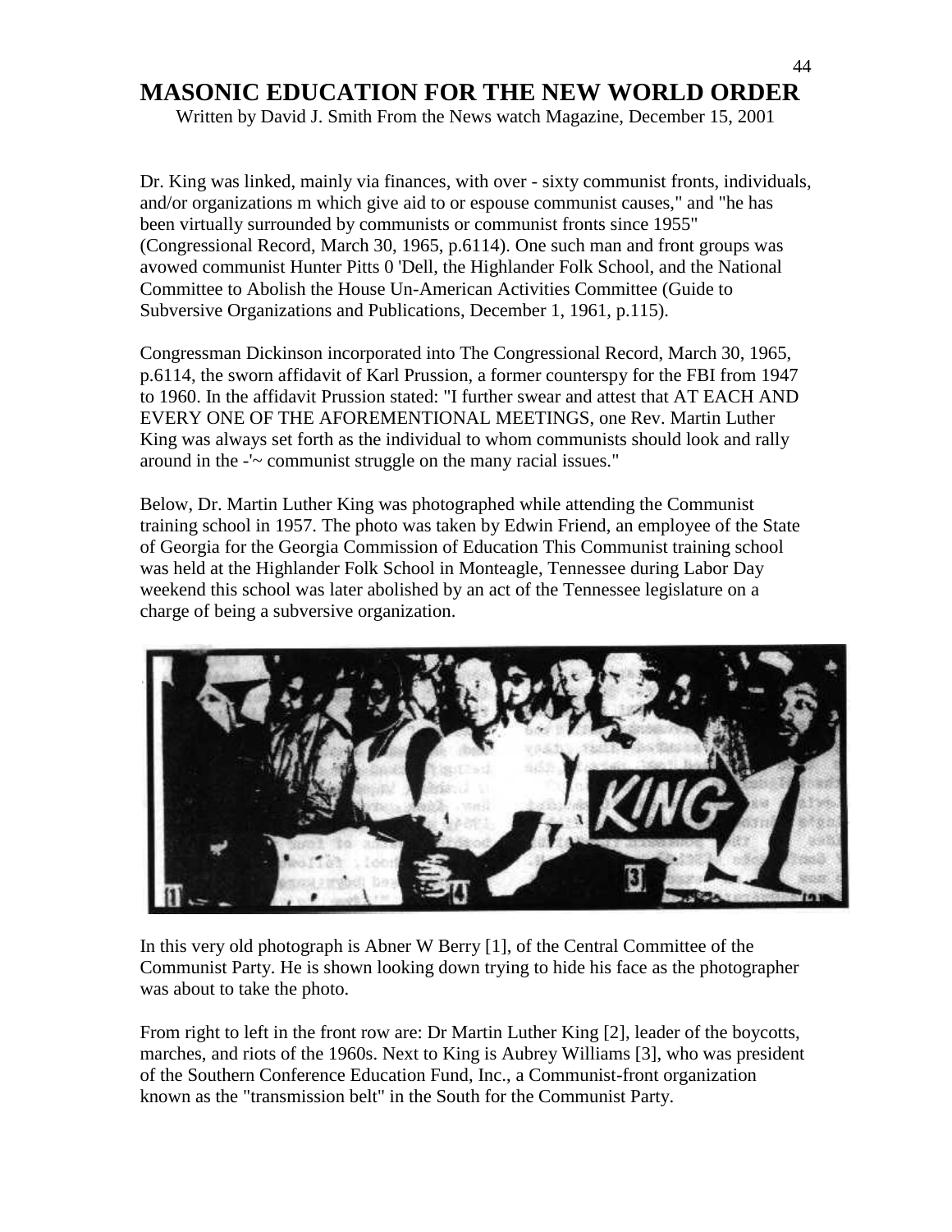# MASONIC EDUCATION FOR THE NEW WORLD ORDER

Written by David J. Smith From the News watch Magazine, December 15, 2001

Dr. King was linked, mainly via finances, with over - sixty communist fronts, individuals, and/or organizations m which give aid to or espouse communist causes," and "he has been virtually surrounded by communists or communist fronts since 1955" (Congressional Record, March 30, 1965, p.6114). One such man and front groups was avowed communist Hunter Pitts 0 'Dell, the Highlander Folk School, and the National Committee to Abolish the House Un-American Activities Committee (Guide to Subversive Organizations and Publications, December 1, 1961, p.115).

Congressman Dickinson incorporated into The Congressional Record, March 30, 1965, p.6114, the sworn affidavit of Karl Prussion, a former counterspy for the FBI from 1947 to 1960. In the affidavit Prussion stated: "I further swear and attest that AT EACH AND EVERY ONE OF THE AFOREMENTIONAL MEETINGS, one Rev. Martin Luther King was always set forth as the individual to whom communists should look and rally around in the -'~ communist struggle on the many racial issues."

Below, Dr. Martin Luther King was photographed while attending the Communist training school in 1957. The photo was taken by Edwin Friend, an employee of the State of Georgia for the Georgia Commission of Education This Communist training school was held at the Highlander Folk School in Monteagle, Tennessee during Labor Day weekend this school was later abolished by an act of the Tennessee legislature on a charge of being a subversive organization.

In this very old photograph is Abner W Berry [1], of the Central Committee of the Communist Party. He is shown looking down trying to hide his face as the photographer was about to take the photo.

From right to left in the front row are: Dr Martin Luther King [2], leader of the boycotts, marches, and riots of the 1960s. Next to King is Aubrey Williams [3], who was president of the Southern Conference Education Fund, Inc., a Communist-front organization known as the "transmission belt" in the South for the Communist Party.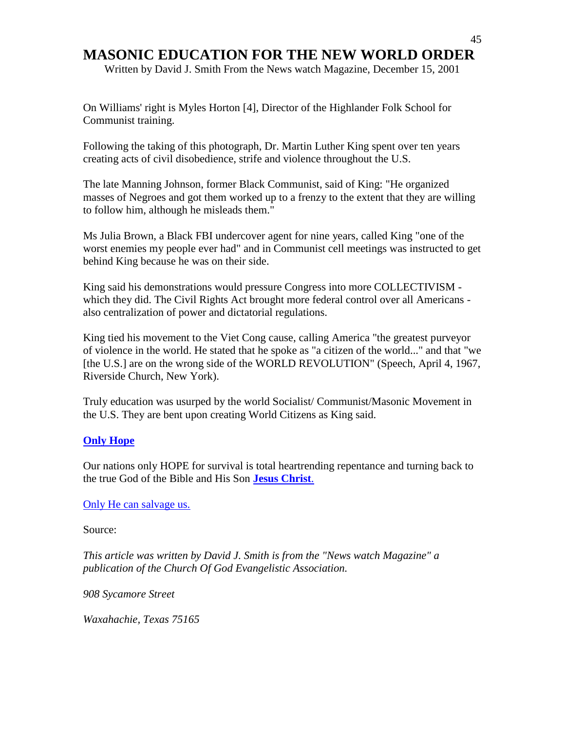# MASONIC EDUCATION FOR THE NEW WORLD ORDER

Written by David J. Smith From the News watch Magazine, December 15, 2001

On Williams' right is Myles Horton [4], Director of the Highlander Folk School for Communist training.

Following the taking of this photograph, Dr. Martin Luther King spent over ten years creating acts of civil disobedience, strife and violence throughout the U.S.

The late Manning Johnson, former Black Communist, said of King: "He organized masses of Negroes and got them worked up to a frenzy to the extent that they are willing to follow him, although he misleads them."

Ms Julia Brown, a Black FBI undercover agent for nine years, called King "one of the worst enemies my people ever had" and in Communist cell meetings was instructed to get behind King because he was on their side.

King said his demonstrations would pressure Congress into more COLLECTIVISM - which they did. The Civil Rights Act brought more federal control over all Americans - also centralization of power and dictatorial regulations.

King tied his movement to the Viet Cong cause, calling America "the greatest purveyor of violence in the world. He stated that he spoke as "a citizen of the world..." and that "we [the U.S.] are on the wrong side of the WORLD REVOLUTION" (Speech, April 4, 1967, Riverside Church, New York).

Truly education was usurped by the world Socialist/ Communist/Masonic Movement in the U.S. They are bent upon creating World Citizens as King said.

**Only Hope**

Our nations only HOPE for survival is total heartrending repentance and turning back to the true God of the Bible and His Son **Jesus Christ**.

Only He can salvage us.

Source:

*This article was written by David J. Smith is from the "News watch Magazine" a publication of the Church Of God Evangelistic Association.*

*908 Sycamore Street*

*Waxahachie, Texas 75165*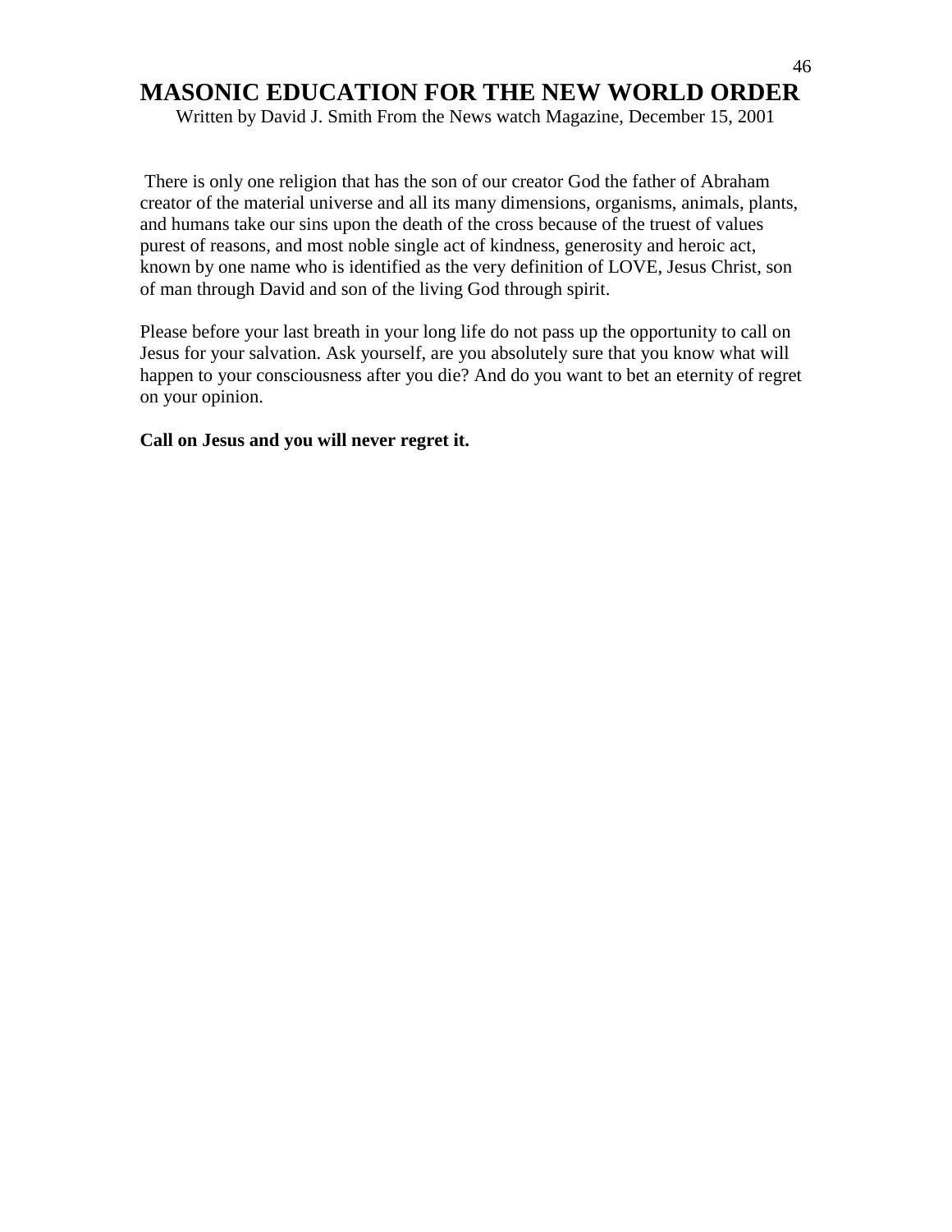# MASONIC EDUCATION FOR THE NEW WORLD ORDER

Written by David J. Smith From the News watch Magazine, December 15, 2001

There is only one religion that has the son of our creator God the father of Abraham creator of the material universe and all its many dimensions, organisms, animals, plants, and humans take our sins upon the death of the cross because of the truest of values purest of reasons, and most noble single act of kindness, generosity and heroic act, known by one name who is identified as the very definition of LOVE, Jesus Christ, son of man through David and son of the living God through spirit.

Please before your last breath in your long life do not pass up the opportunity to call on Jesus for your salvation. Ask yourself, are you absolutely sure that you know what will happen to your consciousness after you die? And do you want to bet an eternity of regret on your opinion.

**Call on Jesus and you will never regret it.**